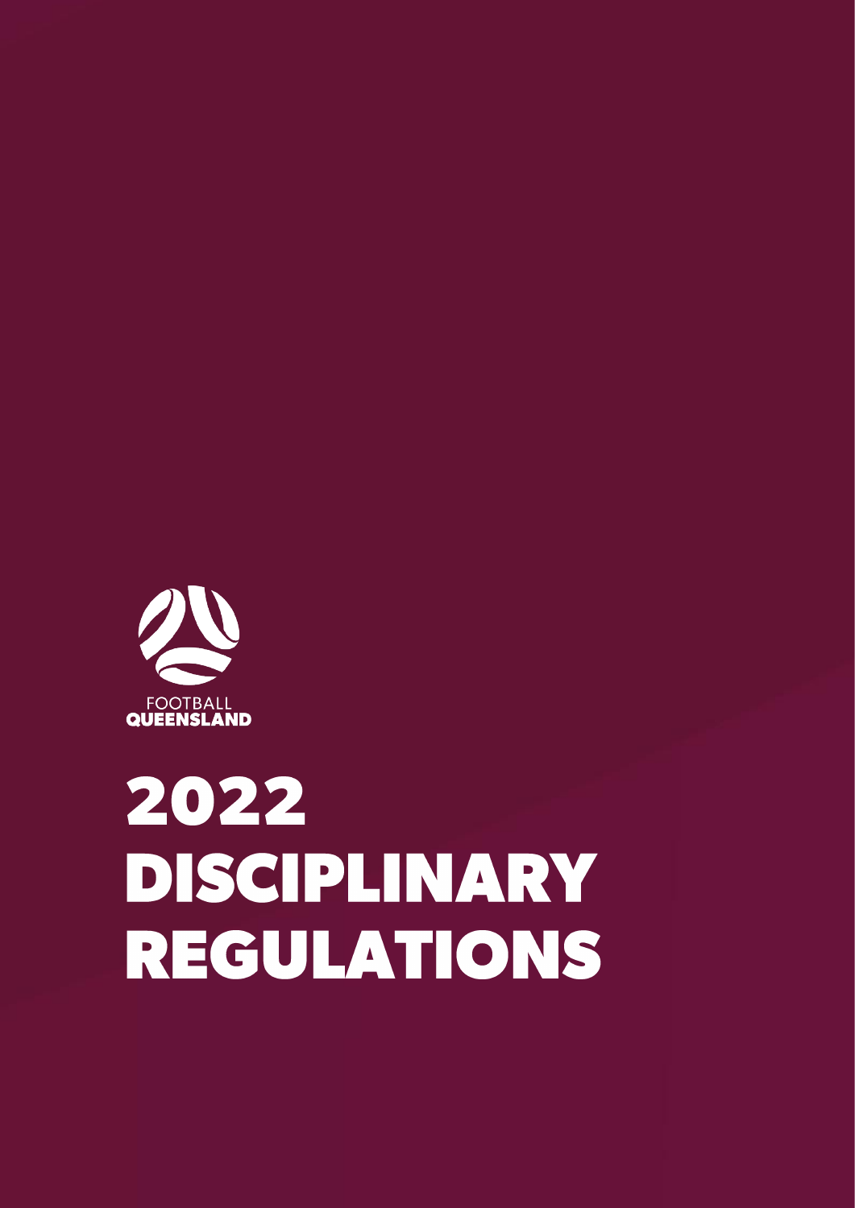FOOTBALL
QUEENSLAND

# 2022 DISCIPLINARY REGULATIONS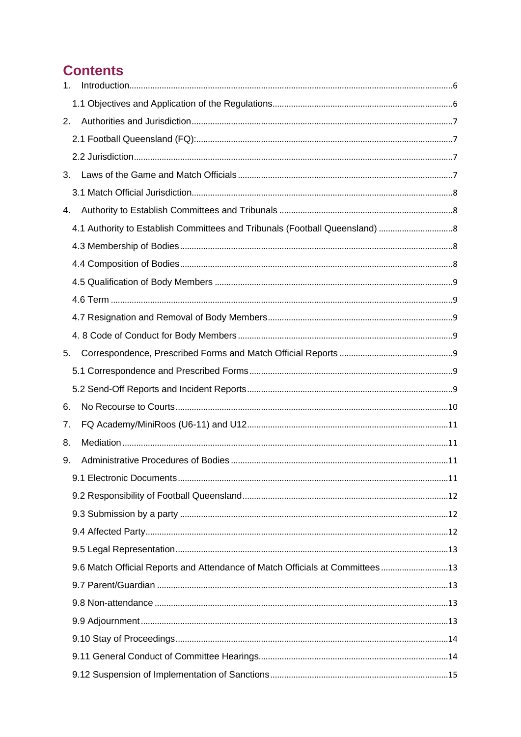# Contents

1. Introduction......6
   - 1.1 Objectives and Application of the Regulations......6
2. Authorities and Jurisdiction......7
   - 2.1 Football Queensland (FQ):......7
   - 2.2 Jurisdiction......7
3. Laws of the Game and Match Officials......7
   - 3.1 Match Official Jurisdiction......8
4. Authority to Establish Committees and Tribunals......8
   - 4.1 Authority to Establish Committees and Tribunals (Football Queensland)......8
   - 4.3 Membership of Bodies......8
   - 4.4 Composition of Bodies......8
   - 4.5 Qualification of Body Members......9
   - 4.6 Term......9
   - 4.7 Resignation and Removal of Body Members......9
   - 4. 8 Code of Conduct for Body Members......9
5. Correspondence, Prescribed Forms and Match Official Reports......9
   - 5.1 Correspondence and Prescribed Forms......9
   - 5.2 Send-Off Reports and Incident Reports......9
6. No Recourse to Courts......10
7. FQ Academy/MiniRoos (U6-11) and U12......11
8. Mediation......11
9. Administrative Procedures of Bodies......11
   - 9.1 Electronic Documents......11
   - 9.2 Responsibility of Football Queensland......12
   - 9.3 Submission by a party......12
   - 9.4 Affected Party......12
   - 9.5 Legal Representation......13
   - 9.6 Match Official Reports and Attendance of Match Officials at Committees......13
   - 9.7 Parent/Guardian......13
   - 9.8 Non-attendance......13
   - 9.9 Adjournment......13
   - 9.10 Stay of Proceedings......14
   - 9.11 General Conduct of Committee Hearings......14
   - 9.12 Suspension of Implementation of Sanctions......15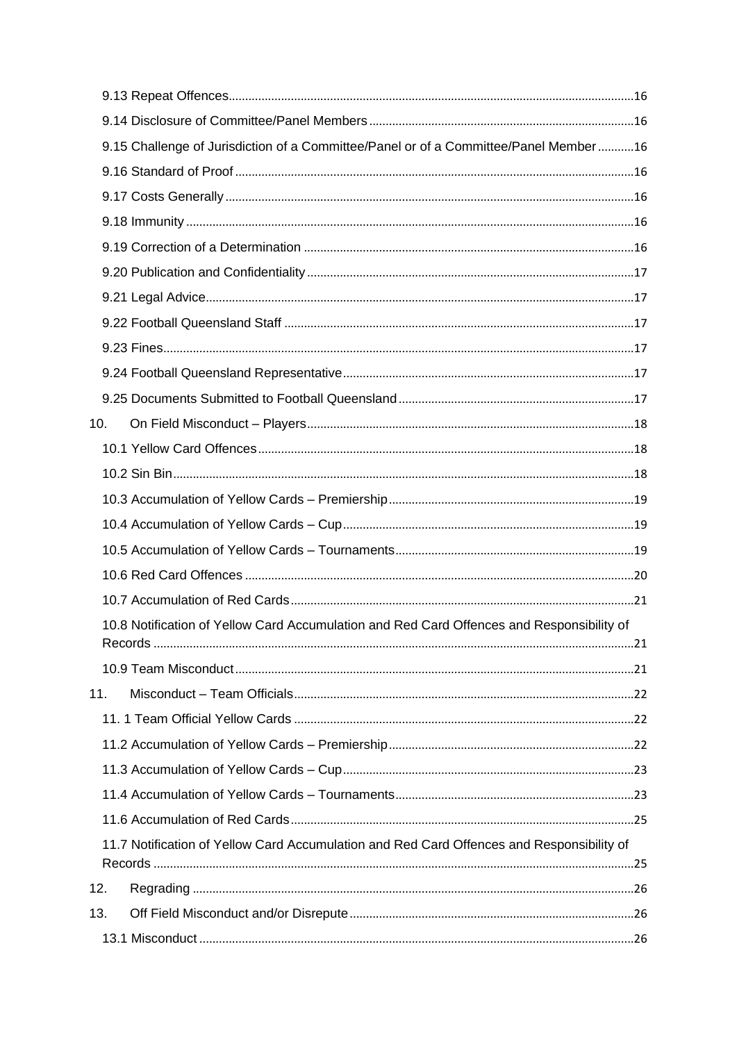9.13 Repeat Offences ........................................................................................................................ 16

9.14 Disclosure of Committee/Panel Members ................................................................................ 16

9.15 Challenge of Jurisdiction of a Committee/Panel or of a Committee/Panel Member ........... 16

9.16 Standard of Proof ......................................................................................................................... 16

9.17 Costs Generally ........................................................................................................................... 16

9.18 Immunity ....................................................................................................................................... 16

9.19 Correction of a Determination .................................................................................................... 16

9.20 Publication and Confidentiality ................................................................................................... 17

9.21 Legal Advice ................................................................................................................................. 17

9.22 Football Queensland Staff .......................................................................................................... 17

9.23 Fines ............................................................................................................................................. 17

9.24 Football Queensland Representative ........................................................................................ 17

9.25 Documents Submitted to Football Queensland ....................................................................... 17

10. On Field Misconduct – Players ................................................................................................... 18

10.1 Yellow Card Offences ................................................................................................................. 18

10.2 Sin Bin ........................................................................................................................................... 18

10.3 Accumulation of Yellow Cards – Premiership .......................................................................... 19

10.4 Accumulation of Yellow Cards – Cup ........................................................................................ 19

10.5 Accumulation of Yellow Cards – Tournaments ........................................................................ 19

10.6 Red Card Offences ..................................................................................................................... 20

10.7 Accumulation of Red Cards ........................................................................................................ 21

10.8 Notification of Yellow Card Accumulation and Red Card Offences and Responsibility of Records ................................................................................................................................................ 21

10.9 Team Misconduct ........................................................................................................................ 21

11. Misconduct – Team Officials ....................................................................................................... 22

11. 1 Team Official Yellow Cards ....................................................................................................... 22

11.2 Accumulation of Yellow Cards – Premiership .......................................................................... 22

11.3 Accumulation of Yellow Cards – Cup ........................................................................................ 23

11.4 Accumulation of Yellow Cards – Tournaments ........................................................................ 23

11.6 Accumulation of Red Cards ........................................................................................................ 25

11.7 Notification of Yellow Card Accumulation and Red Card Offences and Responsibility of Records ................................................................................................................................................ 25

12. Regrading ..................................................................................................................................... 26

13. Off Field Misconduct and/or Disrepute ..................................................................................... 26

13.1 Misconduct ................................................................................................................................... 26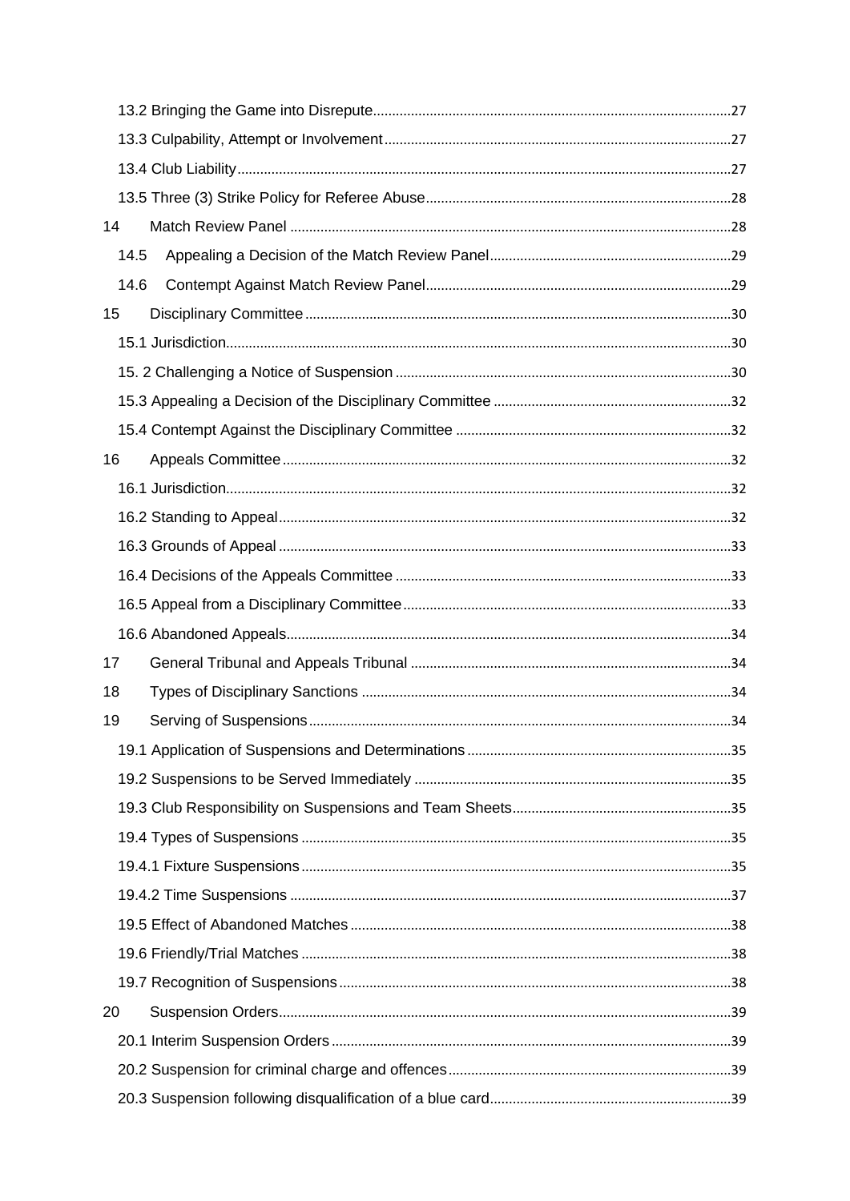13.2 Bringing the Game into Disrepute ........ 27

13.3 Culpability, Attempt or Involvement ........ 27

13.4 Club Liability ........ 27

13.5 Three (3) Strike Policy for Referee Abuse ........ 28

14 Match Review Panel ........ 28

14.5 Appealing a Decision of the Match Review Panel ........ 29

14.6 Contempt Against Match Review Panel ........ 29

15 Disciplinary Committee ........ 30

15.1 Jurisdiction ........ 30

15. 2 Challenging a Notice of Suspension ........ 30

15.3 Appealing a Decision of the Disciplinary Committee ........ 32

15.4 Contempt Against the Disciplinary Committee ........ 32

16 Appeals Committee ........ 32

16.1 Jurisdiction ........ 32

16.2 Standing to Appeal ........ 32

16.3 Grounds of Appeal ........ 33

16.4 Decisions of the Appeals Committee ........ 33

16.5 Appeal from a Disciplinary Committee ........ 33

16.6 Abandoned Appeals ........ 34

17 General Tribunal and Appeals Tribunal ........ 34

18 Types of Disciplinary Sanctions ........ 34

19 Serving of Suspensions ........ 34

19.1 Application of Suspensions and Determinations ........ 35

19.2 Suspensions to be Served Immediately ........ 35

19.3 Club Responsibility on Suspensions and Team Sheets ........ 35

19.4 Types of Suspensions ........ 35

19.4.1 Fixture Suspensions ........ 35

19.4.2 Time Suspensions ........ 37

19.5 Effect of Abandoned Matches ........ 38

19.6 Friendly/Trial Matches ........ 38

19.7 Recognition of Suspensions ........ 38

20 Suspension Orders ........ 39

20.1 Interim Suspension Orders ........ 39

20.2 Suspension for criminal charge and offences ........ 39

20.3 Suspension following disqualification of a blue card ........ 39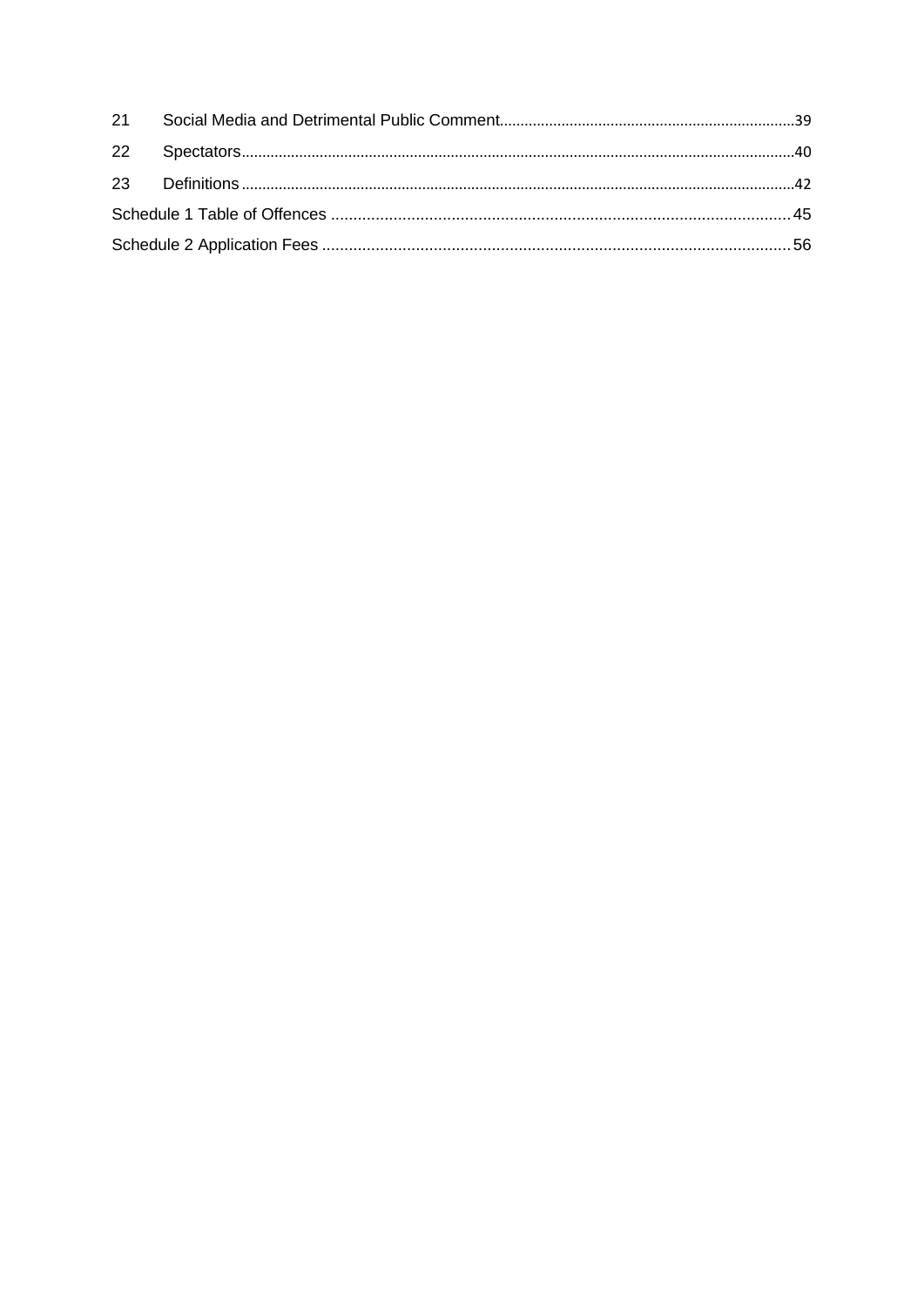21 Social Media and Detrimental Public Comment ........................................................................ 39

22 Spectators ........................................................................................................................ 40

23 Definitions ........................................................................................................................ 42

Schedule 1 Table of Offences ........................................................................................... 45

Schedule 2 Application Fees ............................................................................................ 56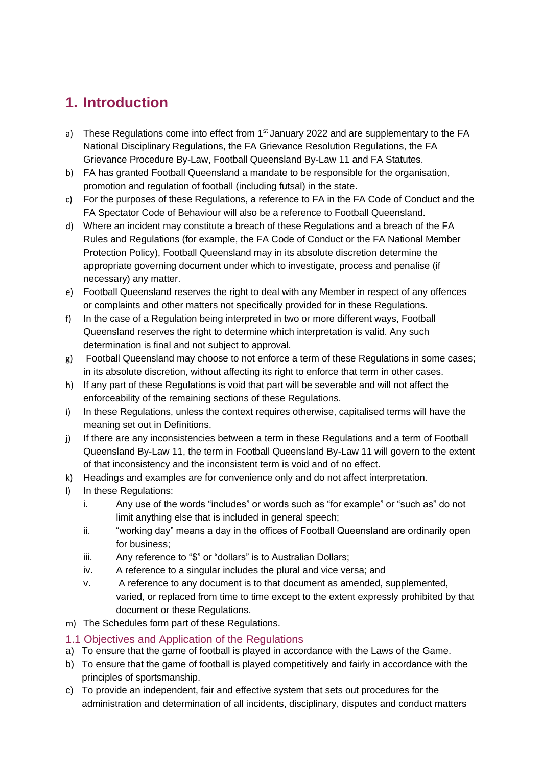# 1. Introduction

a) These Regulations come into effect from 1st January 2022 and are supplementary to the FA National Disciplinary Regulations, the FA Grievance Resolution Regulations, the FA Grievance Procedure By-Law, Football Queensland By-Law 11 and FA Statutes.

b) FA has granted Football Queensland a mandate to be responsible for the organisation, promotion and regulation of football (including futsal) in the state.

c) For the purposes of these Regulations, a reference to FA in the FA Code of Conduct and the FA Spectator Code of Behaviour will also be a reference to Football Queensland.

d) Where an incident may constitute a breach of these Regulations and a breach of the FA Rules and Regulations (for example, the FA Code of Conduct or the FA National Member Protection Policy), Football Queensland may in its absolute discretion determine the appropriate governing document under which to investigate, process and penalise (if necessary) any matter.

e) Football Queensland reserves the right to deal with any Member in respect of any offences or complaints and other matters not specifically provided for in these Regulations.

f) In the case of a Regulation being interpreted in two or more different ways, Football Queensland reserves the right to determine which interpretation is valid. Any such determination is final and not subject to approval.

g) Football Queensland may choose to not enforce a term of these Regulations in some cases; in its absolute discretion, without affecting its right to enforce that term in other cases.

h) If any part of these Regulations is void that part will be severable and will not affect the enforceability of the remaining sections of these Regulations.

i) In these Regulations, unless the context requires otherwise, capitalised terms will have the meaning set out in Definitions.

j) If there are any inconsistencies between a term in these Regulations and a term of Football Queensland By-Law 11, the term in Football Queensland By-Law 11 will govern to the extent of that inconsistency and the inconsistent term is void and of no effect.

k) Headings and examples are for convenience only and do not affect interpretation.

l) In these Regulations:
   i. Any use of the words "includes" or words such as "for example" or "such as" do not limit anything else that is included in general speech;
   ii. "working day" means a day in the offices of Football Queensland are ordinarily open for business;
   iii. Any reference to "$" or "dollars" is to Australian Dollars;
   iv. A reference to a singular includes the plural and vice versa; and
   v. A reference to any document is to that document as amended, supplemented, varied, or replaced from time to time except to the extent expressly prohibited by that document or these Regulations.

m) The Schedules form part of these Regulations.

## 1.1 Objectives and Application of the Regulations

a) To ensure that the game of football is played in accordance with the Laws of the Game.

b) To ensure that the game of football is played competitively and fairly in accordance with the principles of sportsmanship.

c) To provide an independent, fair and effective system that sets out procedures for the administration and determination of all incidents, disciplinary, disputes and conduct matters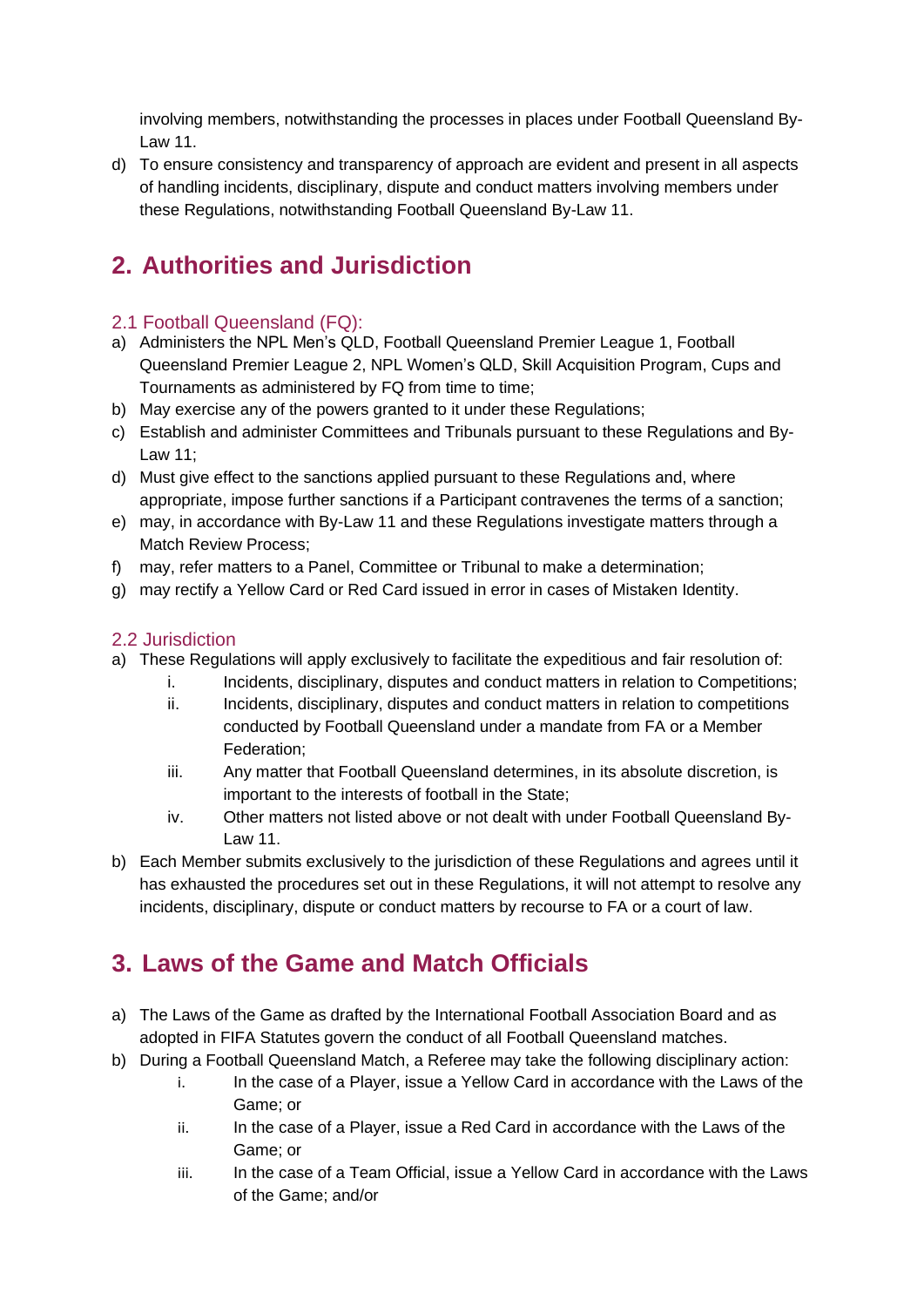involving members, notwithstanding the processes in places under Football Queensland By-Law 11.

d) To ensure consistency and transparency of approach are evident and present in all aspects of handling incidents, disciplinary, dispute and conduct matters involving members under these Regulations, notwithstanding Football Queensland By-Law 11.

## 2. Authorities and Jurisdiction

### 2.1 Football Queensland (FQ):

a) Administers the NPL Men's QLD, Football Queensland Premier League 1, Football Queensland Premier League 2, NPL Women's QLD, Skill Acquisition Program, Cups and Tournaments as administered by FQ from time to time;
b) May exercise any of the powers granted to it under these Regulations;
c) Establish and administer Committees and Tribunals pursuant to these Regulations and By-Law 11;
d) Must give effect to the sanctions applied pursuant to these Regulations and, where appropriate, impose further sanctions if a Participant contravenes the terms of a sanction;
e) may, in accordance with By-Law 11 and these Regulations investigate matters through a Match Review Process;
f) may, refer matters to a Panel, Committee or Tribunal to make a determination;
g) may rectify a Yellow Card or Red Card issued in error in cases of Mistaken Identity.

### 2.2 Jurisdiction

a) These Regulations will apply exclusively to facilitate the expeditious and fair resolution of:
   i. Incidents, disciplinary, disputes and conduct matters in relation to Competitions;
   ii. Incidents, disciplinary, disputes and conduct matters in relation to competitions conducted by Football Queensland under a mandate from FA or a Member Federation;
   iii. Any matter that Football Queensland determines, in its absolute discretion, is important to the interests of football in the State;
   iv. Other matters not listed above or not dealt with under Football Queensland By-Law 11.
b) Each Member submits exclusively to the jurisdiction of these Regulations and agrees until it has exhausted the procedures set out in these Regulations, it will not attempt to resolve any incidents, disciplinary, dispute or conduct matters by recourse to FA or a court of law.

## 3. Laws of the Game and Match Officials

a) The Laws of the Game as drafted by the International Football Association Board and as adopted in FIFA Statutes govern the conduct of all Football Queensland matches.
b) During a Football Queensland Match, a Referee may take the following disciplinary action:
   i. In the case of a Player, issue a Yellow Card in accordance with the Laws of the Game; or
   ii. In the case of a Player, issue a Red Card in accordance with the Laws of the Game; or
   iii. In the case of a Team Official, issue a Yellow Card in accordance with the Laws of the Game; and/or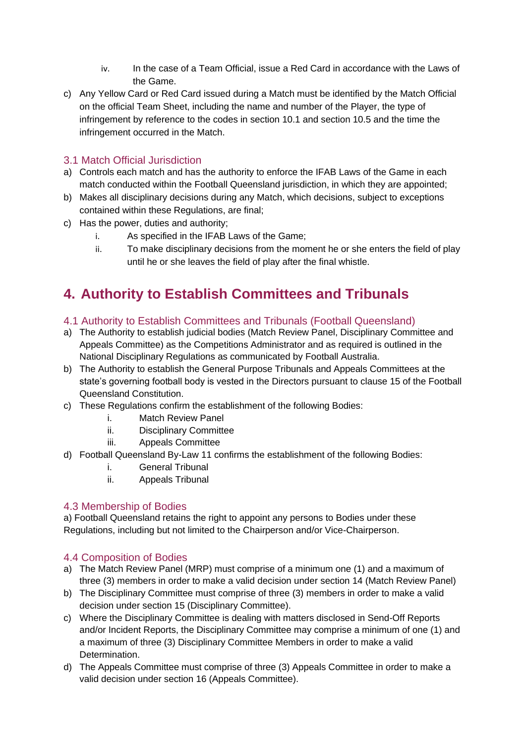iv. In the case of a Team Official, issue a Red Card in accordance with the Laws of the Game.

c) Any Yellow Card or Red Card issued during a Match must be identified by the Match Official on the official Team Sheet, including the name and number of the Player, the type of infringement by reference to the codes in section 10.1 and section 10.5 and the time the infringement occurred in the Match.

### 3.1 Match Official Jurisdiction

a) Controls each match and has the authority to enforce the IFAB Laws of the Game in each match conducted within the Football Queensland jurisdiction, in which they are appointed;
b) Makes all disciplinary decisions during any Match, which decisions, subject to exceptions contained within these Regulations, are final;
c) Has the power, duties and authority;
   i. As specified in the IFAB Laws of the Game;
   ii. To make disciplinary decisions from the moment he or she enters the field of play until he or she leaves the field of play after the final whistle.

## 4. Authority to Establish Committees and Tribunals

### 4.1 Authority to Establish Committees and Tribunals (Football Queensland)

a) The Authority to establish judicial bodies (Match Review Panel, Disciplinary Committee and Appeals Committee) as the Competitions Administrator and as required is outlined in the National Disciplinary Regulations as communicated by Football Australia.
b) The Authority to establish the General Purpose Tribunals and Appeals Committees at the state's governing football body is vested in the Directors pursuant to clause 15 of the Football Queensland Constitution.
c) These Regulations confirm the establishment of the following Bodies:
   i. Match Review Panel
   ii. Disciplinary Committee
   iii. Appeals Committee
d) Football Queensland By-Law 11 confirms the establishment of the following Bodies:
   i. General Tribunal
   ii. Appeals Tribunal

### 4.3 Membership of Bodies

a) Football Queensland retains the right to appoint any persons to Bodies under these Regulations, including but not limited to the Chairperson and/or Vice-Chairperson.

### 4.4 Composition of Bodies

a) The Match Review Panel (MRP) must comprise of a minimum one (1) and a maximum of three (3) members in order to make a valid decision under section 14 (Match Review Panel)
b) The Disciplinary Committee must comprise of three (3) members in order to make a valid decision under section 15 (Disciplinary Committee).
c) Where the Disciplinary Committee is dealing with matters disclosed in Send-Off Reports and/or Incident Reports, the Disciplinary Committee may comprise a minimum of one (1) and a maximum of three (3) Disciplinary Committee Members in order to make a valid Determination.
d) The Appeals Committee must comprise of three (3) Appeals Committee in order to make a valid decision under section 16 (Appeals Committee).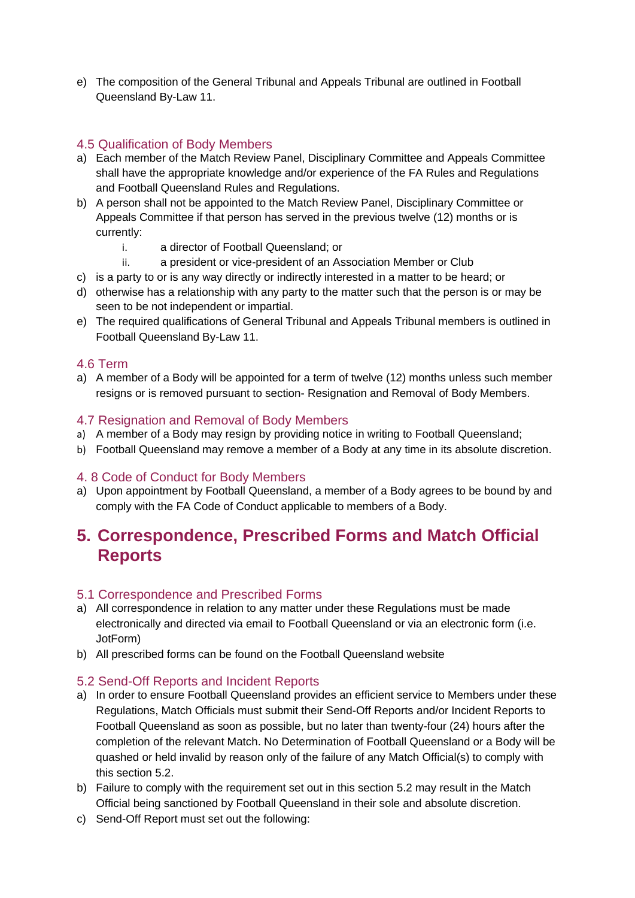e) The composition of the General Tribunal and Appeals Tribunal are outlined in Football Queensland By-Law 11.

### 4.5 Qualification of Body Members

a) Each member of the Match Review Panel, Disciplinary Committee and Appeals Committee shall have the appropriate knowledge and/or experience of the FA Rules and Regulations and Football Queensland Rules and Regulations.

b) A person shall not be appointed to the Match Review Panel, Disciplinary Committee or Appeals Committee if that person has served in the previous twelve (12) months or is currently:

   i. a director of Football Queensland; or

   ii. a president or vice-president of an Association Member or Club

c) is a party to or is any way directly or indirectly interested in a matter to be heard; or

d) otherwise has a relationship with any party to the matter such that the person is or may be seen to be not independent or impartial.

e) The required qualifications of General Tribunal and Appeals Tribunal members is outlined in Football Queensland By-Law 11.

### 4.6 Term

a) A member of a Body will be appointed for a term of twelve (12) months unless such member resigns or is removed pursuant to section- Resignation and Removal of Body Members.

### 4.7 Resignation and Removal of Body Members

a) A member of a Body may resign by providing notice in writing to Football Queensland;

b) Football Queensland may remove a member of a Body at any time in its absolute discretion.

### 4. 8 Code of Conduct for Body Members

a) Upon appointment by Football Queensland, a member of a Body agrees to be bound by and comply with the FA Code of Conduct applicable to members of a Body.

## 5. Correspondence, Prescribed Forms and Match Official Reports

### 5.1 Correspondence and Prescribed Forms

a) All correspondence in relation to any matter under these Regulations must be made electronically and directed via email to Football Queensland or via an electronic form (i.e. JotForm)

b) All prescribed forms can be found on the Football Queensland website

### 5.2 Send-Off Reports and Incident Reports

a) In order to ensure Football Queensland provides an efficient service to Members under these Regulations, Match Officials must submit their Send-Off Reports and/or Incident Reports to Football Queensland as soon as possible, but no later than twenty-four (24) hours after the completion of the relevant Match. No Determination of Football Queensland or a Body will be quashed or held invalid by reason only of the failure of any Match Official(s) to comply with this section 5.2.

b) Failure to comply with the requirement set out in this section 5.2 may result in the Match Official being sanctioned by Football Queensland in their sole and absolute discretion.

c) Send-Off Report must set out the following: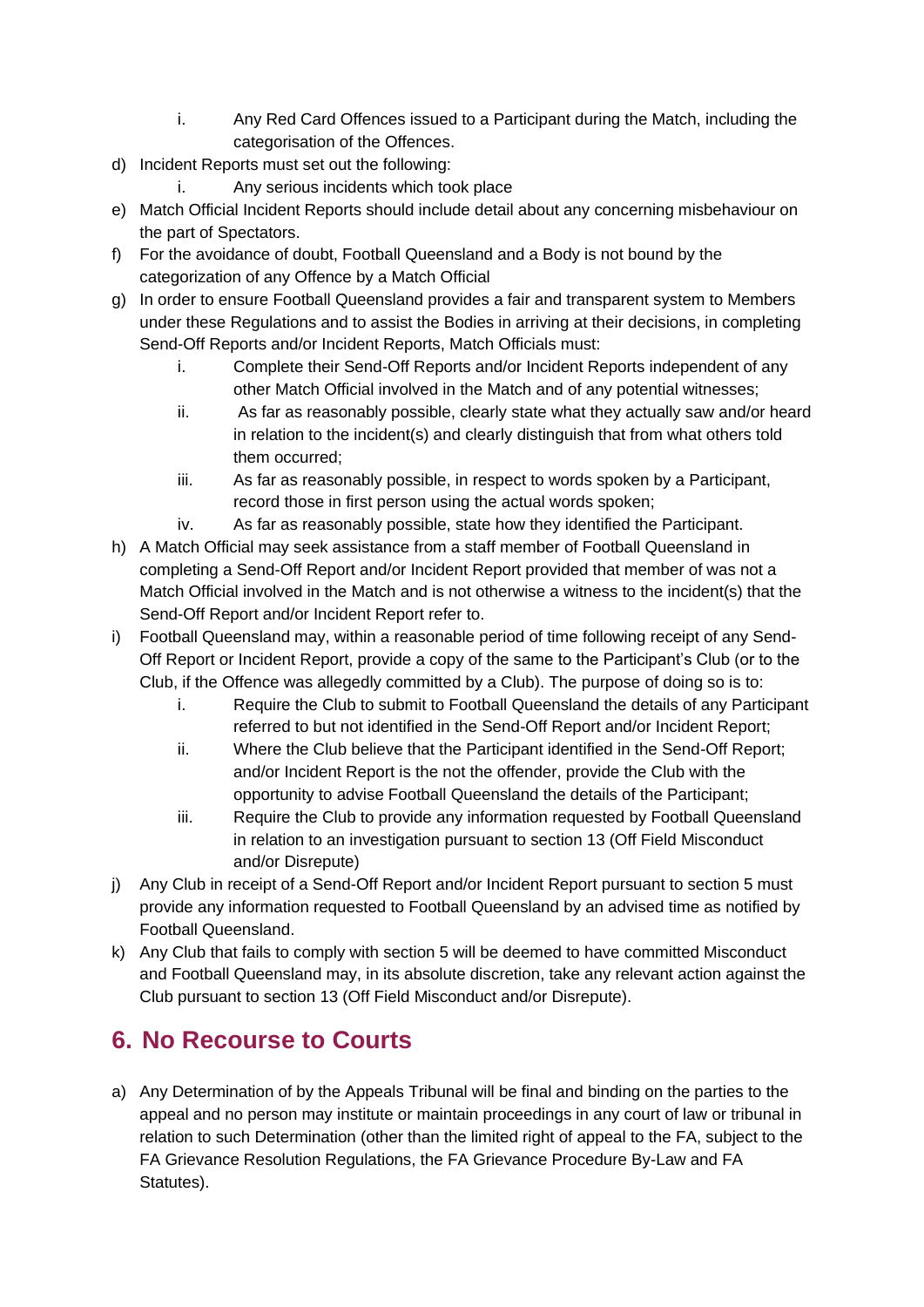i. Any Red Card Offences issued to a Participant during the Match, including the categorisation of the Offences.

d) Incident Reports must set out the following:
   i. Any serious incidents which took place

e) Match Official Incident Reports should include detail about any concerning misbehaviour on the part of Spectators.

f) For the avoidance of doubt, Football Queensland and a Body is not bound by the categorization of any Offence by a Match Official

g) In order to ensure Football Queensland provides a fair and transparent system to Members under these Regulations and to assist the Bodies in arriving at their decisions, in completing Send-Off Reports and/or Incident Reports, Match Officials must:
   i. Complete their Send-Off Reports and/or Incident Reports independent of any other Match Official involved in the Match and of any potential witnesses;
   ii. As far as reasonably possible, clearly state what they actually saw and/or heard in relation to the incident(s) and clearly distinguish that from what others told them occurred;
   iii. As far as reasonably possible, in respect to words spoken by a Participant, record those in first person using the actual words spoken;
   iv. As far as reasonably possible, state how they identified the Participant.

h) A Match Official may seek assistance from a staff member of Football Queensland in completing a Send-Off Report and/or Incident Report provided that member of was not a Match Official involved in the Match and is not otherwise a witness to the incident(s) that the Send-Off Report and/or Incident Report refer to.

i) Football Queensland may, within a reasonable period of time following receipt of any Send-Off Report or Incident Report, provide a copy of the same to the Participant's Club (or to the Club, if the Offence was allegedly committed by a Club). The purpose of doing so is to:
   i. Require the Club to submit to Football Queensland the details of any Participant referred to but not identified in the Send-Off Report and/or Incident Report;
   ii. Where the Club believe that the Participant identified in the Send-Off Report; and/or Incident Report is the not the offender, provide the Club with the opportunity to advise Football Queensland the details of the Participant;
   iii. Require the Club to provide any information requested by Football Queensland in relation to an investigation pursuant to section 13 (Off Field Misconduct and/or Disrepute)

j) Any Club in receipt of a Send-Off Report and/or Incident Report pursuant to section 5 must provide any information requested to Football Queensland by an advised time as notified by Football Queensland.

k) Any Club that fails to comply with section 5 will be deemed to have committed Misconduct and Football Queensland may, in its absolute discretion, take any relevant action against the Club pursuant to section 13 (Off Field Misconduct and/or Disrepute).

## 6. No Recourse to Courts

a) Any Determination of by the Appeals Tribunal will be final and binding on the parties to the appeal and no person may institute or maintain proceedings in any court of law or tribunal in relation to such Determination (other than the limited right of appeal to the FA, subject to the FA Grievance Resolution Regulations, the FA Grievance Procedure By-Law and FA Statutes).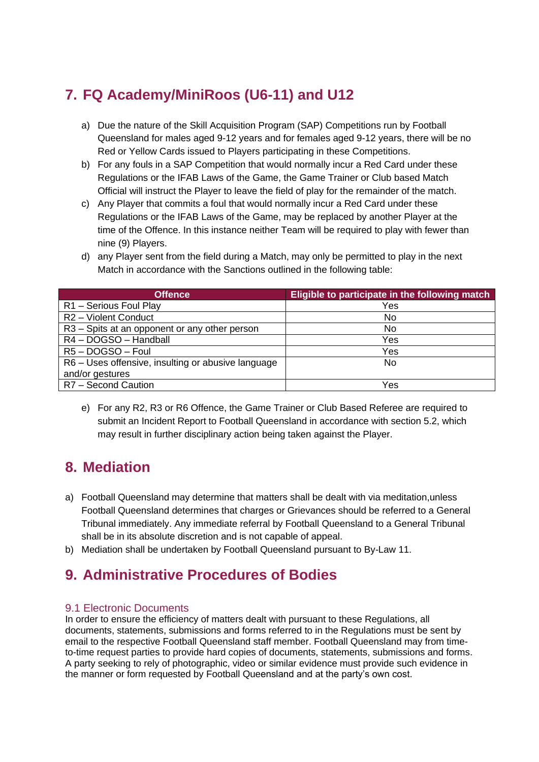## 7. FQ Academy/MiniRoos (U6-11) and U12

a) Due the nature of the Skill Acquisition Program (SAP) Competitions run by Football Queensland for males aged 9-12 years and for females aged 9-12 years, there will be no Red or Yellow Cards issued to Players participating in these Competitions.

b) For any fouls in a SAP Competition that would normally incur a Red Card under these Regulations or the IFAB Laws of the Game, the Game Trainer or Club based Match Official will instruct the Player to leave the field of play for the remainder of the match.

c) Any Player that commits a foul that would normally incur a Red Card under these Regulations or the IFAB Laws of the Game, may be replaced by another Player at the time of the Offence. In this instance neither Team will be required to play with fewer than nine (9) Players.

d) any Player sent from the field during a Match, may only be permitted to play in the next Match in accordance with the Sanctions outlined in the following table:

| Offence | Eligible to participate in the following match |
|---|---|
| R1 – Serious Foul Play | Yes |
| R2 – Violent Conduct | No |
| R3 – Spits at an opponent or any other person | No |
| R4 – DOGSO – Handball | Yes |
| R5 – DOGSO – Foul | Yes |
| R6 – Uses offensive, insulting or abusive language and/or gestures | No |
| R7 – Second Caution | Yes |

e) For any R2, R3 or R6 Offence, the Game Trainer or Club Based Referee are required to submit an Incident Report to Football Queensland in accordance with section 5.2, which may result in further disciplinary action being taken against the Player.

## 8. Mediation

a) Football Queensland may determine that matters shall be dealt with via meditation,unless Football Queensland determines that charges or Grievances should be referred to a General Tribunal immediately. Any immediate referral by Football Queensland to a General Tribunal shall be in its absolute discretion and is not capable of appeal.

b) Mediation shall be undertaken by Football Queensland pursuant to By-Law 11.

## 9. Administrative Procedures of Bodies

### 9.1 Electronic Documents

In order to ensure the efficiency of matters dealt with pursuant to these Regulations, all documents, statements, submissions and forms referred to in the Regulations must be sent by email to the respective Football Queensland staff member. Football Queensland may from time-to-time request parties to provide hard copies of documents, statements, submissions and forms. A party seeking to rely of photographic, video or similar evidence must provide such evidence in the manner or form requested by Football Queensland and at the party's own cost.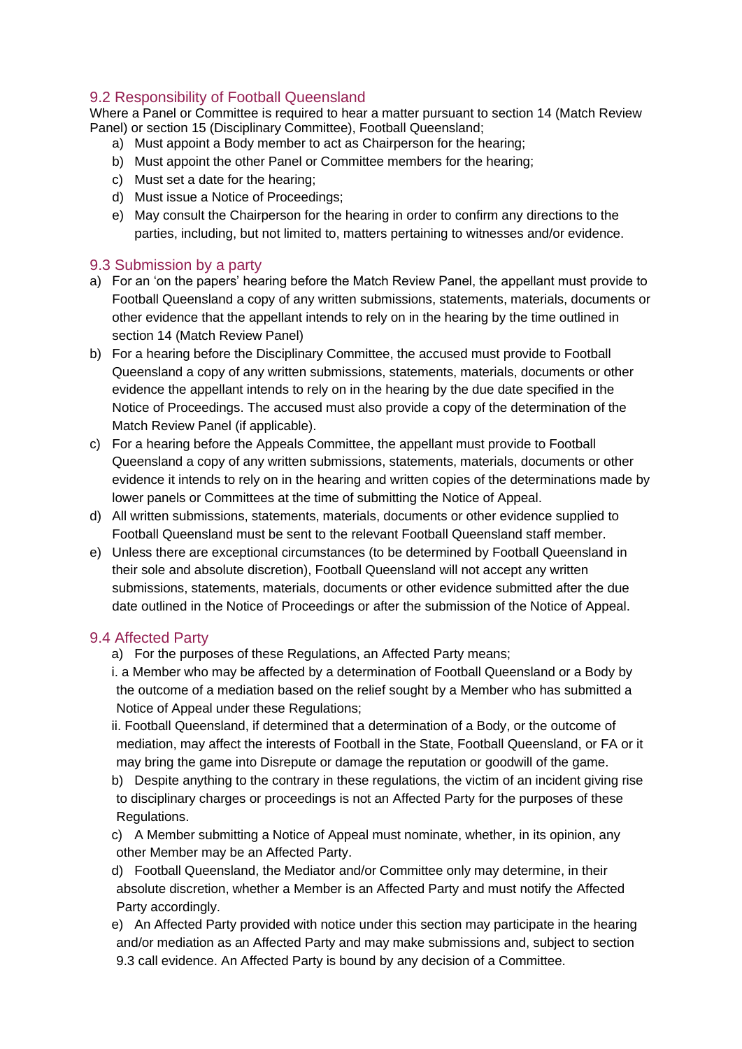## 9.2 Responsibility of Football Queensland

Where a Panel or Committee is required to hear a matter pursuant to section 14 (Match Review Panel) or section 15 (Disciplinary Committee), Football Queensland;

a) Must appoint a Body member to act as Chairperson for the hearing;
b) Must appoint the other Panel or Committee members for the hearing;
c) Must set a date for the hearing;
d) Must issue a Notice of Proceedings;
e) May consult the Chairperson for the hearing in order to confirm any directions to the parties, including, but not limited to, matters pertaining to witnesses and/or evidence.

## 9.3 Submission by a party

a) For an 'on the papers' hearing before the Match Review Panel, the appellant must provide to Football Queensland a copy of any written submissions, statements, materials, documents or other evidence that the appellant intends to rely on in the hearing by the time outlined in section 14 (Match Review Panel)
b) For a hearing before the Disciplinary Committee, the accused must provide to Football Queensland a copy of any written submissions, statements, materials, documents or other evidence the appellant intends to rely on in the hearing by the due date specified in the Notice of Proceedings. The accused must also provide a copy of the determination of the Match Review Panel (if applicable).
c) For a hearing before the Appeals Committee, the appellant must provide to Football Queensland a copy of any written submissions, statements, materials, documents or other evidence it intends to rely on in the hearing and written copies of the determinations made by lower panels or Committees at the time of submitting the Notice of Appeal.
d) All written submissions, statements, materials, documents or other evidence supplied to Football Queensland must be sent to the relevant Football Queensland staff member.
e) Unless there are exceptional circumstances (to be determined by Football Queensland in their sole and absolute discretion), Football Queensland will not accept any written submissions, statements, materials, documents or other evidence submitted after the due date outlined in the Notice of Proceedings or after the submission of the Notice of Appeal.

## 9.4 Affected Party

a) For the purposes of these Regulations, an Affected Party means;
   i. a Member who may be affected by a determination of Football Queensland or a Body by the outcome of a mediation based on the relief sought by a Member who has submitted a Notice of Appeal under these Regulations;
   ii. Football Queensland, if determined that a determination of a Body, or the outcome of mediation, may affect the interests of Football in the State, Football Queensland, or FA or it may bring the game into Disrepute or damage the reputation or goodwill of the game.
b) Despite anything to the contrary in these regulations, the victim of an incident giving rise to disciplinary charges or proceedings is not an Affected Party for the purposes of these Regulations.
c) A Member submitting a Notice of Appeal must nominate, whether, in its opinion, any other Member may be an Affected Party.
d) Football Queensland, the Mediator and/or Committee only may determine, in their absolute discretion, whether a Member is an Affected Party and must notify the Affected Party accordingly.
e) An Affected Party provided with notice under this section may participate in the hearing and/or mediation as an Affected Party and may make submissions and, subject to section 9.3 call evidence. An Affected Party is bound by any decision of a Committee.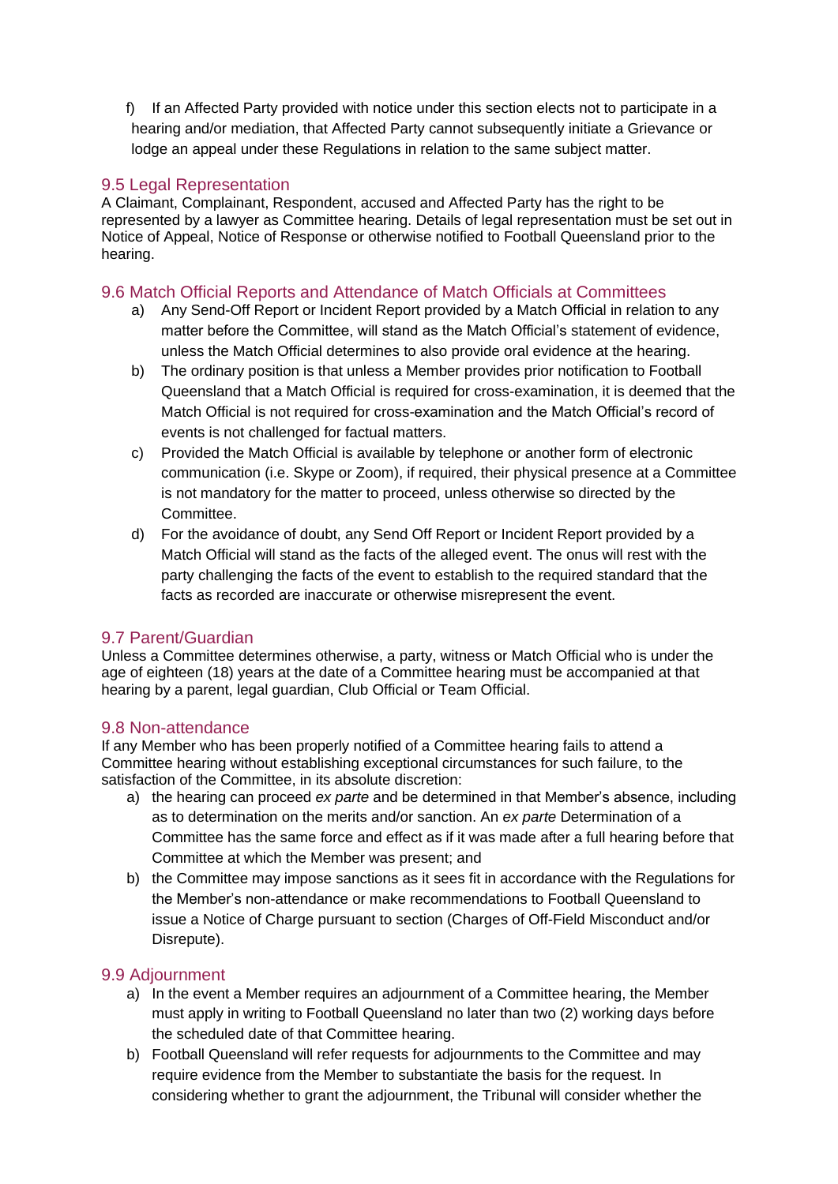f) If an Affected Party provided with notice under this section elects not to participate in a hearing and/or mediation, that Affected Party cannot subsequently initiate a Grievance or lodge an appeal under these Regulations in relation to the same subject matter.

## 9.5 Legal Representation

A Claimant, Complainant, Respondent, accused and Affected Party has the right to be represented by a lawyer as Committee hearing. Details of legal representation must be set out in Notice of Appeal, Notice of Response or otherwise notified to Football Queensland prior to the hearing.

## 9.6 Match Official Reports and Attendance of Match Officials at Committees

a) Any Send-Off Report or Incident Report provided by a Match Official in relation to any matter before the Committee, will stand as the Match Official's statement of evidence, unless the Match Official determines to also provide oral evidence at the hearing.

b) The ordinary position is that unless a Member provides prior notification to Football Queensland that a Match Official is required for cross-examination, it is deemed that the Match Official is not required for cross-examination and the Match Official's record of events is not challenged for factual matters.

c) Provided the Match Official is available by telephone or another form of electronic communication (i.e. Skype or Zoom), if required, their physical presence at a Committee is not mandatory for the matter to proceed, unless otherwise so directed by the Committee.

d) For the avoidance of doubt, any Send Off Report or Incident Report provided by a Match Official will stand as the facts of the alleged event. The onus will rest with the party challenging the facts of the event to establish to the required standard that the facts as recorded are inaccurate or otherwise misrepresent the event.

## 9.7 Parent/Guardian

Unless a Committee determines otherwise, a party, witness or Match Official who is under the age of eighteen (18) years at the date of a Committee hearing must be accompanied at that hearing by a parent, legal guardian, Club Official or Team Official.

## 9.8 Non-attendance

If any Member who has been properly notified of a Committee hearing fails to attend a Committee hearing without establishing exceptional circumstances for such failure, to the satisfaction of the Committee, in its absolute discretion:

a) the hearing can proceed *ex parte* and be determined in that Member's absence, including as to determination on the merits and/or sanction. An *ex parte* Determination of a Committee has the same force and effect as if it was made after a full hearing before that Committee at which the Member was present; and

b) the Committee may impose sanctions as it sees fit in accordance with the Regulations for the Member's non-attendance or make recommendations to Football Queensland to issue a Notice of Charge pursuant to section (Charges of Off-Field Misconduct and/or Disrepute).

## 9.9 Adjournment

a) In the event a Member requires an adjournment of a Committee hearing, the Member must apply in writing to Football Queensland no later than two (2) working days before the scheduled date of that Committee hearing.

b) Football Queensland will refer requests for adjournments to the Committee and may require evidence from the Member to substantiate the basis for the request. In considering whether to grant the adjournment, the Tribunal will consider whether the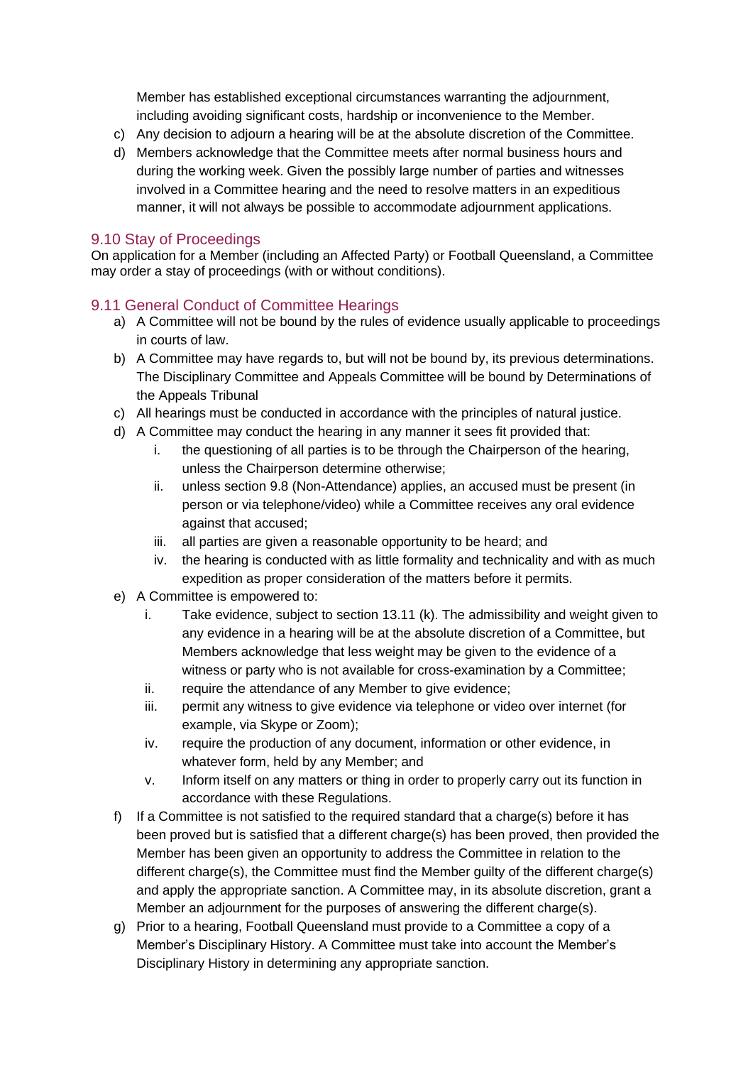Member has established exceptional circumstances warranting the adjournment, including avoiding significant costs, hardship or inconvenience to the Member.

c) Any decision to adjourn a hearing will be at the absolute discretion of the Committee.

d) Members acknowledge that the Committee meets after normal business hours and during the working week. Given the possibly large number of parties and witnesses involved in a Committee hearing and the need to resolve matters in an expeditious manner, it will not always be possible to accommodate adjournment applications.

## 9.10 Stay of Proceedings

On application for a Member (including an Affected Party) or Football Queensland, a Committee may order a stay of proceedings (with or without conditions).

## 9.11 General Conduct of Committee Hearings

a) A Committee will not be bound by the rules of evidence usually applicable to proceedings in courts of law.

b) A Committee may have regards to, but will not be bound by, its previous determinations. The Disciplinary Committee and Appeals Committee will be bound by Determinations of the Appeals Tribunal

c) All hearings must be conducted in accordance with the principles of natural justice.

d) A Committee may conduct the hearing in any manner it sees fit provided that:
   i. the questioning of all parties is to be through the Chairperson of the hearing, unless the Chairperson determine otherwise;
   ii. unless section 9.8 (Non-Attendance) applies, an accused must be present (in person or via telephone/video) while a Committee receives any oral evidence against that accused;
   iii. all parties are given a reasonable opportunity to be heard; and
   iv. the hearing is conducted with as little formality and technicality and with as much expedition as proper consideration of the matters before it permits.

e) A Committee is empowered to:
   i. Take evidence, subject to section 13.11 (k). The admissibility and weight given to any evidence in a hearing will be at the absolute discretion of a Committee, but Members acknowledge that less weight may be given to the evidence of a witness or party who is not available for cross-examination by a Committee;
   ii. require the attendance of any Member to give evidence;
   iii. permit any witness to give evidence via telephone or video over internet (for example, via Skype or Zoom);
   iv. require the production of any document, information or other evidence, in whatever form, held by any Member; and
   v. Inform itself on any matters or thing in order to properly carry out its function in accordance with these Regulations.

f) If a Committee is not satisfied to the required standard that a charge(s) before it has been proved but is satisfied that a different charge(s) has been proved, then provided the Member has been given an opportunity to address the Committee in relation to the different charge(s), the Committee must find the Member guilty of the different charge(s) and apply the appropriate sanction. A Committee may, in its absolute discretion, grant a Member an adjournment for the purposes of answering the different charge(s).

g) Prior to a hearing, Football Queensland must provide to a Committee a copy of a Member's Disciplinary History. A Committee must take into account the Member's Disciplinary History in determining any appropriate sanction.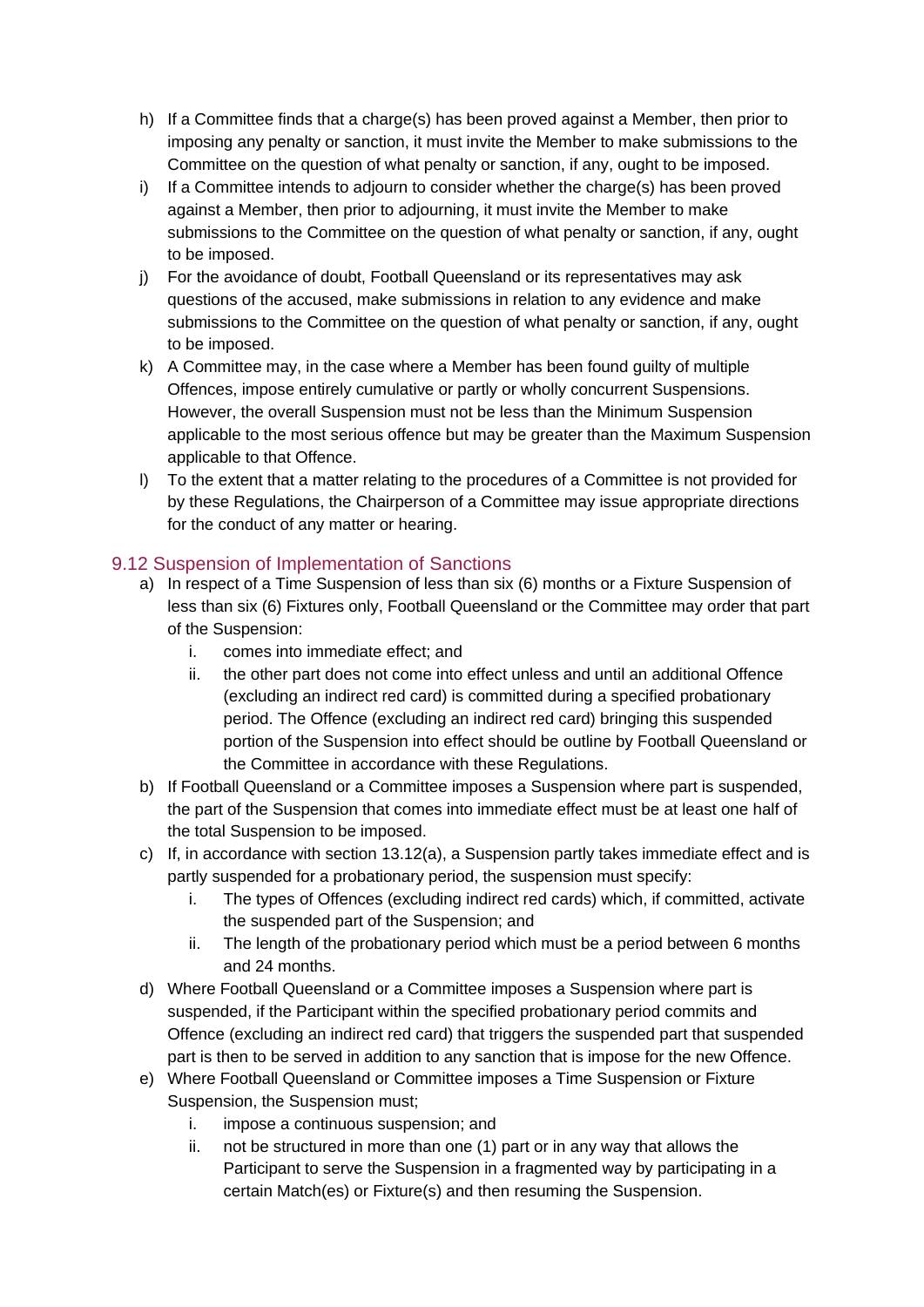h) If a Committee finds that a charge(s) has been proved against a Member, then prior to imposing any penalty or sanction, it must invite the Member to make submissions to the Committee on the question of what penalty or sanction, if any, ought to be imposed.

i) If a Committee intends to adjourn to consider whether the charge(s) has been proved against a Member, then prior to adjourning, it must invite the Member to make submissions to the Committee on the question of what penalty or sanction, if any, ought to be imposed.

j) For the avoidance of doubt, Football Queensland or its representatives may ask questions of the accused, make submissions in relation to any evidence and make submissions to the Committee on the question of what penalty or sanction, if any, ought to be imposed.

k) A Committee may, in the case where a Member has been found guilty of multiple Offences, impose entirely cumulative or partly or wholly concurrent Suspensions. However, the overall Suspension must not be less than the Minimum Suspension applicable to the most serious offence but may be greater than the Maximum Suspension applicable to that Offence.

l) To the extent that a matter relating to the procedures of a Committee is not provided for by these Regulations, the Chairperson of a Committee may issue appropriate directions for the conduct of any matter or hearing.

## 9.12 Suspension of Implementation of Sanctions

a) In respect of a Time Suspension of less than six (6) months or a Fixture Suspension of less than six (6) Fixtures only, Football Queensland or the Committee may order that part of the Suspension:

   i. comes into immediate effect; and

   ii. the other part does not come into effect unless and until an additional Offence (excluding an indirect red card) is committed during a specified probationary period. The Offence (excluding an indirect red card) bringing this suspended portion of the Suspension into effect should be outline by Football Queensland or the Committee in accordance with these Regulations.

b) If Football Queensland or a Committee imposes a Suspension where part is suspended, the part of the Suspension that comes into immediate effect must be at least one half of the total Suspension to be imposed.

c) If, in accordance with section 13.12(a), a Suspension partly takes immediate effect and is partly suspended for a probationary period, the suspension must specify:

   i. The types of Offences (excluding indirect red cards) which, if committed, activate the suspended part of the Suspension; and

   ii. The length of the probationary period which must be a period between 6 months and 24 months.

d) Where Football Queensland or a Committee imposes a Suspension where part is suspended, if the Participant within the specified probationary period commits and Offence (excluding an indirect red card) that triggers the suspended part that suspended part is then to be served in addition to any sanction that is impose for the new Offence.

e) Where Football Queensland or Committee imposes a Time Suspension or Fixture Suspension, the Suspension must;

   i. impose a continuous suspension; and

   ii. not be structured in more than one (1) part or in any way that allows the Participant to serve the Suspension in a fragmented way by participating in a certain Match(es) or Fixture(s) and then resuming the Suspension.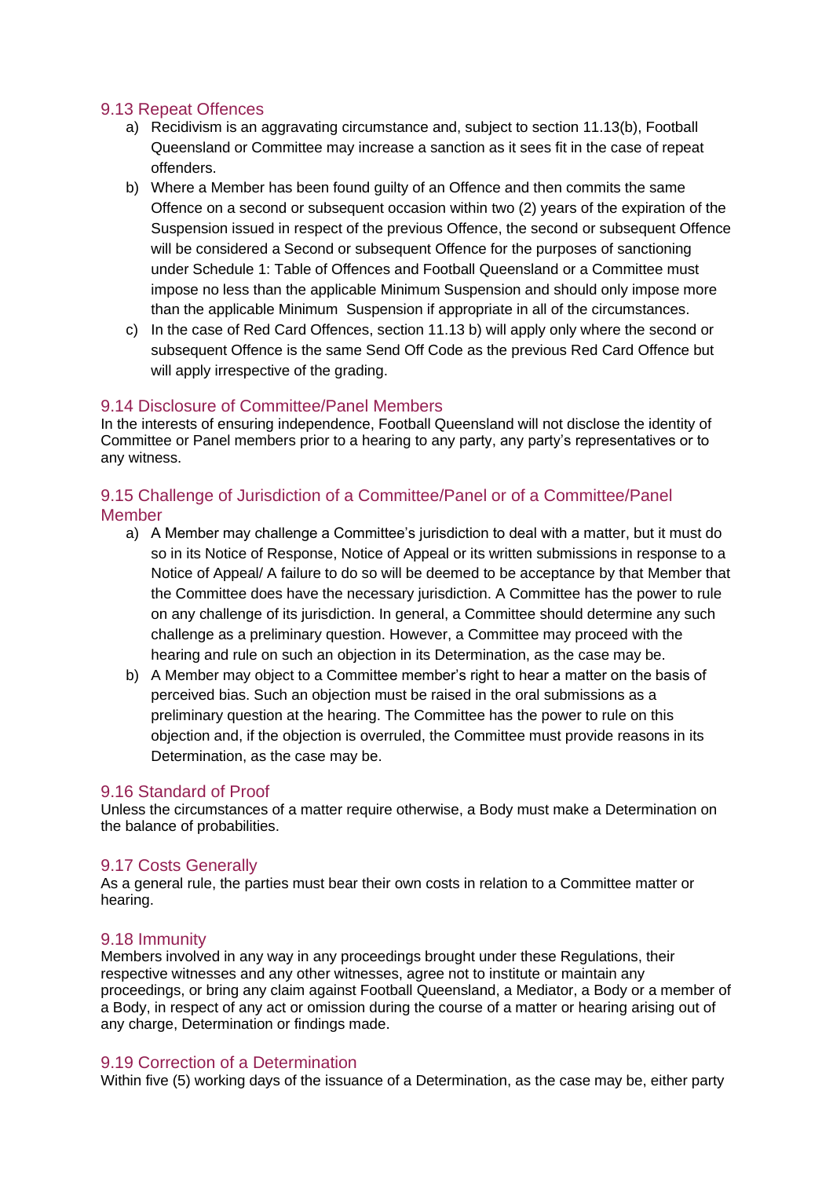### 9.13 Repeat Offences

a) Recidivism is an aggravating circumstance and, subject to section 11.13(b), Football Queensland or Committee may increase a sanction as it sees fit in the case of repeat offenders.

b) Where a Member has been found guilty of an Offence and then commits the same Offence on a second or subsequent occasion within two (2) years of the expiration of the Suspension issued in respect of the previous Offence, the second or subsequent Offence will be considered a Second or subsequent Offence for the purposes of sanctioning under Schedule 1: Table of Offences and Football Queensland or a Committee must impose no less than the applicable Minimum Suspension and should only impose more than the applicable Minimum Suspension if appropriate in all of the circumstances.

c) In the case of Red Card Offences, section 11.13 b) will apply only where the second or subsequent Offence is the same Send Off Code as the previous Red Card Offence but will apply irrespective of the grading.

### 9.14 Disclosure of Committee/Panel Members

In the interests of ensuring independence, Football Queensland will not disclose the identity of Committee or Panel members prior to a hearing to any party, any party's representatives or to any witness.

### 9.15 Challenge of Jurisdiction of a Committee/Panel or of a Committee/Panel Member

a) A Member may challenge a Committee's jurisdiction to deal with a matter, but it must do so in its Notice of Response, Notice of Appeal or its written submissions in response to a Notice of Appeal/ A failure to do so will be deemed to be acceptance by that Member that the Committee does have the necessary jurisdiction. A Committee has the power to rule on any challenge of its jurisdiction. In general, a Committee should determine any such challenge as a preliminary question. However, a Committee may proceed with the hearing and rule on such an objection in its Determination, as the case may be.

b) A Member may object to a Committee member's right to hear a matter on the basis of perceived bias. Such an objection must be raised in the oral submissions as a preliminary question at the hearing. The Committee has the power to rule on this objection and, if the objection is overruled, the Committee must provide reasons in its Determination, as the case may be.

### 9.16 Standard of Proof

Unless the circumstances of a matter require otherwise, a Body must make a Determination on the balance of probabilities.

### 9.17 Costs Generally

As a general rule, the parties must bear their own costs in relation to a Committee matter or hearing.

### 9.18 Immunity

Members involved in any way in any proceedings brought under these Regulations, their respective witnesses and any other witnesses, agree not to institute or maintain any proceedings, or bring any claim against Football Queensland, a Mediator, a Body or a member of a Body, in respect of any act or omission during the course of a matter or hearing arising out of any charge, Determination or findings made.

### 9.19 Correction of a Determination

Within five (5) working days of the issuance of a Determination, as the case may be, either party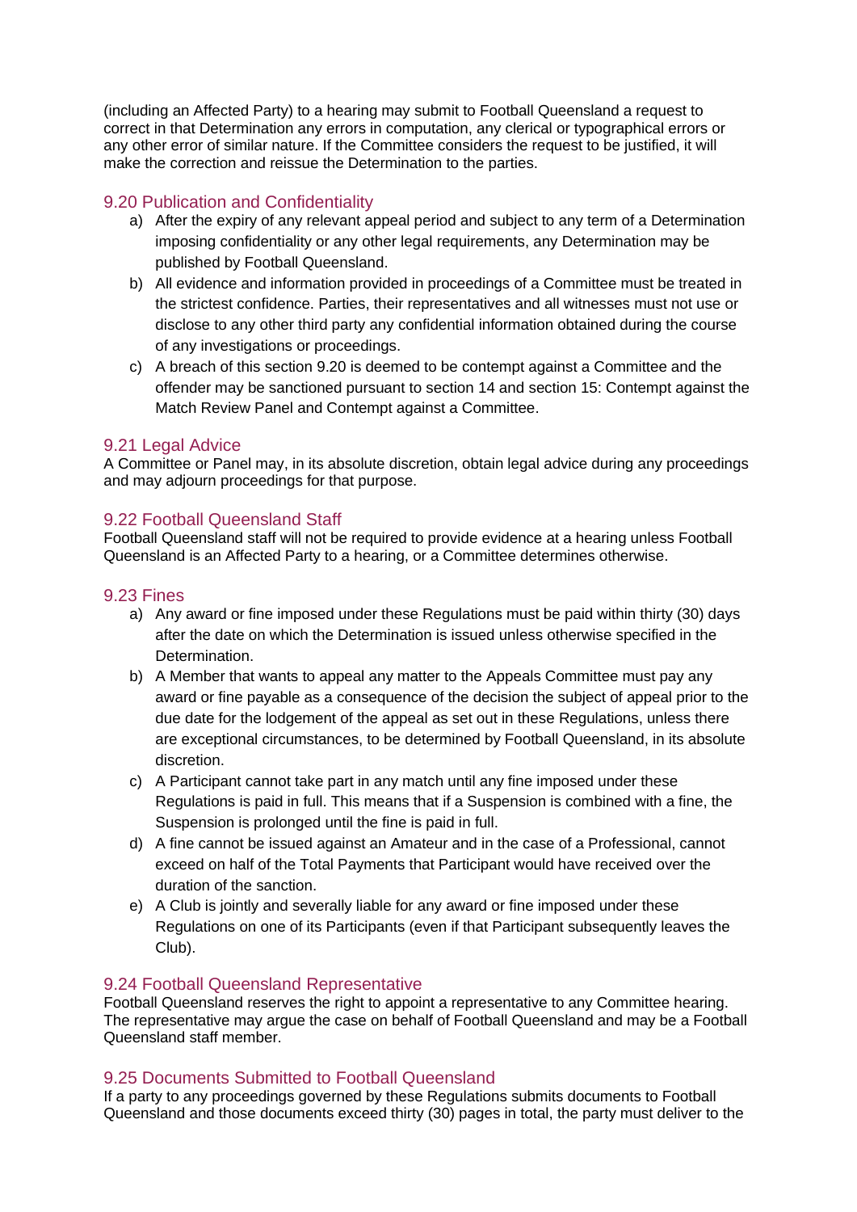(including an Affected Party) to a hearing may submit to Football Queensland a request to correct in that Determination any errors in computation, any clerical or typographical errors or any other error of similar nature. If the Committee considers the request to be justified, it will make the correction and reissue the Determination to the parties.

### 9.20 Publication and Confidentiality

a) After the expiry of any relevant appeal period and subject to any term of a Determination imposing confidentiality or any other legal requirements, any Determination may be published by Football Queensland.

b) All evidence and information provided in proceedings of a Committee must be treated in the strictest confidence. Parties, their representatives and all witnesses must not use or disclose to any other third party any confidential information obtained during the course of any investigations or proceedings.

c) A breach of this section 9.20 is deemed to be contempt against a Committee and the offender may be sanctioned pursuant to section 14 and section 15: Contempt against the Match Review Panel and Contempt against a Committee.

### 9.21 Legal Advice

A Committee or Panel may, in its absolute discretion, obtain legal advice during any proceedings and may adjourn proceedings for that purpose.

### 9.22 Football Queensland Staff

Football Queensland staff will not be required to provide evidence at a hearing unless Football Queensland is an Affected Party to a hearing, or a Committee determines otherwise.

### 9.23 Fines

a) Any award or fine imposed under these Regulations must be paid within thirty (30) days after the date on which the Determination is issued unless otherwise specified in the Determination.

b) A Member that wants to appeal any matter to the Appeals Committee must pay any award or fine payable as a consequence of the decision the subject of appeal prior to the due date for the lodgement of the appeal as set out in these Regulations, unless there are exceptional circumstances, to be determined by Football Queensland, in its absolute discretion.

c) A Participant cannot take part in any match until any fine imposed under these Regulations is paid in full. This means that if a Suspension is combined with a fine, the Suspension is prolonged until the fine is paid in full.

d) A fine cannot be issued against an Amateur and in the case of a Professional, cannot exceed on half of the Total Payments that Participant would have received over the duration of the sanction.

e) A Club is jointly and severally liable for any award or fine imposed under these Regulations on one of its Participants (even if that Participant subsequently leaves the Club).

### 9.24 Football Queensland Representative

Football Queensland reserves the right to appoint a representative to any Committee hearing. The representative may argue the case on behalf of Football Queensland and may be a Football Queensland staff member.

### 9.25 Documents Submitted to Football Queensland

If a party to any proceedings governed by these Regulations submits documents to Football Queensland and those documents exceed thirty (30) pages in total, the party must deliver to the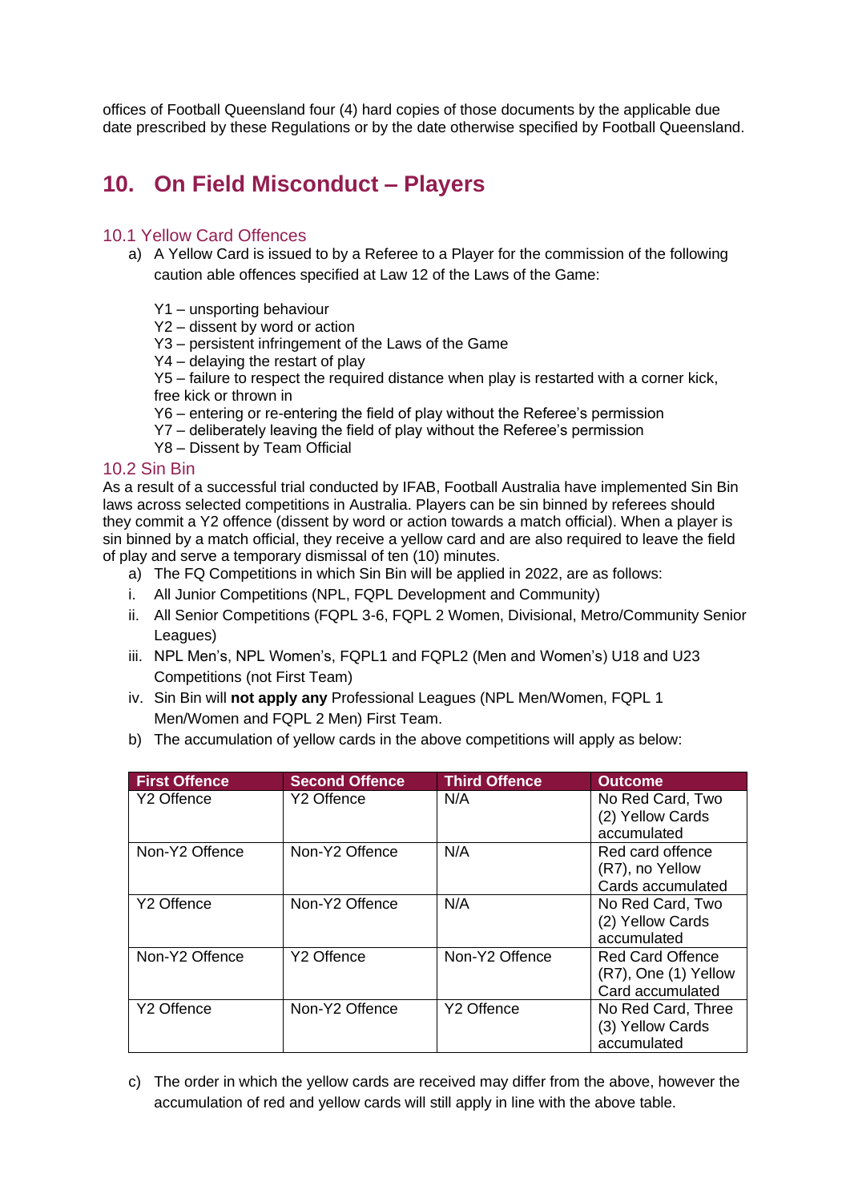offices of Football Queensland four (4) hard copies of those documents by the applicable due date prescribed by these Regulations or by the date otherwise specified by Football Queensland.

## 10. On Field Misconduct – Players

### 10.1 Yellow Card Offences

a) A Yellow Card is issued to by a Referee to a Player for the commission of the following caution able offences specified at Law 12 of the Laws of the Game:

Y1 – unsporting behaviour
Y2 – dissent by word or action
Y3 – persistent infringement of the Laws of the Game
Y4 – delaying the restart of play
Y5 – failure to respect the required distance when play is restarted with a corner kick, free kick or thrown in
Y6 – entering or re-entering the field of play without the Referee's permission
Y7 – deliberately leaving the field of play without the Referee's permission
Y8 – Dissent by Team Official

### 10.2 Sin Bin

As a result of a successful trial conducted by IFAB, Football Australia have implemented Sin Bin laws across selected competitions in Australia. Players can be sin binned by referees should they commit a Y2 offence (dissent by word or action towards a match official). When a player is sin binned by a match official, they receive a yellow card and are also required to leave the field of play and serve a temporary dismissal of ten (10) minutes.

a) The FQ Competitions in which Sin Bin will be applied in 2022, are as follows:

i. All Junior Competitions (NPL, FQPL Development and Community)

ii. All Senior Competitions (FQPL 3-6, FQPL 2 Women, Divisional, Metro/Community Senior Leagues)

iii. NPL Men's, NPL Women's, FQPL1 and FQPL2 (Men and Women's) U18 and U23 Competitions (not First Team)

iv. Sin Bin will **not apply any** Professional Leagues (NPL Men/Women, FQPL 1 Men/Women and FQPL 2 Men) First Team.

b) The accumulation of yellow cards in the above competitions will apply as below:

| First Offence | Second Offence | Third Offence | Outcome |
|---|---|---|---|
| Y2 Offence | Y2 Offence | N/A | No Red Card, Two (2) Yellow Cards accumulated |
| Non-Y2 Offence | Non-Y2 Offence | N/A | Red card offence (R7), no Yellow Cards accumulated |
| Y2 Offence | Non-Y2 Offence | N/A | No Red Card, Two (2) Yellow Cards accumulated |
| Non-Y2 Offence | Y2 Offence | Non-Y2 Offence | Red Card Offence (R7), One (1) Yellow Card accumulated |
| Y2 Offence | Non-Y2 Offence | Y2 Offence | No Red Card, Three (3) Yellow Cards accumulated |

c) The order in which the yellow cards are received may differ from the above, however the accumulation of red and yellow cards will still apply in line with the above table.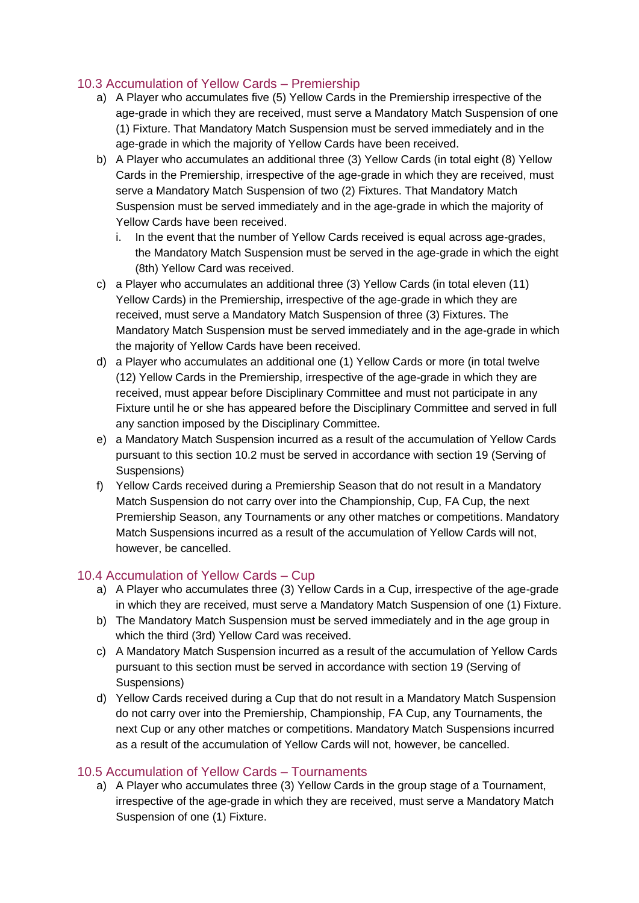### 10.3 Accumulation of Yellow Cards – Premiership

a) A Player who accumulates five (5) Yellow Cards in the Premiership irrespective of the age-grade in which they are received, must serve a Mandatory Match Suspension of one (1) Fixture. That Mandatory Match Suspension must be served immediately and in the age-grade in which the majority of Yellow Cards have been received.

b) A Player who accumulates an additional three (3) Yellow Cards (in total eight (8) Yellow Cards in the Premiership, irrespective of the age-grade in which they are received, must serve a Mandatory Match Suspension of two (2) Fixtures. That Mandatory Match Suspension must be served immediately and in the age-grade in which the majority of Yellow Cards have been received.

   i. In the event that the number of Yellow Cards received is equal across age-grades, the Mandatory Match Suspension must be served in the age-grade in which the eight (8th) Yellow Card was received.

c) a Player who accumulates an additional three (3) Yellow Cards (in total eleven (11) Yellow Cards) in the Premiership, irrespective of the age-grade in which they are received, must serve a Mandatory Match Suspension of three (3) Fixtures. The Mandatory Match Suspension must be served immediately and in the age-grade in which the majority of Yellow Cards have been received.

d) a Player who accumulates an additional one (1) Yellow Cards or more (in total twelve (12) Yellow Cards in the Premiership, irrespective of the age-grade in which they are received, must appear before Disciplinary Committee and must not participate in any Fixture until he or she has appeared before the Disciplinary Committee and served in full any sanction imposed by the Disciplinary Committee.

e) a Mandatory Match Suspension incurred as a result of the accumulation of Yellow Cards pursuant to this section 10.2 must be served in accordance with section 19 (Serving of Suspensions)

f) Yellow Cards received during a Premiership Season that do not result in a Mandatory Match Suspension do not carry over into the Championship, Cup, FA Cup, the next Premiership Season, any Tournaments or any other matches or competitions. Mandatory Match Suspensions incurred as a result of the accumulation of Yellow Cards will not, however, be cancelled.

### 10.4 Accumulation of Yellow Cards – Cup

a) A Player who accumulates three (3) Yellow Cards in a Cup, irrespective of the age-grade in which they are received, must serve a Mandatory Match Suspension of one (1) Fixture.

b) The Mandatory Match Suspension must be served immediately and in the age group in which the third (3rd) Yellow Card was received.

c) A Mandatory Match Suspension incurred as a result of the accumulation of Yellow Cards pursuant to this section must be served in accordance with section 19 (Serving of Suspensions)

d) Yellow Cards received during a Cup that do not result in a Mandatory Match Suspension do not carry over into the Premiership, Championship, FA Cup, any Tournaments, the next Cup or any other matches or competitions. Mandatory Match Suspensions incurred as a result of the accumulation of Yellow Cards will not, however, be cancelled.

### 10.5 Accumulation of Yellow Cards – Tournaments

a) A Player who accumulates three (3) Yellow Cards in the group stage of a Tournament, irrespective of the age-grade in which they are received, must serve a Mandatory Match Suspension of one (1) Fixture.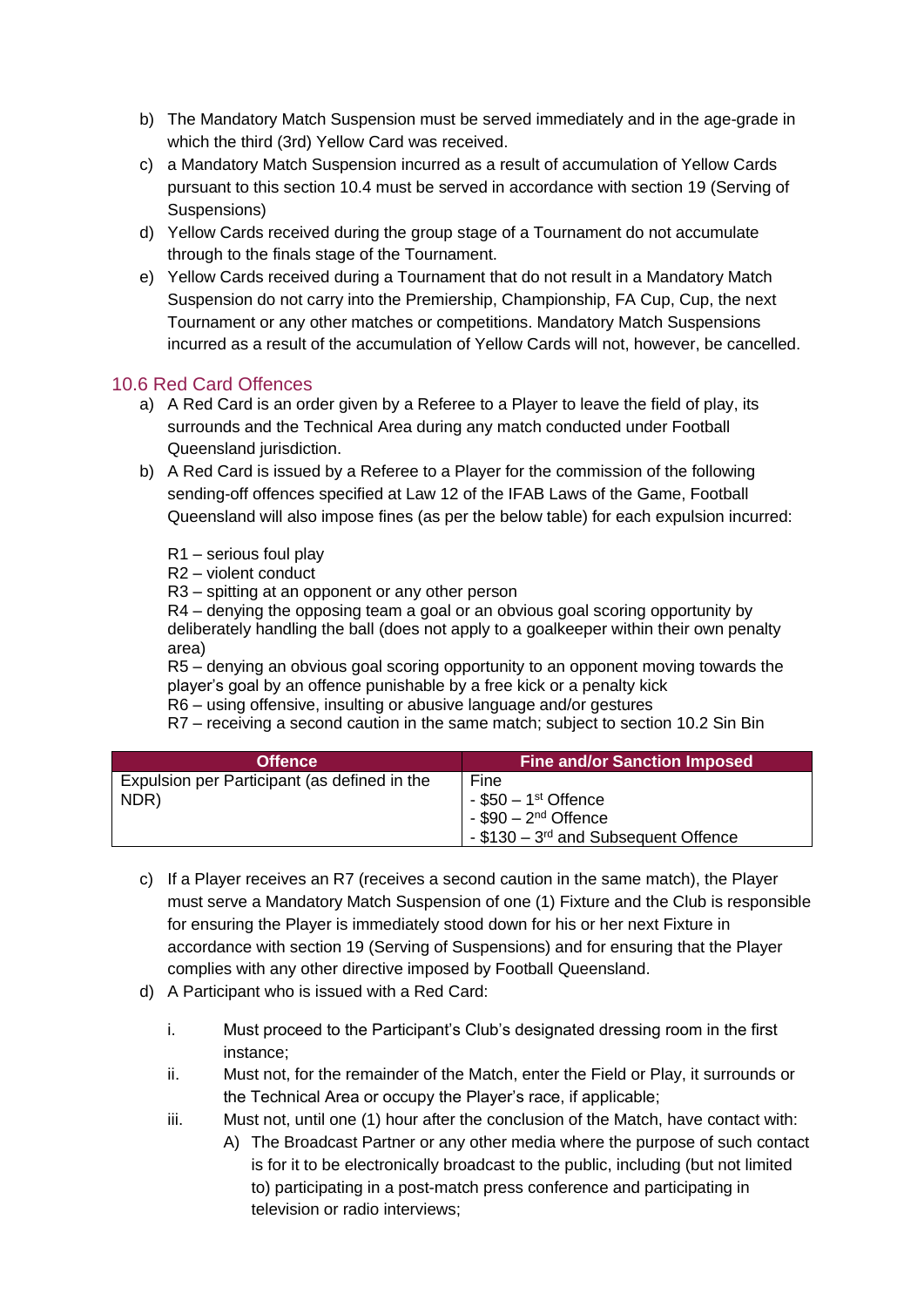b) The Mandatory Match Suspension must be served immediately and in the age-grade in which the third (3rd) Yellow Card was received.

c) a Mandatory Match Suspension incurred as a result of accumulation of Yellow Cards pursuant to this section 10.4 must be served in accordance with section 19 (Serving of Suspensions)

d) Yellow Cards received during the group stage of a Tournament do not accumulate through to the finals stage of the Tournament.

e) Yellow Cards received during a Tournament that do not result in a Mandatory Match Suspension do not carry into the Premiership, Championship, FA Cup, Cup, the next Tournament or any other matches or competitions. Mandatory Match Suspensions incurred as a result of the accumulation of Yellow Cards will not, however, be cancelled.

## 10.6 Red Card Offences

a) A Red Card is an order given by a Referee to a Player to leave the field of play, its surrounds and the Technical Area during any match conducted under Football Queensland jurisdiction.

b) A Red Card is issued by a Referee to a Player for the commission of the following sending-off offences specified at Law 12 of the IFAB Laws of the Game, Football Queensland will also impose fines (as per the below table) for each expulsion incurred:

R1 – serious foul play
R2 – violent conduct
R3 – spitting at an opponent or any other person
R4 – denying the opposing team a goal or an obvious goal scoring opportunity by deliberately handling the ball (does not apply to a goalkeeper within their own penalty area)
R5 – denying an obvious goal scoring opportunity to an opponent moving towards the player's goal by an offence punishable by a free kick or a penalty kick
R6 – using offensive, insulting or abusive language and/or gestures
R7 – receiving a second caution in the same match; subject to section 10.2 Sin Bin

| Offence | Fine and/or Sanction Imposed |
|---|---|
| Expulsion per Participant (as defined in the NDR) | Fine<br>- $50 – 1st Offence<br>- $90 – 2nd Offence<br>- $130 – 3rd and Subsequent Offence |

c) If a Player receives an R7 (receives a second caution in the same match), the Player must serve a Mandatory Match Suspension of one (1) Fixture and the Club is responsible for ensuring the Player is immediately stood down for his or her next Fixture in accordance with section 19 (Serving of Suspensions) and for ensuring that the Player complies with any other directive imposed by Football Queensland.

d) A Participant who is issued with a Red Card:

   i. Must proceed to the Participant's Club's designated dressing room in the first instance;

   ii. Must not, for the remainder of the Match, enter the Field or Play, it surrounds or the Technical Area or occupy the Player's race, if applicable;

   iii. Must not, until one (1) hour after the conclusion of the Match, have contact with:

      A) The Broadcast Partner or any other media where the purpose of such contact is for it to be electronically broadcast to the public, including (but not limited to) participating in a post-match press conference and participating in television or radio interviews;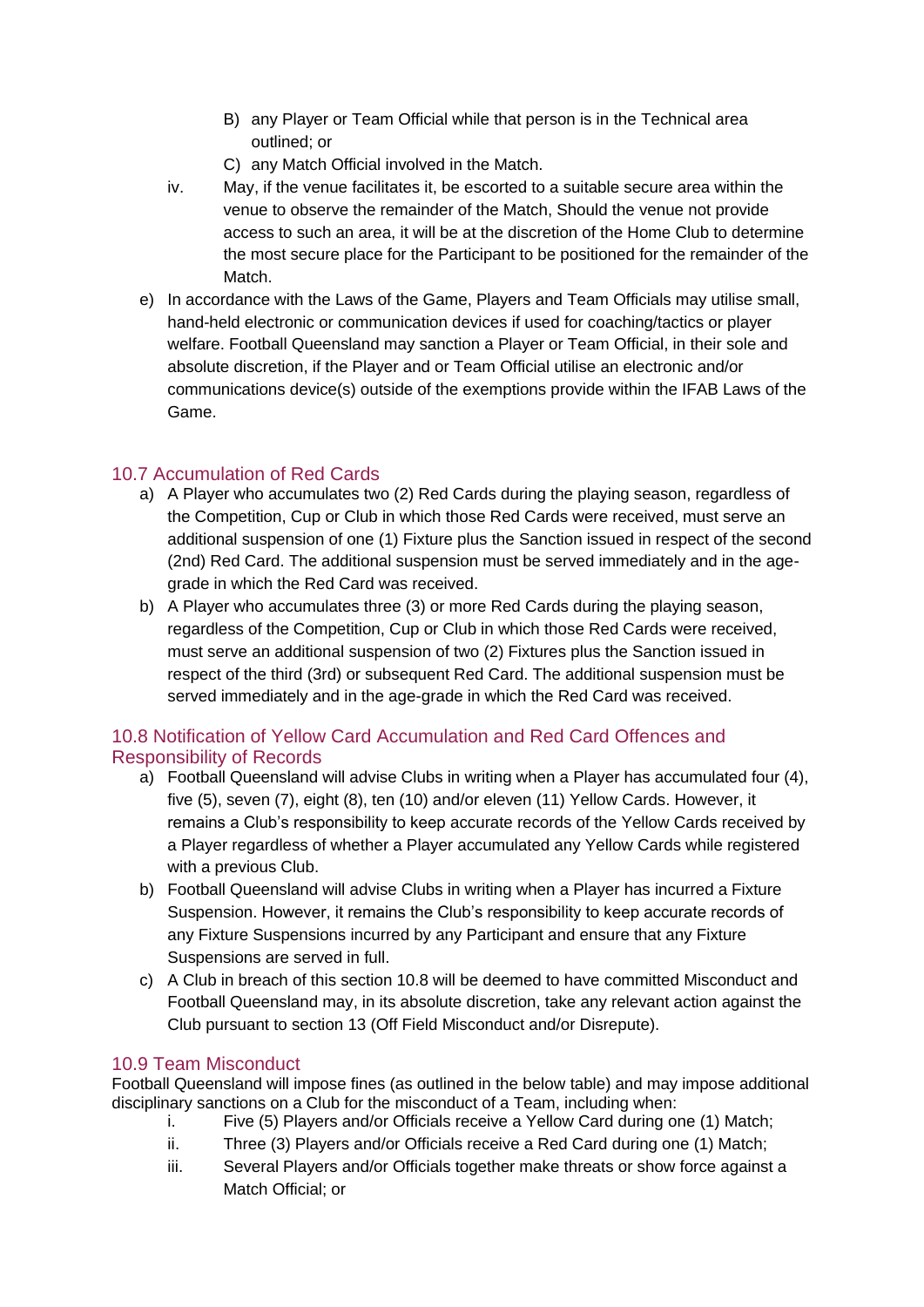B) any Player or Team Official while that person is in the Technical area outlined; or

C) any Match Official involved in the Match.

iv. May, if the venue facilitates it, be escorted to a suitable secure area within the venue to observe the remainder of the Match, Should the venue not provide access to such an area, it will be at the discretion of the Home Club to determine the most secure place for the Participant to be positioned for the remainder of the Match.

e) In accordance with the Laws of the Game, Players and Team Officials may utilise small, hand-held electronic or communication devices if used for coaching/tactics or player welfare. Football Queensland may sanction a Player or Team Official, in their sole and absolute discretion, if the Player and or Team Official utilise an electronic and/or communications device(s) outside of the exemptions provide within the IFAB Laws of the Game.

### 10.7 Accumulation of Red Cards

a) A Player who accumulates two (2) Red Cards during the playing season, regardless of the Competition, Cup or Club in which those Red Cards were received, must serve an additional suspension of one (1) Fixture plus the Sanction issued in respect of the second (2nd) Red Card. The additional suspension must be served immediately and in the age-grade in which the Red Card was received.

b) A Player who accumulates three (3) or more Red Cards during the playing season, regardless of the Competition, Cup or Club in which those Red Cards were received, must serve an additional suspension of two (2) Fixtures plus the Sanction issued in respect of the third (3rd) or subsequent Red Card. The additional suspension must be served immediately and in the age-grade in which the Red Card was received.

### 10.8 Notification of Yellow Card Accumulation and Red Card Offences and Responsibility of Records

a) Football Queensland will advise Clubs in writing when a Player has accumulated four (4), five (5), seven (7), eight (8), ten (10) and/or eleven (11) Yellow Cards. However, it remains a Club's responsibility to keep accurate records of the Yellow Cards received by a Player regardless of whether a Player accumulated any Yellow Cards while registered with a previous Club.

b) Football Queensland will advise Clubs in writing when a Player has incurred a Fixture Suspension. However, it remains the Club's responsibility to keep accurate records of any Fixture Suspensions incurred by any Participant and ensure that any Fixture Suspensions are served in full.

c) A Club in breach of this section 10.8 will be deemed to have committed Misconduct and Football Queensland may, in its absolute discretion, take any relevant action against the Club pursuant to section 13 (Off Field Misconduct and/or Disrepute).

### 10.9 Team Misconduct

Football Queensland will impose fines (as outlined in the below table) and may impose additional disciplinary sanctions on a Club for the misconduct of a Team, including when:

i. Five (5) Players and/or Officials receive a Yellow Card during one (1) Match;

ii. Three (3) Players and/or Officials receive a Red Card during one (1) Match;

iii. Several Players and/or Officials together make threats or show force against a Match Official; or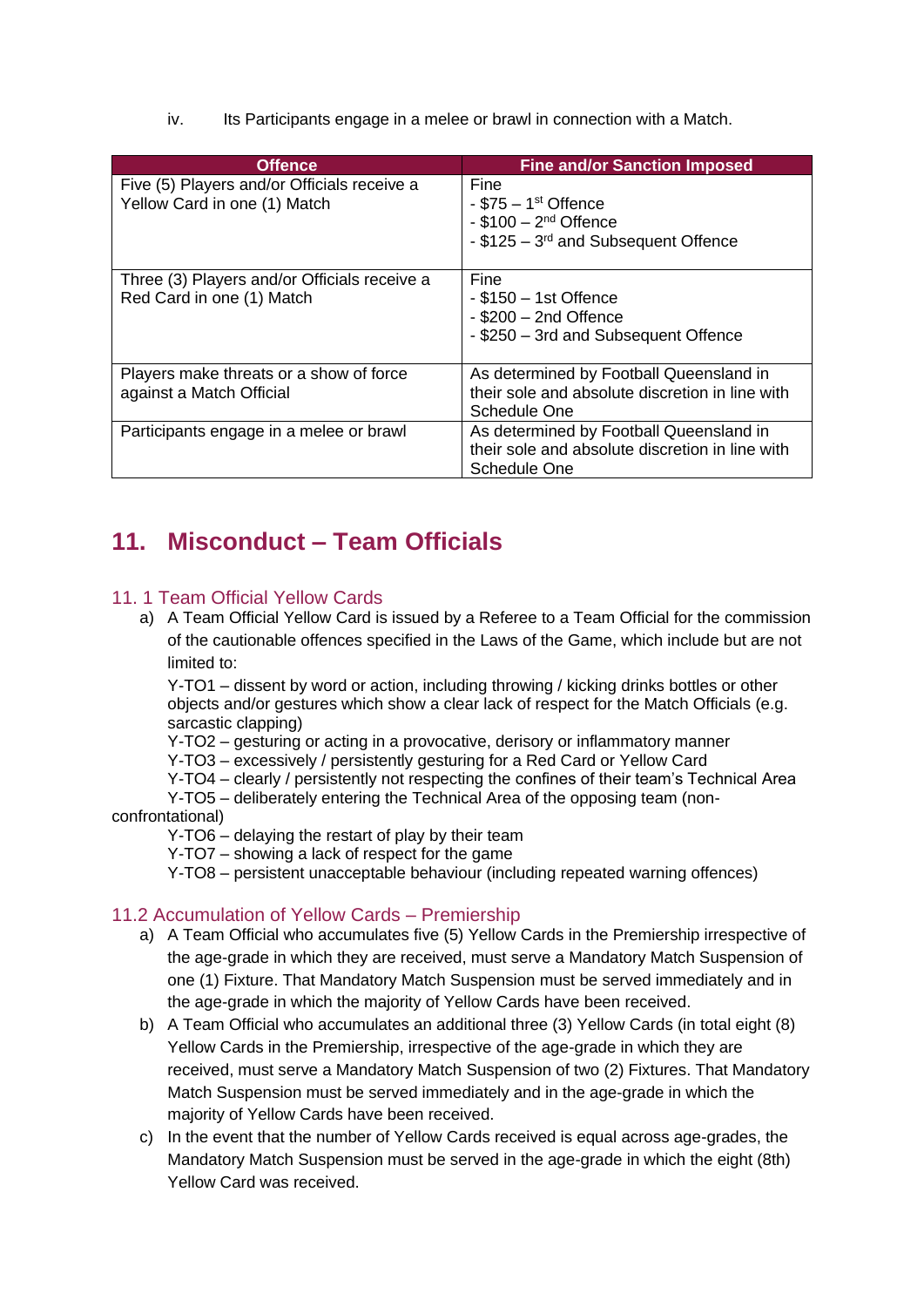iv. Its Participants engage in a melee or brawl in connection with a Match.

| Offence | Fine and/or Sanction Imposed |
| --- | --- |
| Five (5) Players and/or Officials receive a Yellow Card in one (1) Match | Fine<br>- $75 – 1st Offence<br>- $100 – 2nd Offence<br>- $125 – 3rd and Subsequent Offence |
| Three (3) Players and/or Officials receive a Red Card in one (1) Match | Fine<br>- $150 – 1st Offence<br>- $200 – 2nd Offence<br>- $250 – 3rd and Subsequent Offence |
| Players make threats or a show of force against a Match Official | As determined by Football Queensland in their sole and absolute discretion in line with Schedule One |
| Participants engage in a melee or brawl | As determined by Football Queensland in their sole and absolute discretion in line with Schedule One |

# 11. Misconduct – Team Officials

## 11. 1 Team Official Yellow Cards

a) A Team Official Yellow Card is issued by a Referee to a Team Official for the commission of the cautionable offences specified in the Laws of the Game, which include but are not limited to:

Y-TO1 – dissent by word or action, including throwing / kicking drinks bottles or other objects and/or gestures which show a clear lack of respect for the Match Officials (e.g. sarcastic clapping)
Y-TO2 – gesturing or acting in a provocative, derisory or inflammatory manner
Y-TO3 – excessively / persistently gesturing for a Red Card or Yellow Card
Y-TO4 – clearly / persistently not respecting the confines of their team's Technical Area
Y-TO5 – deliberately entering the Technical Area of the opposing team (non-confrontational)
Y-TO6 – delaying the restart of play by their team
Y-TO7 – showing a lack of respect for the game
Y-TO8 – persistent unacceptable behaviour (including repeated warning offences)

## 11.2 Accumulation of Yellow Cards – Premiership

a) A Team Official who accumulates five (5) Yellow Cards in the Premiership irrespective of the age-grade in which they are received, must serve a Mandatory Match Suspension of one (1) Fixture. That Mandatory Match Suspension must be served immediately and in the age-grade in which the majority of Yellow Cards have been received.

b) A Team Official who accumulates an additional three (3) Yellow Cards (in total eight (8) Yellow Cards in the Premiership, irrespective of the age-grade in which they are received, must serve a Mandatory Match Suspension of two (2) Fixtures. That Mandatory Match Suspension must be served immediately and in the age-grade in which the majority of Yellow Cards have been received.

c) In the event that the number of Yellow Cards received is equal across age-grades, the Mandatory Match Suspension must be served in the age-grade in which the eight (8th) Yellow Card was received.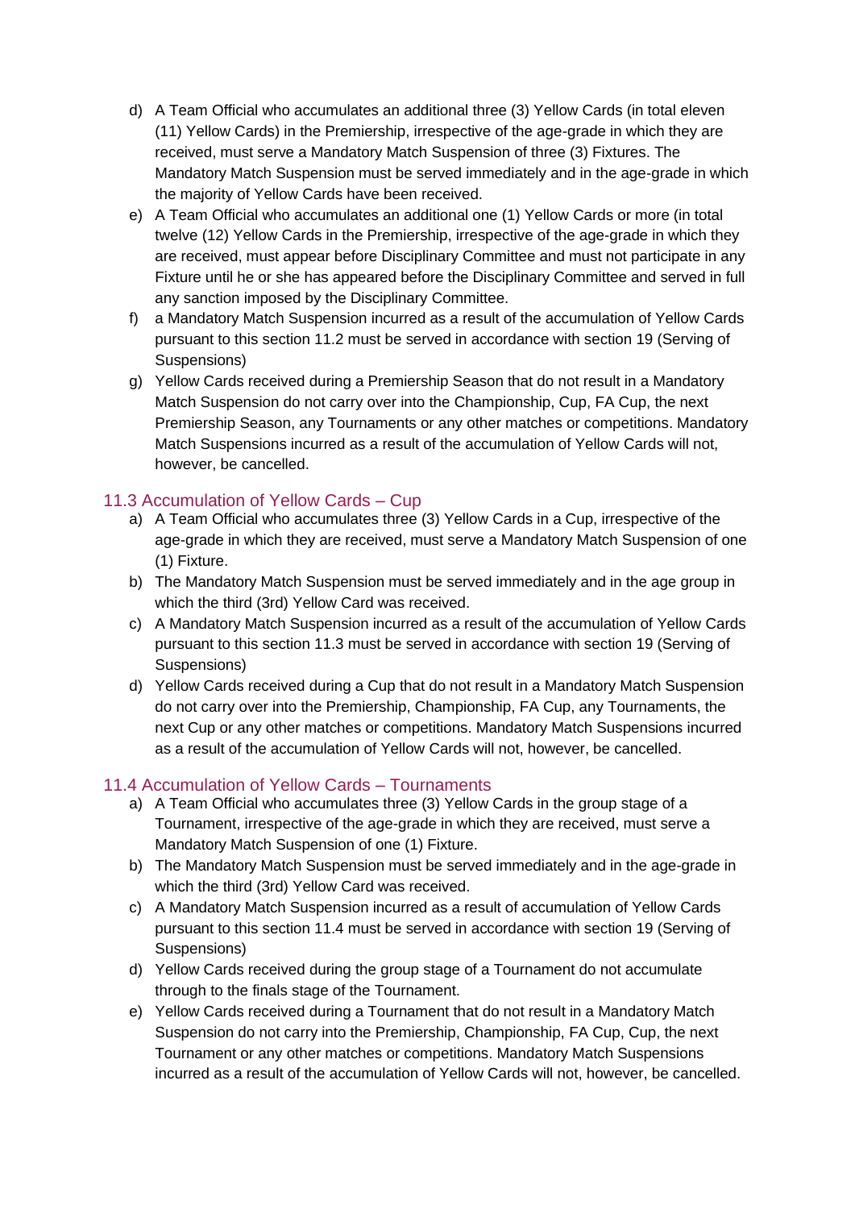d) A Team Official who accumulates an additional three (3) Yellow Cards (in total eleven (11) Yellow Cards) in the Premiership, irrespective of the age-grade in which they are received, must serve a Mandatory Match Suspension of three (3) Fixtures. The Mandatory Match Suspension must be served immediately and in the age-grade in which the majority of Yellow Cards have been received.

e) A Team Official who accumulates an additional one (1) Yellow Cards or more (in total twelve (12) Yellow Cards in the Premiership, irrespective of the age-grade in which they are received, must appear before Disciplinary Committee and must not participate in any Fixture until he or she has appeared before the Disciplinary Committee and served in full any sanction imposed by the Disciplinary Committee.

f) a Mandatory Match Suspension incurred as a result of the accumulation of Yellow Cards pursuant to this section 11.2 must be served in accordance with section 19 (Serving of Suspensions)

g) Yellow Cards received during a Premiership Season that do not result in a Mandatory Match Suspension do not carry over into the Championship, Cup, FA Cup, the next Premiership Season, any Tournaments or any other matches or competitions. Mandatory Match Suspensions incurred as a result of the accumulation of Yellow Cards will not, however, be cancelled.

### 11.3 Accumulation of Yellow Cards – Cup

a) A Team Official who accumulates three (3) Yellow Cards in a Cup, irrespective of the age-grade in which they are received, must serve a Mandatory Match Suspension of one (1) Fixture.

b) The Mandatory Match Suspension must be served immediately and in the age group in which the third (3rd) Yellow Card was received.

c) A Mandatory Match Suspension incurred as a result of the accumulation of Yellow Cards pursuant to this section 11.3 must be served in accordance with section 19 (Serving of Suspensions)

d) Yellow Cards received during a Cup that do not result in a Mandatory Match Suspension do not carry over into the Premiership, Championship, FA Cup, any Tournaments, the next Cup or any other matches or competitions. Mandatory Match Suspensions incurred as a result of the accumulation of Yellow Cards will not, however, be cancelled.

### 11.4 Accumulation of Yellow Cards – Tournaments

a) A Team Official who accumulates three (3) Yellow Cards in the group stage of a Tournament, irrespective of the age-grade in which they are received, must serve a Mandatory Match Suspension of one (1) Fixture.

b) The Mandatory Match Suspension must be served immediately and in the age-grade in which the third (3rd) Yellow Card was received.

c) A Mandatory Match Suspension incurred as a result of accumulation of Yellow Cards pursuant to this section 11.4 must be served in accordance with section 19 (Serving of Suspensions)

d) Yellow Cards received during the group stage of a Tournament do not accumulate through to the finals stage of the Tournament.

e) Yellow Cards received during a Tournament that do not result in a Mandatory Match Suspension do not carry into the Premiership, Championship, FA Cup, Cup, the next Tournament or any other matches or competitions. Mandatory Match Suspensions incurred as a result of the accumulation of Yellow Cards will not, however, be cancelled.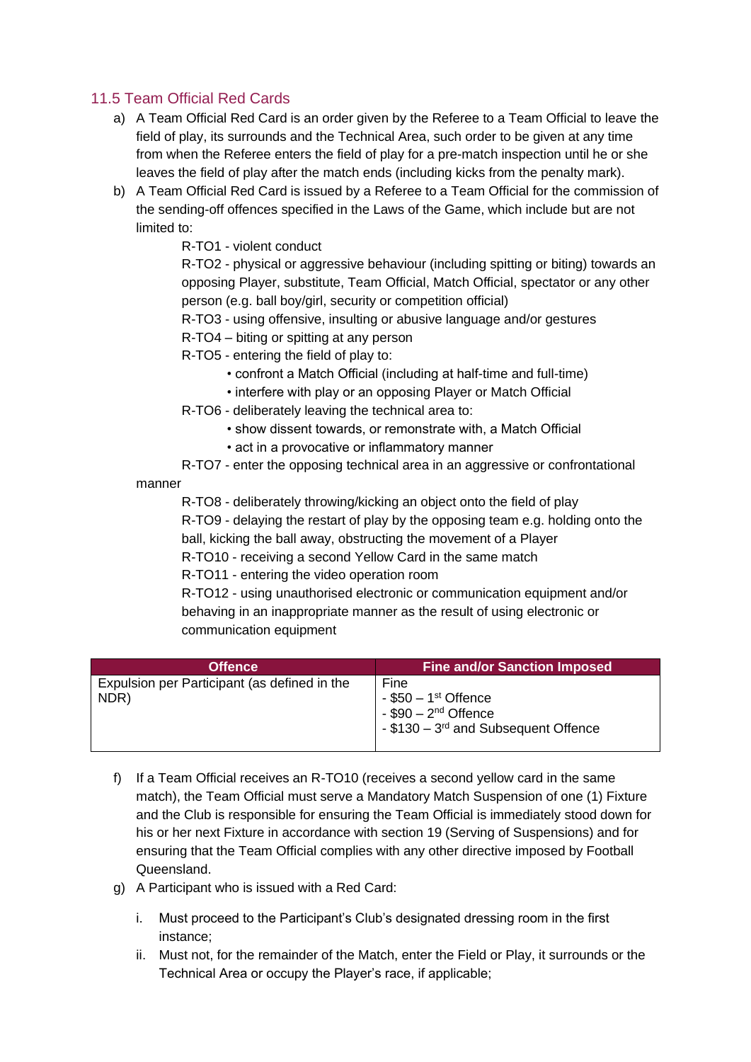### 11.5 Team Official Red Cards

a) A Team Official Red Card is an order given by the Referee to a Team Official to leave the field of play, its surrounds and the Technical Area, such order to be given at any time from when the Referee enters the field of play for a pre-match inspection until he or she leaves the field of play after the match ends (including kicks from the penalty mark).

b) A Team Official Red Card is issued by a Referee to a Team Official for the commission of the sending-off offences specified in the Laws of the Game, which include but are not limited to:

R-TO1 - violent conduct

R-TO2 - physical or aggressive behaviour (including spitting or biting) towards an opposing Player, substitute, Team Official, Match Official, spectator or any other person (e.g. ball boy/girl, security or competition official)

R-TO3 - using offensive, insulting or abusive language and/or gestures

R-TO4 – biting or spitting at any person

R-TO5 - entering the field of play to:

- confront a Match Official (including at half-time and full-time)
- interfere with play or an opposing Player or Match Official

R-TO6 - deliberately leaving the technical area to:

- show dissent towards, or remonstrate with, a Match Official
- act in a provocative or inflammatory manner

R-TO7 - enter the opposing technical area in an aggressive or confrontational manner

R-TO8 - deliberately throwing/kicking an object onto the field of play

R-TO9 - delaying the restart of play by the opposing team e.g. holding onto the ball, kicking the ball away, obstructing the movement of a Player

R-TO10 - receiving a second Yellow Card in the same match

R-TO11 - entering the video operation room

R-TO12 - using unauthorised electronic or communication equipment and/or behaving in an inappropriate manner as the result of using electronic or communication equipment

| Offence | Fine and/or Sanction Imposed |
|---|---|
| Expulsion per Participant (as defined in the NDR) | Fine<br>- $50 – 1st Offence<br>- $90 – 2nd Offence<br>- $130 – 3rd and Subsequent Offence |

f) If a Team Official receives an R-TO10 (receives a second yellow card in the same match), the Team Official must serve a Mandatory Match Suspension of one (1) Fixture and the Club is responsible for ensuring the Team Official is immediately stood down for his or her next Fixture in accordance with section 19 (Serving of Suspensions) and for ensuring that the Team Official complies with any other directive imposed by Football Queensland.

g) A Participant who is issued with a Red Card:

i. Must proceed to the Participant's Club's designated dressing room in the first instance;

ii. Must not, for the remainder of the Match, enter the Field or Play, it surrounds or the Technical Area or occupy the Player's race, if applicable;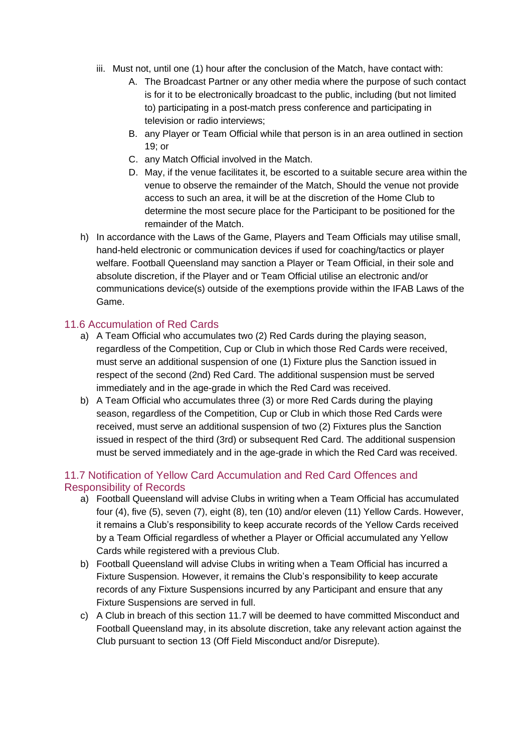iii. Must not, until one (1) hour after the conclusion of the Match, have contact with:
   A. The Broadcast Partner or any other media where the purpose of such contact is for it to be electronically broadcast to the public, including (but not limited to) participating in a post-match press conference and participating in television or radio interviews;
   B. any Player or Team Official while that person is in an area outlined in section 19; or
   C. any Match Official involved in the Match.
   D. May, if the venue facilitates it, be escorted to a suitable secure area within the venue to observe the remainder of the Match, Should the venue not provide access to such an area, it will be at the discretion of the Home Club to determine the most secure place for the Participant to be positioned for the remainder of the Match.

h) In accordance with the Laws of the Game, Players and Team Officials may utilise small, hand-held electronic or communication devices if used for coaching/tactics or player welfare. Football Queensland may sanction a Player or Team Official, in their sole and absolute discretion, if the Player and or Team Official utilise an electronic and/or communications device(s) outside of the exemptions provide within the IFAB Laws of the Game.

### 11.6 Accumulation of Red Cards

a) A Team Official who accumulates two (2) Red Cards during the playing season, regardless of the Competition, Cup or Club in which those Red Cards were received, must serve an additional suspension of one (1) Fixture plus the Sanction issued in respect of the second (2nd) Red Card. The additional suspension must be served immediately and in the age-grade in which the Red Card was received.

b) A Team Official who accumulates three (3) or more Red Cards during the playing season, regardless of the Competition, Cup or Club in which those Red Cards were received, must serve an additional suspension of two (2) Fixtures plus the Sanction issued in respect of the third (3rd) or subsequent Red Card. The additional suspension must be served immediately and in the age-grade in which the Red Card was received.

### 11.7 Notification of Yellow Card Accumulation and Red Card Offences and Responsibility of Records

a) Football Queensland will advise Clubs in writing when a Team Official has accumulated four (4), five (5), seven (7), eight (8), ten (10) and/or eleven (11) Yellow Cards. However, it remains a Club's responsibility to keep accurate records of the Yellow Cards received by a Team Official regardless of whether a Player or Official accumulated any Yellow Cards while registered with a previous Club.

b) Football Queensland will advise Clubs in writing when a Team Official has incurred a Fixture Suspension. However, it remains the Club's responsibility to keep accurate records of any Fixture Suspensions incurred by any Participant and ensure that any Fixture Suspensions are served in full.

c) A Club in breach of this section 11.7 will be deemed to have committed Misconduct and Football Queensland may, in its absolute discretion, take any relevant action against the Club pursuant to section 13 (Off Field Misconduct and/or Disrepute).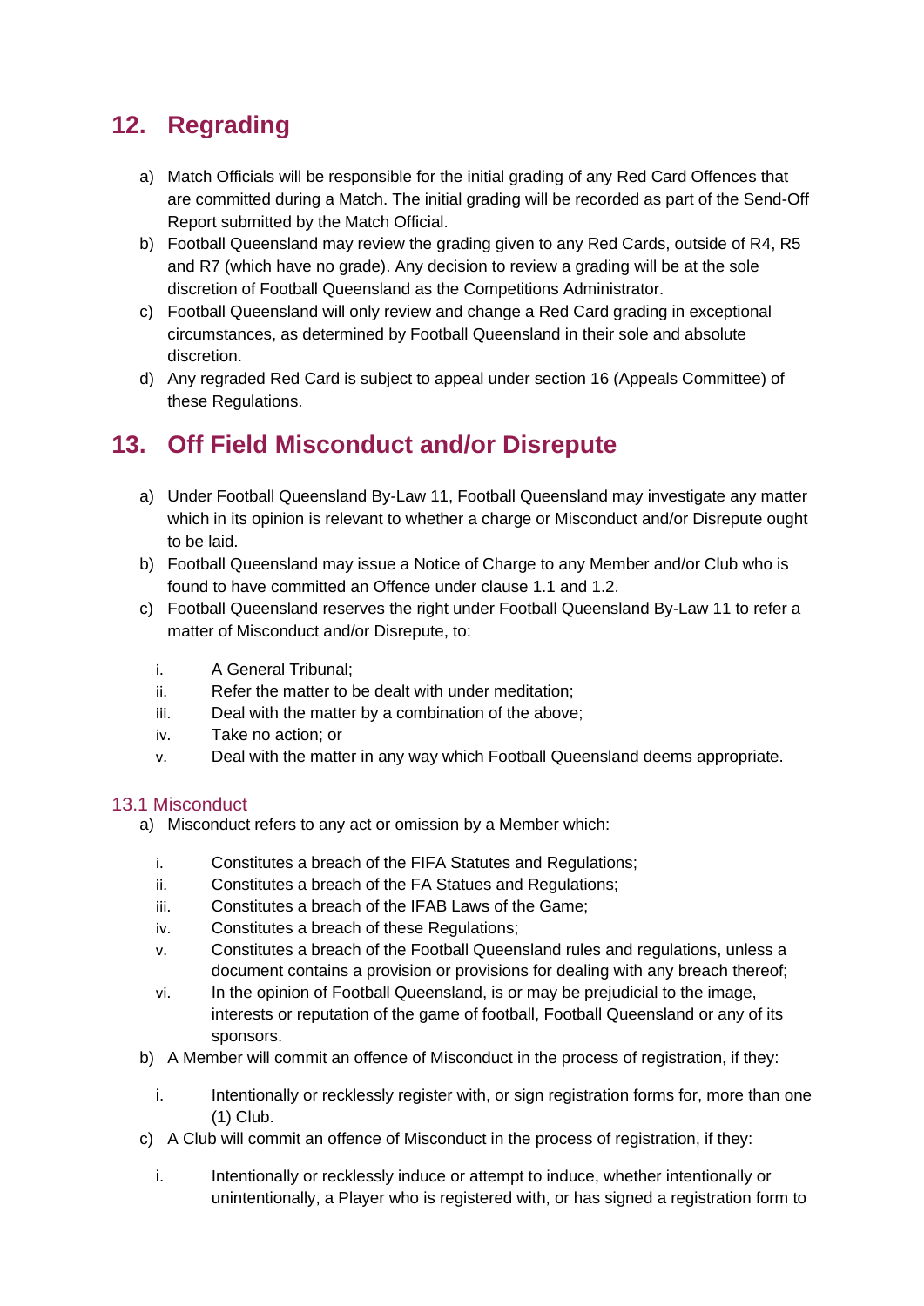## 12. Regrading

a) Match Officials will be responsible for the initial grading of any Red Card Offences that are committed during a Match. The initial grading will be recorded as part of the Send-Off Report submitted by the Match Official.

b) Football Queensland may review the grading given to any Red Cards, outside of R4, R5 and R7 (which have no grade). Any decision to review a grading will be at the sole discretion of Football Queensland as the Competitions Administrator.

c) Football Queensland will only review and change a Red Card grading in exceptional circumstances, as determined by Football Queensland in their sole and absolute discretion.

d) Any regraded Red Card is subject to appeal under section 16 (Appeals Committee) of these Regulations.

## 13. Off Field Misconduct and/or Disrepute

a) Under Football Queensland By-Law 11, Football Queensland may investigate any matter which in its opinion is relevant to whether a charge or Misconduct and/or Disrepute ought to be laid.

b) Football Queensland may issue a Notice of Charge to any Member and/or Club who is found to have committed an Offence under clause 1.1 and 1.2.

c) Football Queensland reserves the right under Football Queensland By-Law 11 to refer a matter of Misconduct and/or Disrepute, to:

   i. A General Tribunal;
   ii. Refer the matter to be dealt with under meditation;
   iii. Deal with the matter by a combination of the above;
   iv. Take no action; or
   v. Deal with the matter in any way which Football Queensland deems appropriate.

### 13.1 Misconduct

a) Misconduct refers to any act or omission by a Member which:

   i. Constitutes a breach of the FIFA Statutes and Regulations;
   ii. Constitutes a breach of the FA Statues and Regulations;
   iii. Constitutes a breach of the IFAB Laws of the Game;
   iv. Constitutes a breach of these Regulations;
   v. Constitutes a breach of the Football Queensland rules and regulations, unless a document contains a provision or provisions for dealing with any breach thereof;
   vi. In the opinion of Football Queensland, is or may be prejudicial to the image, interests or reputation of the game of football, Football Queensland or any of its sponsors.

b) A Member will commit an offence of Misconduct in the process of registration, if they:

   i. Intentionally or recklessly register with, or sign registration forms for, more than one (1) Club.

c) A Club will commit an offence of Misconduct in the process of registration, if they:

   i. Intentionally or recklessly induce or attempt to induce, whether intentionally or unintentionally, a Player who is registered with, or has signed a registration form to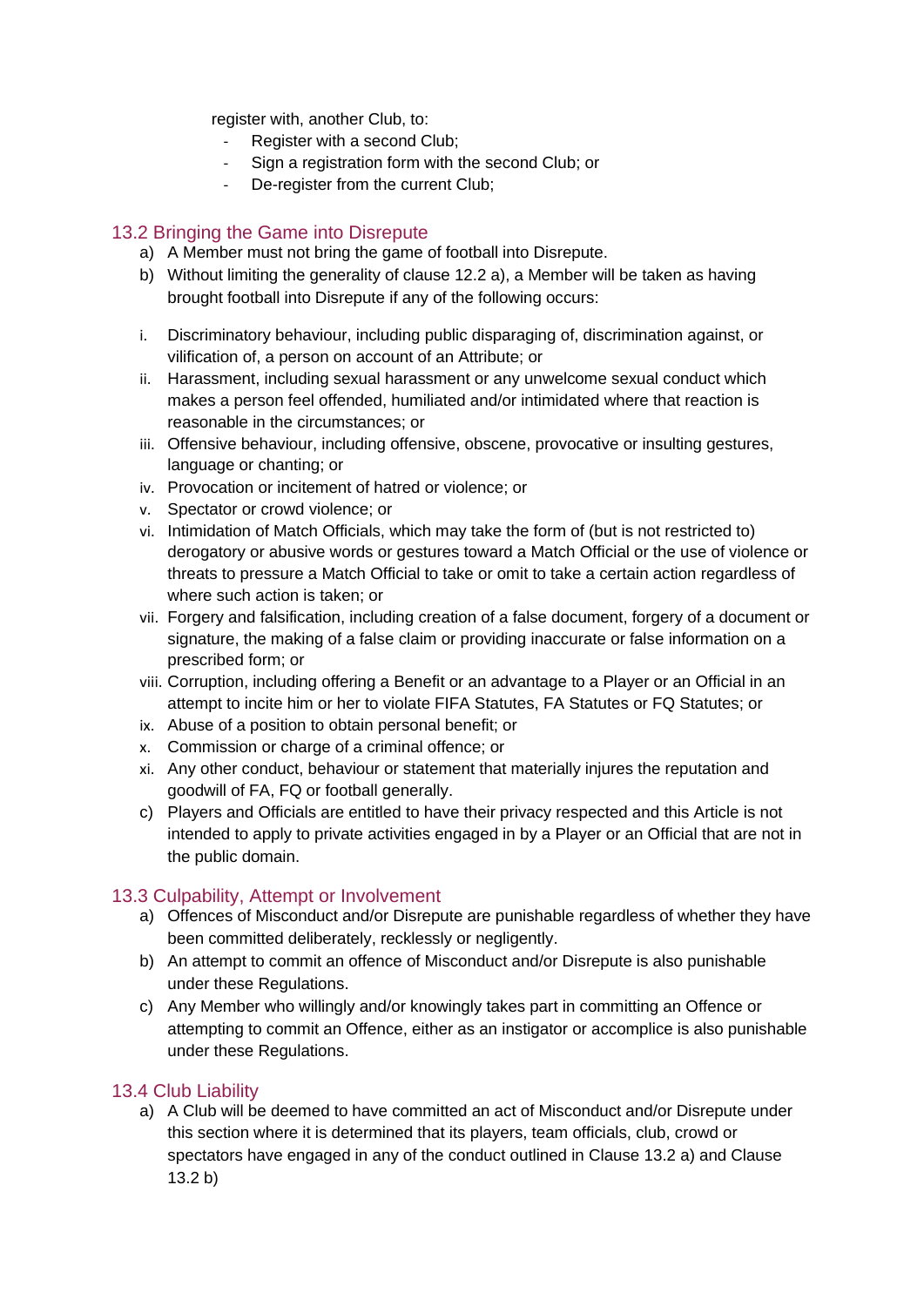register with, another Club, to:

- Register with a second Club;
- Sign a registration form with the second Club; or
- De-register from the current Club;

### 13.2 Bringing the Game into Disrepute

a) A Member must not bring the game of football into Disrepute.

b) Without limiting the generality of clause 12.2 a), a Member will be taken as having brought football into Disrepute if any of the following occurs:

i. Discriminatory behaviour, including public disparaging of, discrimination against, or vilification of, a person on account of an Attribute; or

ii. Harassment, including sexual harassment or any unwelcome sexual conduct which makes a person feel offended, humiliated and/or intimidated where that reaction is reasonable in the circumstances; or

iii. Offensive behaviour, including offensive, obscene, provocative or insulting gestures, language or chanting; or

iv. Provocation or incitement of hatred or violence; or

v. Spectator or crowd violence; or

vi. Intimidation of Match Officials, which may take the form of (but is not restricted to) derogatory or abusive words or gestures toward a Match Official or the use of violence or threats to pressure a Match Official to take or omit to take a certain action regardless of where such action is taken; or

vii. Forgery and falsification, including creation of a false document, forgery of a document or signature, the making of a false claim or providing inaccurate or false information on a prescribed form; or

viii. Corruption, including offering a Benefit or an advantage to a Player or an Official in an attempt to incite him or her to violate FIFA Statutes, FA Statutes or FQ Statutes; or

ix. Abuse of a position to obtain personal benefit; or

x. Commission or charge of a criminal offence; or

xi. Any other conduct, behaviour or statement that materially injures the reputation and goodwill of FA, FQ or football generally.

c) Players and Officials are entitled to have their privacy respected and this Article is not intended to apply to private activities engaged in by a Player or an Official that are not in the public domain.

### 13.3 Culpability, Attempt or Involvement

a) Offences of Misconduct and/or Disrepute are punishable regardless of whether they have been committed deliberately, recklessly or negligently.

b) An attempt to commit an offence of Misconduct and/or Disrepute is also punishable under these Regulations.

c) Any Member who willingly and/or knowingly takes part in committing an Offence or attempting to commit an Offence, either as an instigator or accomplice is also punishable under these Regulations.

### 13.4 Club Liability

a) A Club will be deemed to have committed an act of Misconduct and/or Disrepute under this section where it is determined that its players, team officials, club, crowd or spectators have engaged in any of the conduct outlined in Clause 13.2 a) and Clause 13.2 b)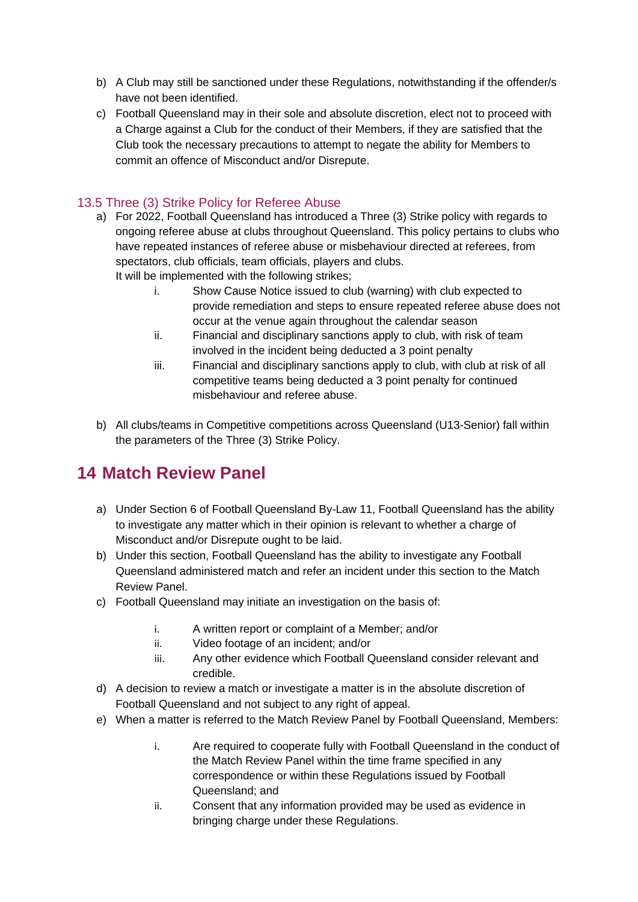b) A Club may still be sanctioned under these Regulations, notwithstanding if the offender/s have not been identified.

c) Football Queensland may in their sole and absolute discretion, elect not to proceed with a Charge against a Club for the conduct of their Members, if they are satisfied that the Club took the necessary precautions to attempt to negate the ability for Members to commit an offence of Misconduct and/or Disrepute.

### 13.5 Three (3) Strike Policy for Referee Abuse

a) For 2022, Football Queensland has introduced a Three (3) Strike policy with regards to ongoing referee abuse at clubs throughout Queensland. This policy pertains to clubs who have repeated instances of referee abuse or misbehaviour directed at referees, from spectators, club officials, team officials, players and clubs.
It will be implemented with the following strikes;

   i. Show Cause Notice issued to club (warning) with club expected to provide remediation and steps to ensure repeated referee abuse does not occur at the venue again throughout the calendar season
   ii. Financial and disciplinary sanctions apply to club, with risk of team involved in the incident being deducted a 3 point penalty
   iii. Financial and disciplinary sanctions apply to club, with club at risk of all competitive teams being deducted a 3 point penalty for continued misbehaviour and referee abuse.

b) All clubs/teams in Competitive competitions across Queensland (U13-Senior) fall within the parameters of the Three (3) Strike Policy.

## 14 Match Review Panel

a) Under Section 6 of Football Queensland By-Law 11, Football Queensland has the ability to investigate any matter which in their opinion is relevant to whether a charge of Misconduct and/or Disrepute ought to be laid.

b) Under this section, Football Queensland has the ability to investigate any Football Queensland administered match and refer an incident under this section to the Match Review Panel.

c) Football Queensland may initiate an investigation on the basis of:

   i. A written report or complaint of a Member; and/or
   ii. Video footage of an incident; and/or
   iii. Any other evidence which Football Queensland consider relevant and credible.

d) A decision to review a match or investigate a matter is in the absolute discretion of Football Queensland and not subject to any right of appeal.

e) When a matter is referred to the Match Review Panel by Football Queensland, Members:

   i. Are required to cooperate fully with Football Queensland in the conduct of the Match Review Panel within the time frame specified in any correspondence or within these Regulations issued by Football Queensland; and
   ii. Consent that any information provided may be used as evidence in bringing charge under these Regulations.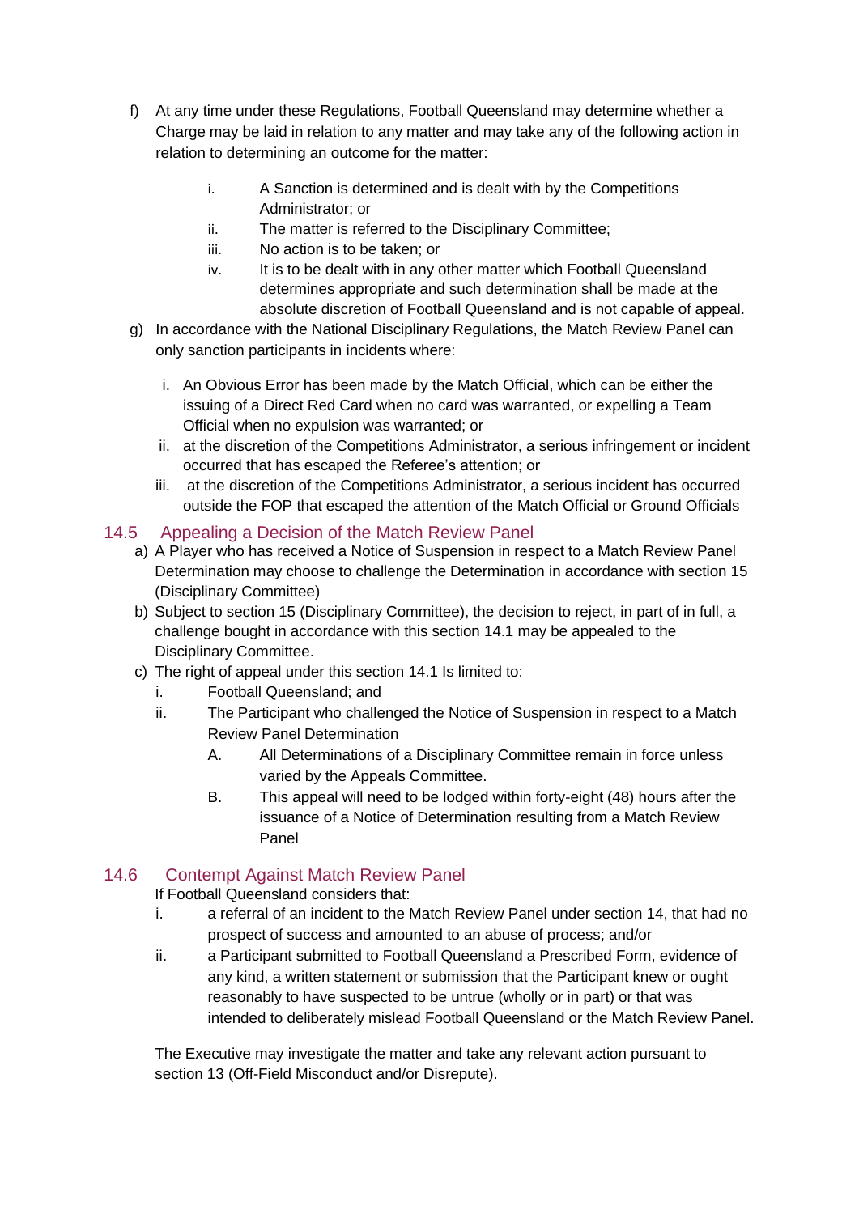f) At any time under these Regulations, Football Queensland may determine whether a Charge may be laid in relation to any matter and may take any of the following action in relation to determining an outcome for the matter:

   i. A Sanction is determined and is dealt with by the Competitions Administrator; or
   ii. The matter is referred to the Disciplinary Committee;
   iii. No action is to be taken; or
   iv. It is to be dealt with in any other matter which Football Queensland determines appropriate and such determination shall be made at the absolute discretion of Football Queensland and is not capable of appeal.

g) In accordance with the National Disciplinary Regulations, the Match Review Panel can only sanction participants in incidents where:

   i. An Obvious Error has been made by the Match Official, which can be either the issuing of a Direct Red Card when no card was warranted, or expelling a Team Official when no expulsion was warranted; or
   ii. at the discretion of the Competitions Administrator, a serious infringement or incident occurred that has escaped the Referee's attention; or
   iii. at the discretion of the Competitions Administrator, a serious incident has occurred outside the FOP that escaped the attention of the Match Official or Ground Officials

## 14.5 Appealing a Decision of the Match Review Panel

a) A Player who has received a Notice of Suspension in respect to a Match Review Panel Determination may choose to challenge the Determination in accordance with section 15 (Disciplinary Committee)

b) Subject to section 15 (Disciplinary Committee), the decision to reject, in part of in full, a challenge bought in accordance with this section 14.1 may be appealed to the Disciplinary Committee.

c) The right of appeal under this section 14.1 Is limited to:

   i. Football Queensland; and
   ii. The Participant who challenged the Notice of Suspension in respect to a Match Review Panel Determination

      A. All Determinations of a Disciplinary Committee remain in force unless varied by the Appeals Committee.
      B. This appeal will need to be lodged within forty-eight (48) hours after the issuance of a Notice of Determination resulting from a Match Review Panel

## 14.6 Contempt Against Match Review Panel

If Football Queensland considers that:

i. a referral of an incident to the Match Review Panel under section 14, that had no prospect of success and amounted to an abuse of process; and/or

ii. a Participant submitted to Football Queensland a Prescribed Form, evidence of any kind, a written statement or submission that the Participant knew or ought reasonably to have suspected to be untrue (wholly or in part) or that was intended to deliberately mislead Football Queensland or the Match Review Panel.

The Executive may investigate the matter and take any relevant action pursuant to section 13 (Off-Field Misconduct and/or Disrepute).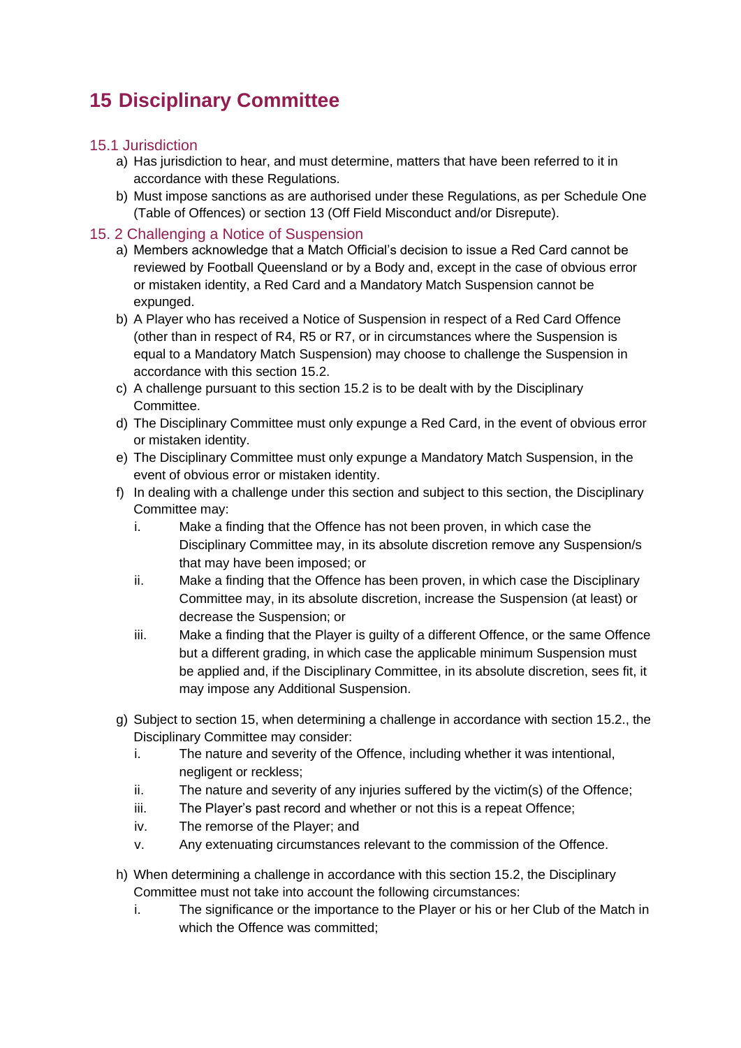# 15 Disciplinary Committee

## 15.1 Jurisdiction

a) Has jurisdiction to hear, and must determine, matters that have been referred to it in accordance with these Regulations.
b) Must impose sanctions as are authorised under these Regulations, as per Schedule One (Table of Offences) or section 13 (Off Field Misconduct and/or Disrepute).

## 15. 2 Challenging a Notice of Suspension

a) Members acknowledge that a Match Official's decision to issue a Red Card cannot be reviewed by Football Queensland or by a Body and, except in the case of obvious error or mistaken identity, a Red Card and a Mandatory Match Suspension cannot be expunged.
b) A Player who has received a Notice of Suspension in respect of a Red Card Offence (other than in respect of R4, R5 or R7, or in circumstances where the Suspension is equal to a Mandatory Match Suspension) may choose to challenge the Suspension in accordance with this section 15.2.
c) A challenge pursuant to this section 15.2 is to be dealt with by the Disciplinary Committee.
d) The Disciplinary Committee must only expunge a Red Card, in the event of obvious error or mistaken identity.
e) The Disciplinary Committee must only expunge a Mandatory Match Suspension, in the event of obvious error or mistaken identity.
f) In dealing with a challenge under this section and subject to this section, the Disciplinary Committee may:
   i. Make a finding that the Offence has not been proven, in which case the Disciplinary Committee may, in its absolute discretion remove any Suspension/s that may have been imposed; or
   ii. Make a finding that the Offence has been proven, in which case the Disciplinary Committee may, in its absolute discretion, increase the Suspension (at least) or decrease the Suspension; or
   iii. Make a finding that the Player is guilty of a different Offence, or the same Offence but a different grading, in which case the applicable minimum Suspension must be applied and, if the Disciplinary Committee, in its absolute discretion, sees fit, it may impose any Additional Suspension.

g) Subject to section 15, when determining a challenge in accordance with section 15.2., the Disciplinary Committee may consider:
   i. The nature and severity of the Offence, including whether it was intentional, negligent or reckless;
   ii. The nature and severity of any injuries suffered by the victim(s) of the Offence;
   iii. The Player's past record and whether or not this is a repeat Offence;
   iv. The remorse of the Player; and
   v. Any extenuating circumstances relevant to the commission of the Offence.

h) When determining a challenge in accordance with this section 15.2, the Disciplinary Committee must not take into account the following circumstances:
   i. The significance or the importance to the Player or his or her Club of the Match in which the Offence was committed;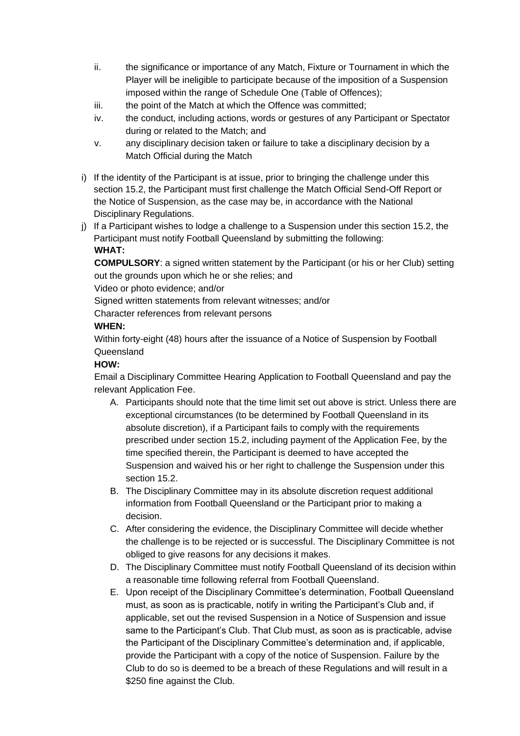ii. the significance or importance of any Match, Fixture or Tournament in which the Player will be ineligible to participate because of the imposition of a Suspension imposed within the range of Schedule One (Table of Offences);
   iii. the point of the Match at which the Offence was committed;
   iv. the conduct, including actions, words or gestures of any Participant or Spectator during or related to the Match; and
   v. any disciplinary decision taken or failure to take a disciplinary decision by a Match Official during the Match

i) If the identity of the Participant is at issue, prior to bringing the challenge under this section 15.2, the Participant must first challenge the Match Official Send-Off Report or the Notice of Suspension, as the case may be, in accordance with the National Disciplinary Regulations.

j) If a Participant wishes to lodge a challenge to a Suspension under this section 15.2, the Participant must notify Football Queensland by submitting the following:

   **WHAT:**

   **COMPULSORY**: a signed written statement by the Participant (or his or her Club) setting out the grounds upon which he or she relies; and

   Video or photo evidence; and/or

   Signed written statements from relevant witnesses; and/or

   Character references from relevant persons

   **WHEN:**

   Within forty-eight (48) hours after the issuance of a Notice of Suspension by Football Queensland

   **HOW:**

   Email a Disciplinary Committee Hearing Application to Football Queensland and pay the relevant Application Fee.

   A. Participants should note that the time limit set out above is strict. Unless there are exceptional circumstances (to be determined by Football Queensland in its absolute discretion), if a Participant fails to comply with the requirements prescribed under section 15.2, including payment of the Application Fee, by the time specified therein, the Participant is deemed to have accepted the Suspension and waived his or her right to challenge the Suspension under this section 15.2.
   B. The Disciplinary Committee may in its absolute discretion request additional information from Football Queensland or the Participant prior to making a decision.
   C. After considering the evidence, the Disciplinary Committee will decide whether the challenge is to be rejected or is successful. The Disciplinary Committee is not obliged to give reasons for any decisions it makes.
   D. The Disciplinary Committee must notify Football Queensland of its decision within a reasonable time following referral from Football Queensland.
   E. Upon receipt of the Disciplinary Committee's determination, Football Queensland must, as soon as is practicable, notify in writing the Participant's Club and, if applicable, set out the revised Suspension in a Notice of Suspension and issue same to the Participant's Club. That Club must, as soon as is practicable, advise the Participant of the Disciplinary Committee's determination and, if applicable, provide the Participant with a copy of the notice of Suspension. Failure by the Club to do so is deemed to be a breach of these Regulations and will result in a $250 fine against the Club.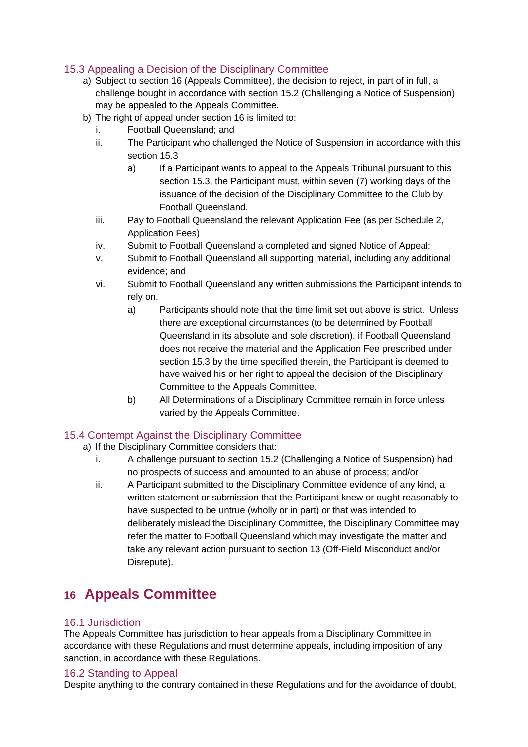### 15.3 Appealing a Decision of the Disciplinary Committee

a) Subject to section 16 (Appeals Committee), the decision to reject, in part of in full, a challenge bought in accordance with section 15.2 (Challenging a Notice of Suspension) may be appealed to the Appeals Committee.

b) The right of appeal under section 16 is limited to:

   i. Football Queensland; and

   ii. The Participant who challenged the Notice of Suspension in accordance with this section 15.3

      a) If a Participant wants to appeal to the Appeals Tribunal pursuant to this section 15.3, the Participant must, within seven (7) working days of the issuance of the decision of the Disciplinary Committee to the Club by Football Queensland.

   iii. Pay to Football Queensland the relevant Application Fee (as per Schedule 2, Application Fees)

   iv. Submit to Football Queensland a completed and signed Notice of Appeal;

   v. Submit to Football Queensland all supporting material, including any additional evidence; and

   vi. Submit to Football Queensland any written submissions the Participant intends to rely on.

      a) Participants should note that the time limit set out above is strict. Unless there are exceptional circumstances (to be determined by Football Queensland in its absolute and sole discretion), if Football Queensland does not receive the material and the Application Fee prescribed under section 15.3 by the time specified therein, the Participant is deemed to have waived his or her right to appeal the decision of the Disciplinary Committee to the Appeals Committee.

      b) All Determinations of a Disciplinary Committee remain in force unless varied by the Appeals Committee.

### 15.4 Contempt Against the Disciplinary Committee

a) If the Disciplinary Committee considers that:

   i. A challenge pursuant to section 15.2 (Challenging a Notice of Suspension) had no prospects of success and amounted to an abuse of process; and/or

   ii. A Participant submitted to the Disciplinary Committee evidence of any kind, a written statement or submission that the Participant knew or ought reasonably to have suspected to be untrue (wholly or in part) or that was intended to deliberately mislead the Disciplinary Committee, the Disciplinary Committee may refer the matter to Football Queensland which may investigate the matter and take any relevant action pursuant to section 13 (Off-Field Misconduct and/or Disrepute).

## 16 Appeals Committee

### 16.1 Jurisdiction

The Appeals Committee has jurisdiction to hear appeals from a Disciplinary Committee in accordance with these Regulations and must determine appeals, including imposition of any sanction, in accordance with these Regulations.

### 16.2 Standing to Appeal

Despite anything to the contrary contained in these Regulations and for the avoidance of doubt,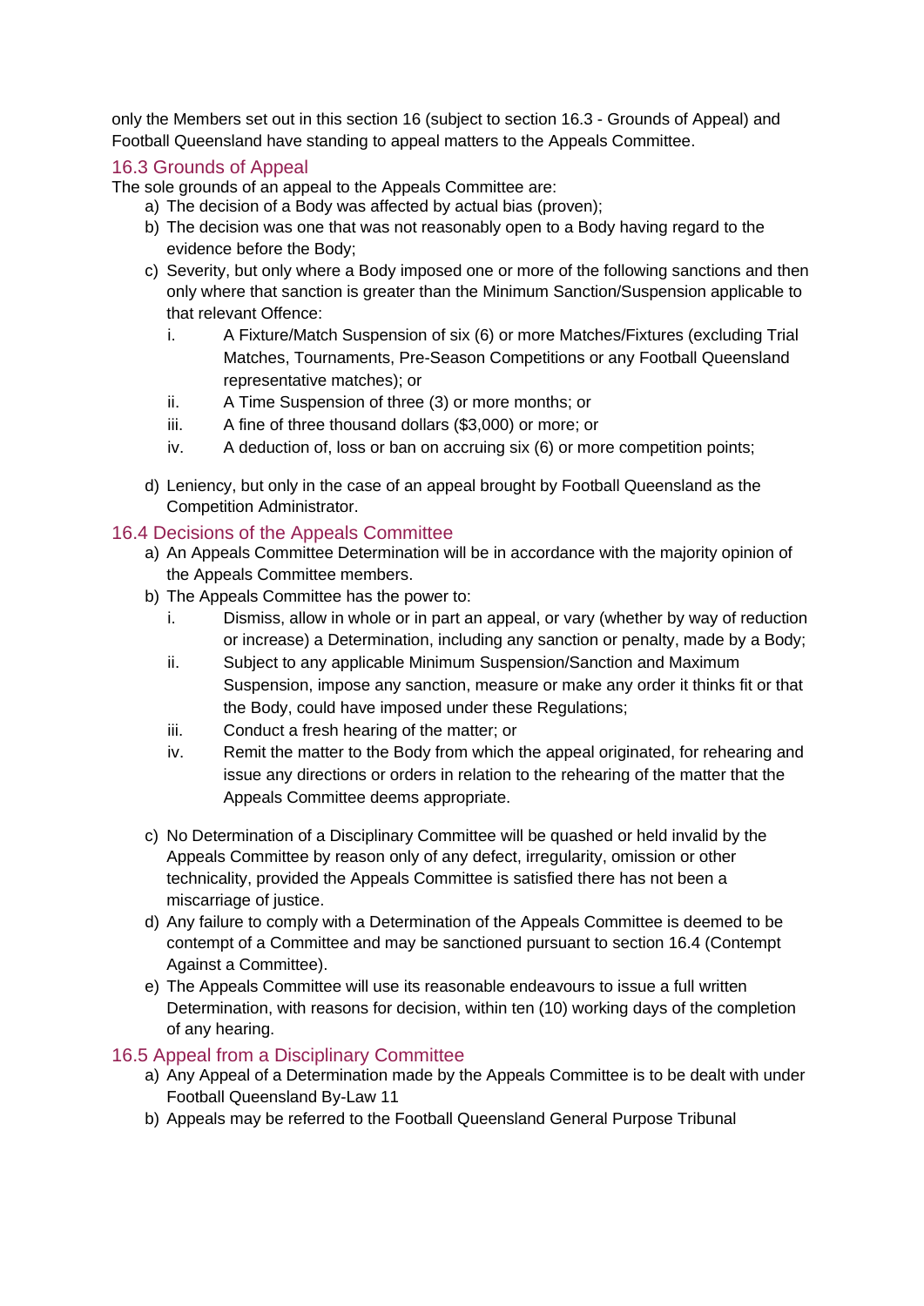only the Members set out in this section 16 (subject to section 16.3 - Grounds of Appeal) and Football Queensland have standing to appeal matters to the Appeals Committee.

## 16.3 Grounds of Appeal

The sole grounds of an appeal to the Appeals Committee are:

a) The decision of a Body was affected by actual bias (proven);
b) The decision was one that was not reasonably open to a Body having regard to the evidence before the Body;
c) Severity, but only where a Body imposed one or more of the following sanctions and then only where that sanction is greater than the Minimum Sanction/Suspension applicable to that relevant Offence:
   i. A Fixture/Match Suspension of six (6) or more Matches/Fixtures (excluding Trial Matches, Tournaments, Pre-Season Competitions or any Football Queensland representative matches); or
   ii. A Time Suspension of three (3) or more months; or
   iii. A fine of three thousand dollars ($3,000) or more; or
   iv. A deduction of, loss or ban on accruing six (6) or more competition points;
d) Leniency, but only in the case of an appeal brought by Football Queensland as the Competition Administrator.

## 16.4 Decisions of the Appeals Committee

a) An Appeals Committee Determination will be in accordance with the majority opinion of the Appeals Committee members.
b) The Appeals Committee has the power to:
   i. Dismiss, allow in whole or in part an appeal, or vary (whether by way of reduction or increase) a Determination, including any sanction or penalty, made by a Body;
   ii. Subject to any applicable Minimum Suspension/Sanction and Maximum Suspension, impose any sanction, measure or make any order it thinks fit or that the Body, could have imposed under these Regulations;
   iii. Conduct a fresh hearing of the matter; or
   iv. Remit the matter to the Body from which the appeal originated, for rehearing and issue any directions or orders in relation to the rehearing of the matter that the Appeals Committee deems appropriate.
c) No Determination of a Disciplinary Committee will be quashed or held invalid by the Appeals Committee by reason only of any defect, irregularity, omission or other technicality, provided the Appeals Committee is satisfied there has not been a miscarriage of justice.
d) Any failure to comply with a Determination of the Appeals Committee is deemed to be contempt of a Committee and may be sanctioned pursuant to section 16.4 (Contempt Against a Committee).
e) The Appeals Committee will use its reasonable endeavours to issue a full written Determination, with reasons for decision, within ten (10) working days of the completion of any hearing.

## 16.5 Appeal from a Disciplinary Committee

a) Any Appeal of a Determination made by the Appeals Committee is to be dealt with under Football Queensland By-Law 11
b) Appeals may be referred to the Football Queensland General Purpose Tribunal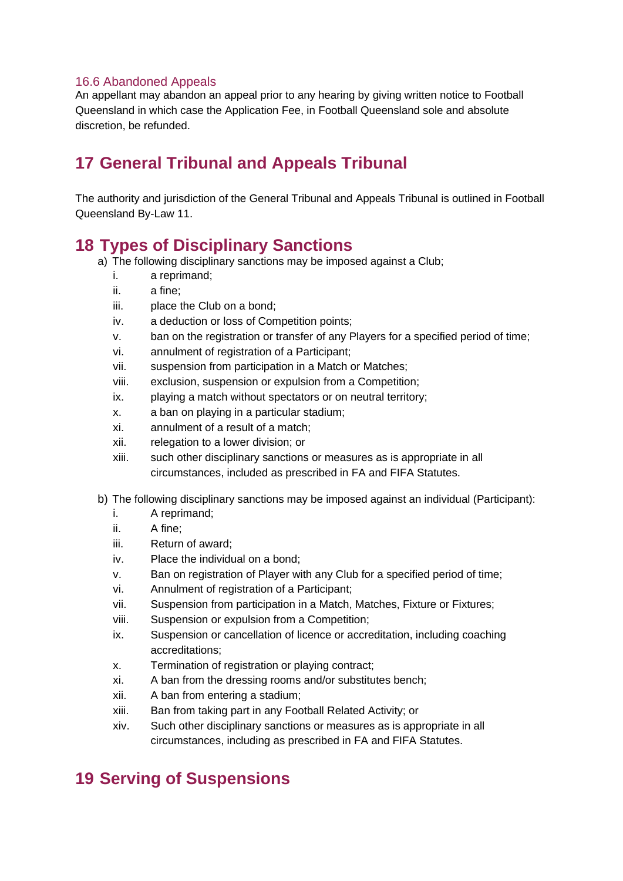### 16.6 Abandoned Appeals

An appellant may abandon an appeal prior to any hearing by giving written notice to Football Queensland in which case the Application Fee, in Football Queensland sole and absolute discretion, be refunded.

## 17 General Tribunal and Appeals Tribunal

The authority and jurisdiction of the General Tribunal and Appeals Tribunal is outlined in Football Queensland By-Law 11.

## 18 Types of Disciplinary Sanctions

a) The following disciplinary sanctions may be imposed against a Club;
   i. a reprimand;
   ii. a fine;
   iii. place the Club on a bond;
   iv. a deduction or loss of Competition points;
   v. ban on the registration or transfer of any Players for a specified period of time;
   vi. annulment of registration of a Participant;
   vii. suspension from participation in a Match or Matches;
   viii. exclusion, suspension or expulsion from a Competition;
   ix. playing a match without spectators or on neutral territory;
   x. a ban on playing in a particular stadium;
   xi. annulment of a result of a match;
   xii. relegation to a lower division; or
   xiii. such other disciplinary sanctions or measures as is appropriate in all circumstances, included as prescribed in FA and FIFA Statutes.

b) The following disciplinary sanctions may be imposed against an individual (Participant):
   i. A reprimand;
   ii. A fine;
   iii. Return of award;
   iv. Place the individual on a bond;
   v. Ban on registration of Player with any Club for a specified period of time;
   vi. Annulment of registration of a Participant;
   vii. Suspension from participation in a Match, Matches, Fixture or Fixtures;
   viii. Suspension or expulsion from a Competition;
   ix. Suspension or cancellation of licence or accreditation, including coaching accreditations;
   x. Termination of registration or playing contract;
   xi. A ban from the dressing rooms and/or substitutes bench;
   xii. A ban from entering a stadium;
   xiii. Ban from taking part in any Football Related Activity; or
   xiv. Such other disciplinary sanctions or measures as is appropriate in all circumstances, including as prescribed in FA and FIFA Statutes.

## 19 Serving of Suspensions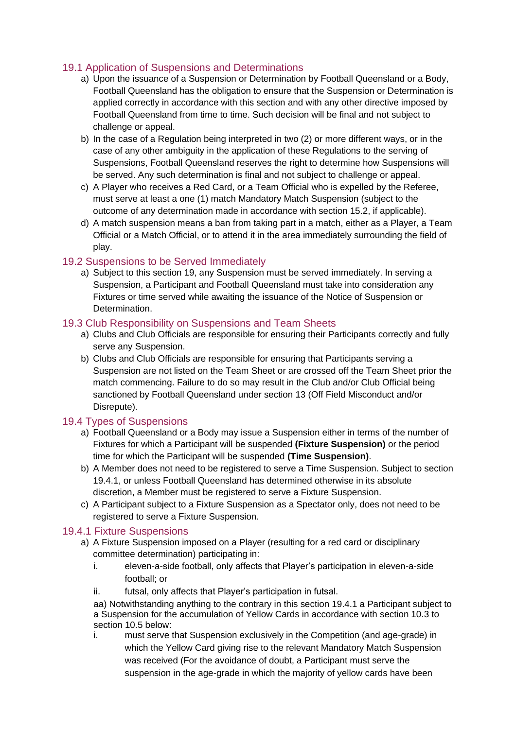### 19.1 Application of Suspensions and Determinations

a) Upon the issuance of a Suspension or Determination by Football Queensland or a Body, Football Queensland has the obligation to ensure that the Suspension or Determination is applied correctly in accordance with this section and with any other directive imposed by Football Queensland from time to time. Such decision will be final and not subject to challenge or appeal.

b) In the case of a Regulation being interpreted in two (2) or more different ways, or in the case of any other ambiguity in the application of these Regulations to the serving of Suspensions, Football Queensland reserves the right to determine how Suspensions will be served. Any such determination is final and not subject to challenge or appeal.

c) A Player who receives a Red Card, or a Team Official who is expelled by the Referee, must serve at least a one (1) match Mandatory Match Suspension (subject to the outcome of any determination made in accordance with section 15.2, if applicable).

d) A match suspension means a ban from taking part in a match, either as a Player, a Team Official or a Match Official, or to attend it in the area immediately surrounding the field of play.

### 19.2 Suspensions to be Served Immediately

a) Subject to this section 19, any Suspension must be served immediately. In serving a Suspension, a Participant and Football Queensland must take into consideration any Fixtures or time served while awaiting the issuance of the Notice of Suspension or Determination.

### 19.3 Club Responsibility on Suspensions and Team Sheets

a) Clubs and Club Officials are responsible for ensuring their Participants correctly and fully serve any Suspension.

b) Clubs and Club Officials are responsible for ensuring that Participants serving a Suspension are not listed on the Team Sheet or are crossed off the Team Sheet prior the match commencing. Failure to do so may result in the Club and/or Club Official being sanctioned by Football Queensland under section 13 (Off Field Misconduct and/or Disrepute).

### 19.4 Types of Suspensions

a) Football Queensland or a Body may issue a Suspension either in terms of the number of Fixtures for which a Participant will be suspended **(Fixture Suspension)** or the period time for which the Participant will be suspended **(Time Suspension)**.

b) A Member does not need to be registered to serve a Time Suspension. Subject to section 19.4.1, or unless Football Queensland has determined otherwise in its absolute discretion, a Member must be registered to serve a Fixture Suspension.

c) A Participant subject to a Fixture Suspension as a Spectator only, does not need to be registered to serve a Fixture Suspension.

### 19.4.1 Fixture Suspensions

a) A Fixture Suspension imposed on a Player (resulting for a red card or disciplinary committee determination) participating in:

   i. eleven-a-side football, only affects that Player's participation in eleven-a-side football; or

   ii. futsal, only affects that Player's participation in futsal.

aa) Notwithstanding anything to the contrary in this section 19.4.1 a Participant subject to a Suspension for the accumulation of Yellow Cards in accordance with section 10.3 to section 10.5 below:

   i. must serve that Suspension exclusively in the Competition (and age-grade) in which the Yellow Card giving rise to the relevant Mandatory Match Suspension was received (For the avoidance of doubt, a Participant must serve the suspension in the age-grade in which the majority of yellow cards have been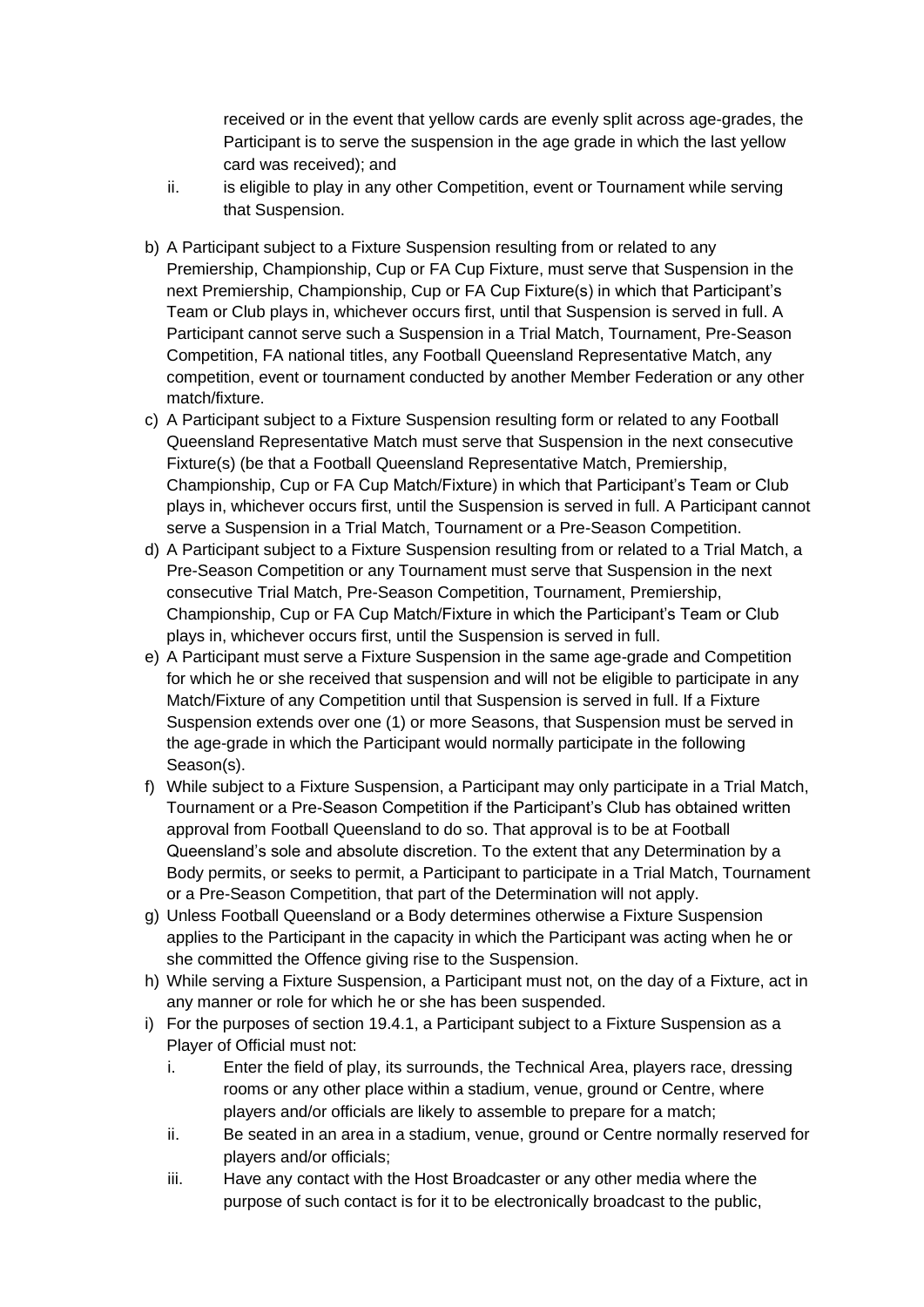received or in the event that yellow cards are evenly split across age-grades, the Participant is to serve the suspension in the age grade in which the last yellow card was received); and

   ii. is eligible to play in any other Competition, event or Tournament while serving that Suspension.

b) A Participant subject to a Fixture Suspension resulting from or related to any Premiership, Championship, Cup or FA Cup Fixture, must serve that Suspension in the next Premiership, Championship, Cup or FA Cup Fixture(s) in which that Participant's Team or Club plays in, whichever occurs first, until that Suspension is served in full. A Participant cannot serve such a Suspension in a Trial Match, Tournament, Pre-Season Competition, FA national titles, any Football Queensland Representative Match, any competition, event or tournament conducted by another Member Federation or any other match/fixture.

c) A Participant subject to a Fixture Suspension resulting form or related to any Football Queensland Representative Match must serve that Suspension in the next consecutive Fixture(s) (be that a Football Queensland Representative Match, Premiership, Championship, Cup or FA Cup Match/Fixture) in which that Participant's Team or Club plays in, whichever occurs first, until the Suspension is served in full. A Participant cannot serve a Suspension in a Trial Match, Tournament or a Pre-Season Competition.

d) A Participant subject to a Fixture Suspension resulting from or related to a Trial Match, a Pre-Season Competition or any Tournament must serve that Suspension in the next consecutive Trial Match, Pre-Season Competition, Tournament, Premiership, Championship, Cup or FA Cup Match/Fixture in which the Participant's Team or Club plays in, whichever occurs first, until the Suspension is served in full.

e) A Participant must serve a Fixture Suspension in the same age-grade and Competition for which he or she received that suspension and will not be eligible to participate in any Match/Fixture of any Competition until that Suspension is served in full. If a Fixture Suspension extends over one (1) or more Seasons, that Suspension must be served in the age-grade in which the Participant would normally participate in the following Season(s).

f) While subject to a Fixture Suspension, a Participant may only participate in a Trial Match, Tournament or a Pre-Season Competition if the Participant's Club has obtained written approval from Football Queensland to do so. That approval is to be at Football Queensland's sole and absolute discretion. To the extent that any Determination by a Body permits, or seeks to permit, a Participant to participate in a Trial Match, Tournament or a Pre-Season Competition, that part of the Determination will not apply.

g) Unless Football Queensland or a Body determines otherwise a Fixture Suspension applies to the Participant in the capacity in which the Participant was acting when he or she committed the Offence giving rise to the Suspension.

h) While serving a Fixture Suspension, a Participant must not, on the day of a Fixture, act in any manner or role for which he or she has been suspended.

i) For the purposes of section 19.4.1, a Participant subject to a Fixture Suspension as a Player of Official must not:

   i. Enter the field of play, its surrounds, the Technical Area, players race, dressing rooms or any other place within a stadium, venue, ground or Centre, where players and/or officials are likely to assemble to prepare for a match;

   ii. Be seated in an area in a stadium, venue, ground or Centre normally reserved for players and/or officials;

   iii. Have any contact with the Host Broadcaster or any other media where the purpose of such contact is for it to be electronically broadcast to the public,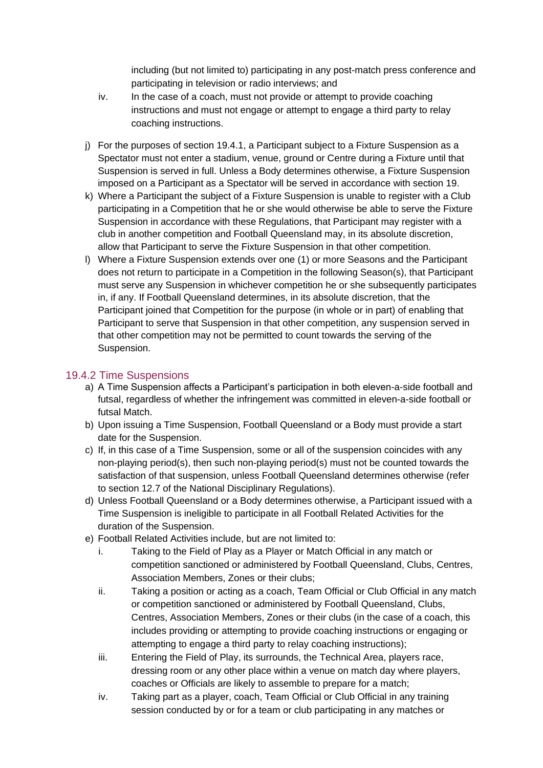including (but not limited to) participating in any post-match press conference and participating in television or radio interviews; and

iv. In the case of a coach, must not provide or attempt to provide coaching instructions and must not engage or attempt to engage a third party to relay coaching instructions.

j) For the purposes of section 19.4.1, a Participant subject to a Fixture Suspension as a Spectator must not enter a stadium, venue, ground or Centre during a Fixture until that Suspension is served in full. Unless a Body determines otherwise, a Fixture Suspension imposed on a Participant as a Spectator will be served in accordance with section 19.

k) Where a Participant the subject of a Fixture Suspension is unable to register with a Club participating in a Competition that he or she would otherwise be able to serve the Fixture Suspension in accordance with these Regulations, that Participant may register with a club in another competition and Football Queensland may, in its absolute discretion, allow that Participant to serve the Fixture Suspension in that other competition.

l) Where a Fixture Suspension extends over one (1) or more Seasons and the Participant does not return to participate in a Competition in the following Season(s), that Participant must serve any Suspension in whichever competition he or she subsequently participates in, if any. If Football Queensland determines, in its absolute discretion, that the Participant joined that Competition for the purpose (in whole or in part) of enabling that Participant to serve that Suspension in that other competition, any suspension served in that other competition may not be permitted to count towards the serving of the Suspension.

### 19.4.2 Time Suspensions

a) A Time Suspension affects a Participant's participation in both eleven-a-side football and futsal, regardless of whether the infringement was committed in eleven-a-side football or futsal Match.

b) Upon issuing a Time Suspension, Football Queensland or a Body must provide a start date for the Suspension.

c) If, in this case of a Time Suspension, some or all of the suspension coincides with any non-playing period(s), then such non-playing period(s) must not be counted towards the satisfaction of that suspension, unless Football Queensland determines otherwise (refer to section 12.7 of the National Disciplinary Regulations).

d) Unless Football Queensland or a Body determines otherwise, a Participant issued with a Time Suspension is ineligible to participate in all Football Related Activities for the duration of the Suspension.

e) Football Related Activities include, but are not limited to:

   i. Taking to the Field of Play as a Player or Match Official in any match or competition sanctioned or administered by Football Queensland, Clubs, Centres, Association Members, Zones or their clubs;

   ii. Taking a position or acting as a coach, Team Official or Club Official in any match or competition sanctioned or administered by Football Queensland, Clubs, Centres, Association Members, Zones or their clubs (in the case of a coach, this includes providing or attempting to provide coaching instructions or engaging or attempting to engage a third party to relay coaching instructions);

   iii. Entering the Field of Play, its surrounds, the Technical Area, players race, dressing room or any other place within a venue on match day where players, coaches or Officials are likely to assemble to prepare for a match;

   iv. Taking part as a player, coach, Team Official or Club Official in any training session conducted by or for a team or club participating in any matches or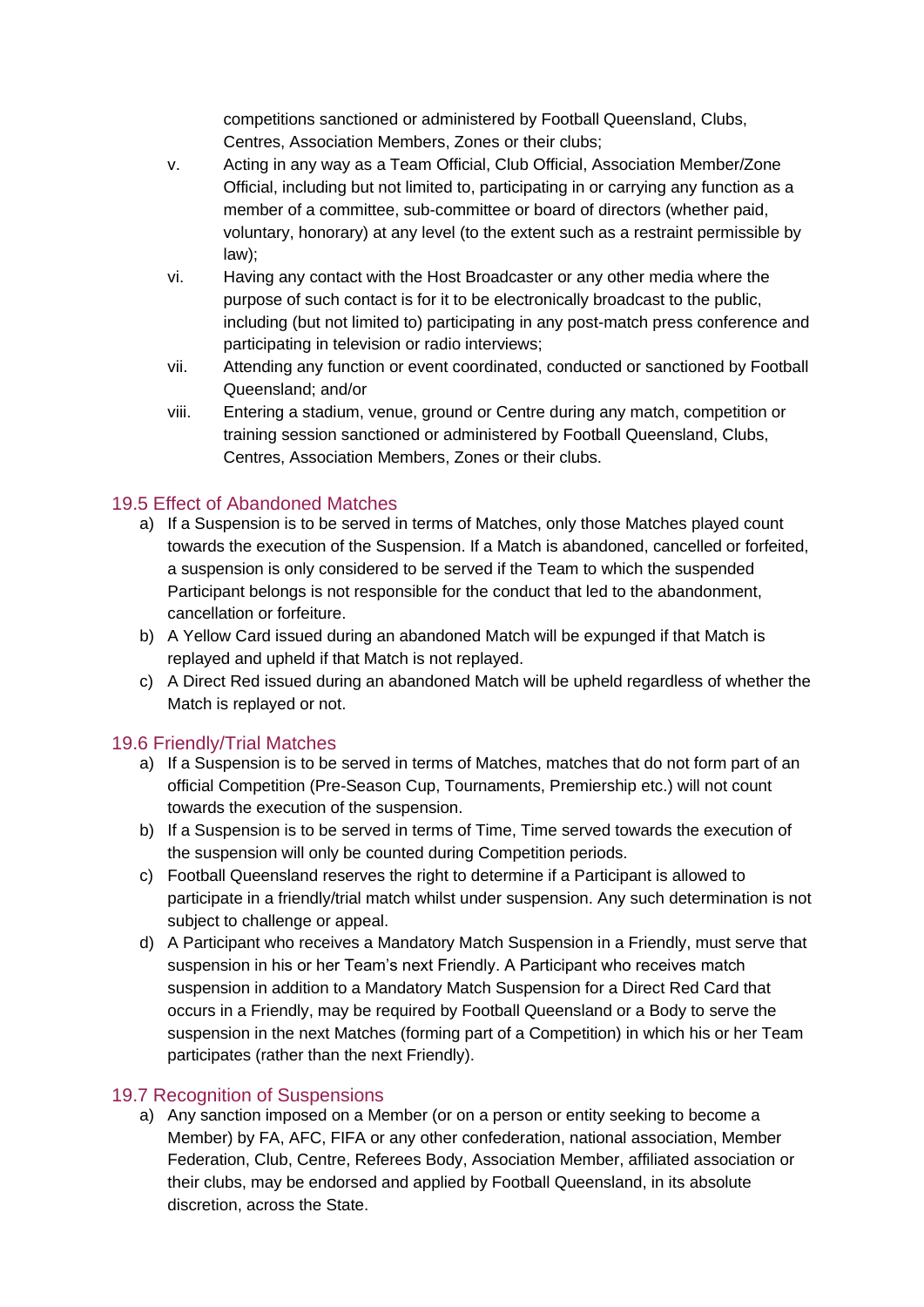competitions sanctioned or administered by Football Queensland, Clubs, Centres, Association Members, Zones or their clubs;

v. Acting in any way as a Team Official, Club Official, Association Member/Zone Official, including but not limited to, participating in or carrying any function as a member of a committee, sub-committee or board of directors (whether paid, voluntary, honorary) at any level (to the extent such as a restraint permissible by law);

vi. Having any contact with the Host Broadcaster or any other media where the purpose of such contact is for it to be electronically broadcast to the public, including (but not limited to) participating in any post-match press conference and participating in television or radio interviews;

vii. Attending any function or event coordinated, conducted or sanctioned by Football Queensland; and/or

viii. Entering a stadium, venue, ground or Centre during any match, competition or training session sanctioned or administered by Football Queensland, Clubs, Centres, Association Members, Zones or their clubs.

## 19.5 Effect of Abandoned Matches

a) If a Suspension is to be served in terms of Matches, only those Matches played count towards the execution of the Suspension. If a Match is abandoned, cancelled or forfeited, a suspension is only considered to be served if the Team to which the suspended Participant belongs is not responsible for the conduct that led to the abandonment, cancellation or forfeiture.

b) A Yellow Card issued during an abandoned Match will be expunged if that Match is replayed and upheld if that Match is not replayed.

c) A Direct Red issued during an abandoned Match will be upheld regardless of whether the Match is replayed or not.

## 19.6 Friendly/Trial Matches

a) If a Suspension is to be served in terms of Matches, matches that do not form part of an official Competition (Pre-Season Cup, Tournaments, Premiership etc.) will not count towards the execution of the suspension.

b) If a Suspension is to be served in terms of Time, Time served towards the execution of the suspension will only be counted during Competition periods.

c) Football Queensland reserves the right to determine if a Participant is allowed to participate in a friendly/trial match whilst under suspension. Any such determination is not subject to challenge or appeal.

d) A Participant who receives a Mandatory Match Suspension in a Friendly, must serve that suspension in his or her Team's next Friendly. A Participant who receives match suspension in addition to a Mandatory Match Suspension for a Direct Red Card that occurs in a Friendly, may be required by Football Queensland or a Body to serve the suspension in the next Matches (forming part of a Competition) in which his or her Team participates (rather than the next Friendly).

## 19.7 Recognition of Suspensions

a) Any sanction imposed on a Member (or on a person or entity seeking to become a Member) by FA, AFC, FIFA or any other confederation, national association, Member Federation, Club, Centre, Referees Body, Association Member, affiliated association or their clubs, may be endorsed and applied by Football Queensland, in its absolute discretion, across the State.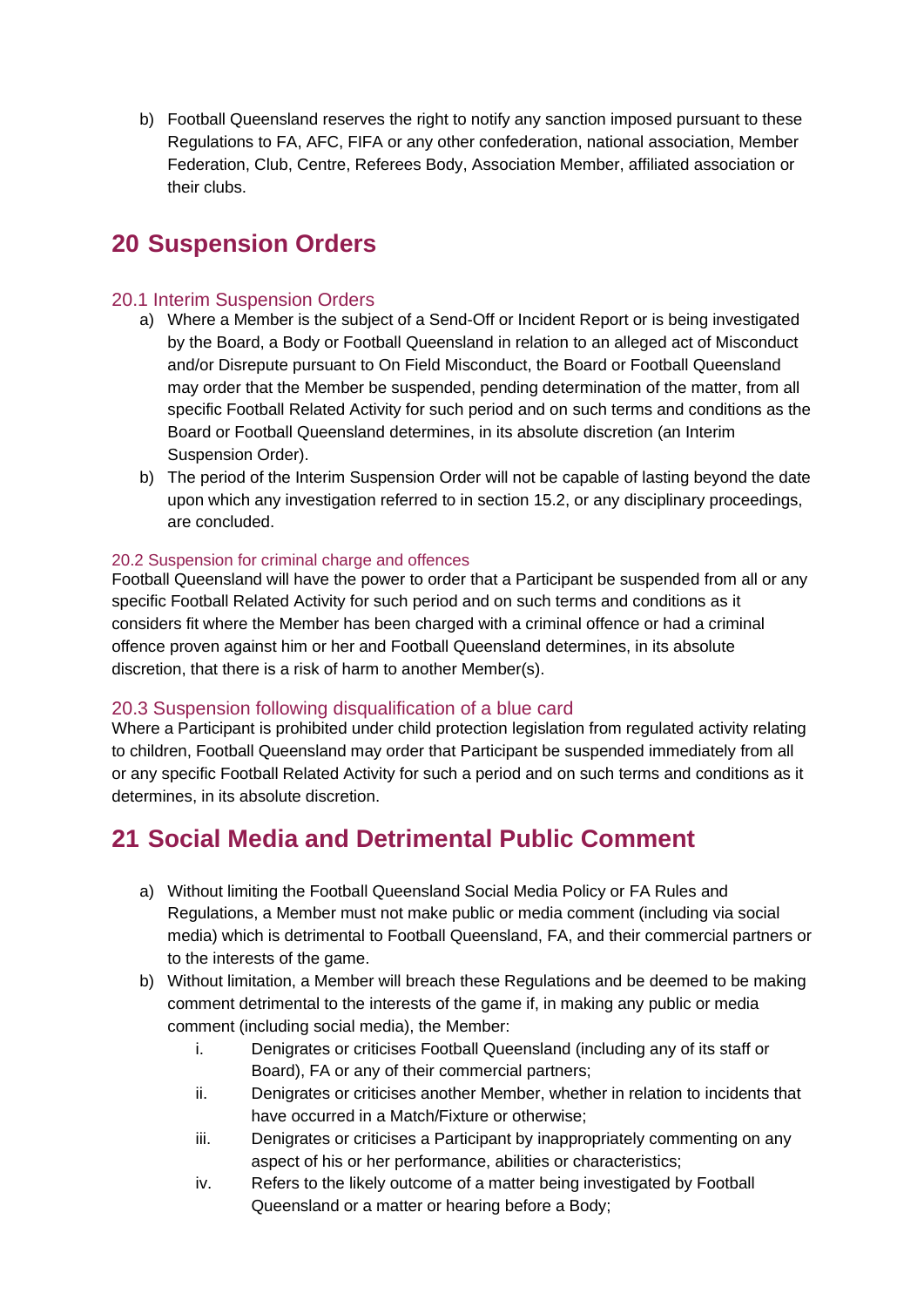b) Football Queensland reserves the right to notify any sanction imposed pursuant to these Regulations to FA, AFC, FIFA or any other confederation, national association, Member Federation, Club, Centre, Referees Body, Association Member, affiliated association or their clubs.

# 20 Suspension Orders

### 20.1 Interim Suspension Orders

a) Where a Member is the subject of a Send-Off or Incident Report or is being investigated by the Board, a Body or Football Queensland in relation to an alleged act of Misconduct and/or Disrepute pursuant to On Field Misconduct, the Board or Football Queensland may order that the Member be suspended, pending determination of the matter, from all specific Football Related Activity for such period and on such terms and conditions as the Board or Football Queensland determines, in its absolute discretion (an Interim Suspension Order).

b) The period of the Interim Suspension Order will not be capable of lasting beyond the date upon which any investigation referred to in section 15.2, or any disciplinary proceedings, are concluded.

### 20.2 Suspension for criminal charge and offences

Football Queensland will have the power to order that a Participant be suspended from all or any specific Football Related Activity for such period and on such terms and conditions as it considers fit where the Member has been charged with a criminal offence or had a criminal offence proven against him or her and Football Queensland determines, in its absolute discretion, that there is a risk of harm to another Member(s).

### 20.3 Suspension following disqualification of a blue card

Where a Participant is prohibited under child protection legislation from regulated activity relating to children, Football Queensland may order that Participant be suspended immediately from all or any specific Football Related Activity for such a period and on such terms and conditions as it determines, in its absolute discretion.

# 21 Social Media and Detrimental Public Comment

a) Without limiting the Football Queensland Social Media Policy or FA Rules and Regulations, a Member must not make public or media comment (including via social media) which is detrimental to Football Queensland, FA, and their commercial partners or to the interests of the game.

b) Without limitation, a Member will breach these Regulations and be deemed to be making comment detrimental to the interests of the game if, in making any public or media comment (including social media), the Member:

   i. Denigrates or criticises Football Queensland (including any of its staff or Board), FA or any of their commercial partners;

   ii. Denigrates or criticises another Member, whether in relation to incidents that have occurred in a Match/Fixture or otherwise;

   iii. Denigrates or criticises a Participant by inappropriately commenting on any aspect of his or her performance, abilities or characteristics;

   iv. Refers to the likely outcome of a matter being investigated by Football Queensland or a matter or hearing before a Body;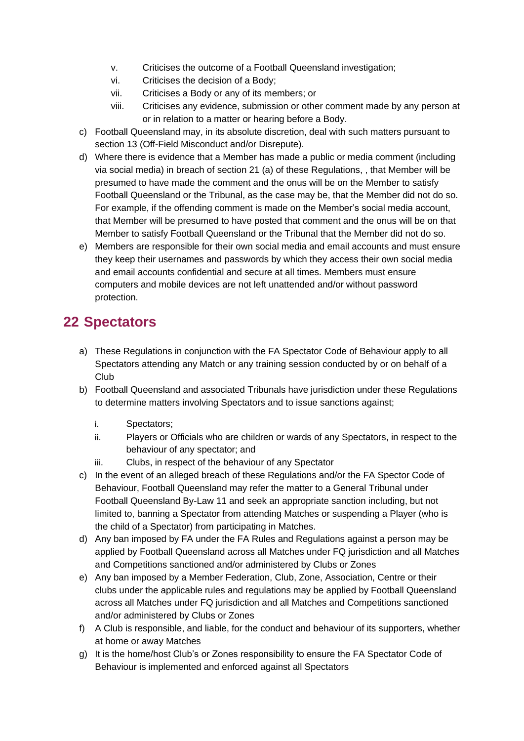v. Criticises the outcome of a Football Queensland investigation;
vi. Criticises the decision of a Body;
vii. Criticises a Body or any of its members; or
viii. Criticises any evidence, submission or other comment made by any person at or in relation to a matter or hearing before a Body.

c) Football Queensland may, in its absolute discretion, deal with such matters pursuant to section 13 (Off-Field Misconduct and/or Disrepute).

d) Where there is evidence that a Member has made a public or media comment (including via social media) in breach of section 21 (a) of these Regulations, , that Member will be presumed to have made the comment and the onus will be on the Member to satisfy Football Queensland or the Tribunal, as the case may be, that the Member did not do so. For example, if the offending comment is made on the Member's social media account, that Member will be presumed to have posted that comment and the onus will be on that Member to satisfy Football Queensland or the Tribunal that the Member did not do so.

e) Members are responsible for their own social media and email accounts and must ensure they keep their usernames and passwords by which they access their own social media and email accounts confidential and secure at all times. Members must ensure computers and mobile devices are not left unattended and/or without password protection.

## 22 Spectators

a) These Regulations in conjunction with the FA Spectator Code of Behaviour apply to all Spectators attending any Match or any training session conducted by or on behalf of a Club

b) Football Queensland and associated Tribunals have jurisdiction under these Regulations to determine matters involving Spectators and to issue sanctions against;

   i. Spectators;
   ii. Players or Officials who are children or wards of any Spectators, in respect to the behaviour of any spectator; and
   iii. Clubs, in respect of the behaviour of any Spectator

c) In the event of an alleged breach of these Regulations and/or the FA Spector Code of Behaviour, Football Queensland may refer the matter to a General Tribunal under Football Queensland By-Law 11 and seek an appropriate sanction including, but not limited to, banning a Spectator from attending Matches or suspending a Player (who is the child of a Spectator) from participating in Matches.

d) Any ban imposed by FA under the FA Rules and Regulations against a person may be applied by Football Queensland across all Matches under FQ jurisdiction and all Matches and Competitions sanctioned and/or administered by Clubs or Zones

e) Any ban imposed by a Member Federation, Club, Zone, Association, Centre or their clubs under the applicable rules and regulations may be applied by Football Queensland across all Matches under FQ jurisdiction and all Matches and Competitions sanctioned and/or administered by Clubs or Zones

f) A Club is responsible, and liable, for the conduct and behaviour of its supporters, whether at home or away Matches

g) It is the home/host Club's or Zones responsibility to ensure the FA Spectator Code of Behaviour is implemented and enforced against all Spectators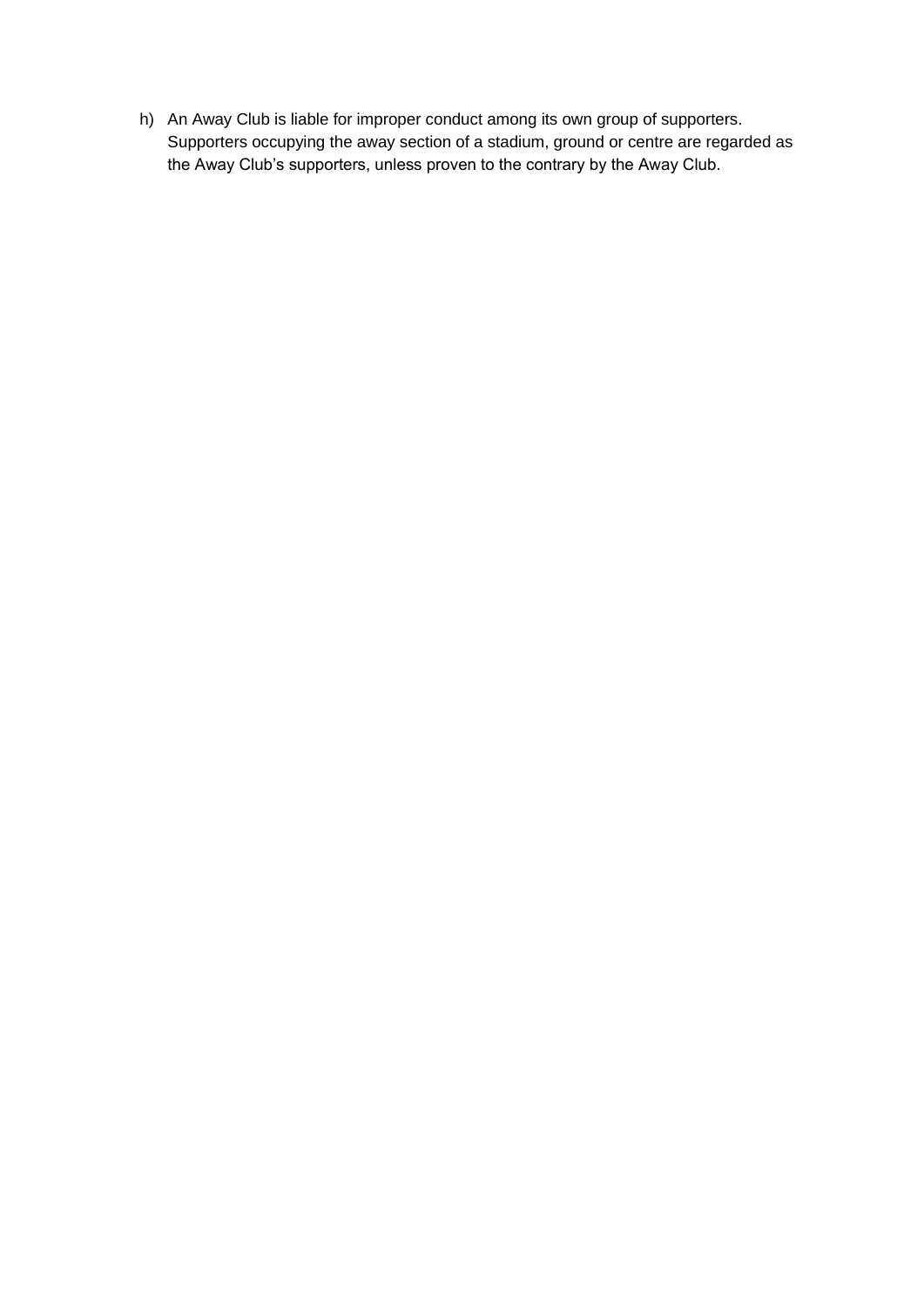h) An Away Club is liable for improper conduct among its own group of supporters. Supporters occupying the away section of a stadium, ground or centre are regarded as the Away Club's supporters, unless proven to the contrary by the Away Club.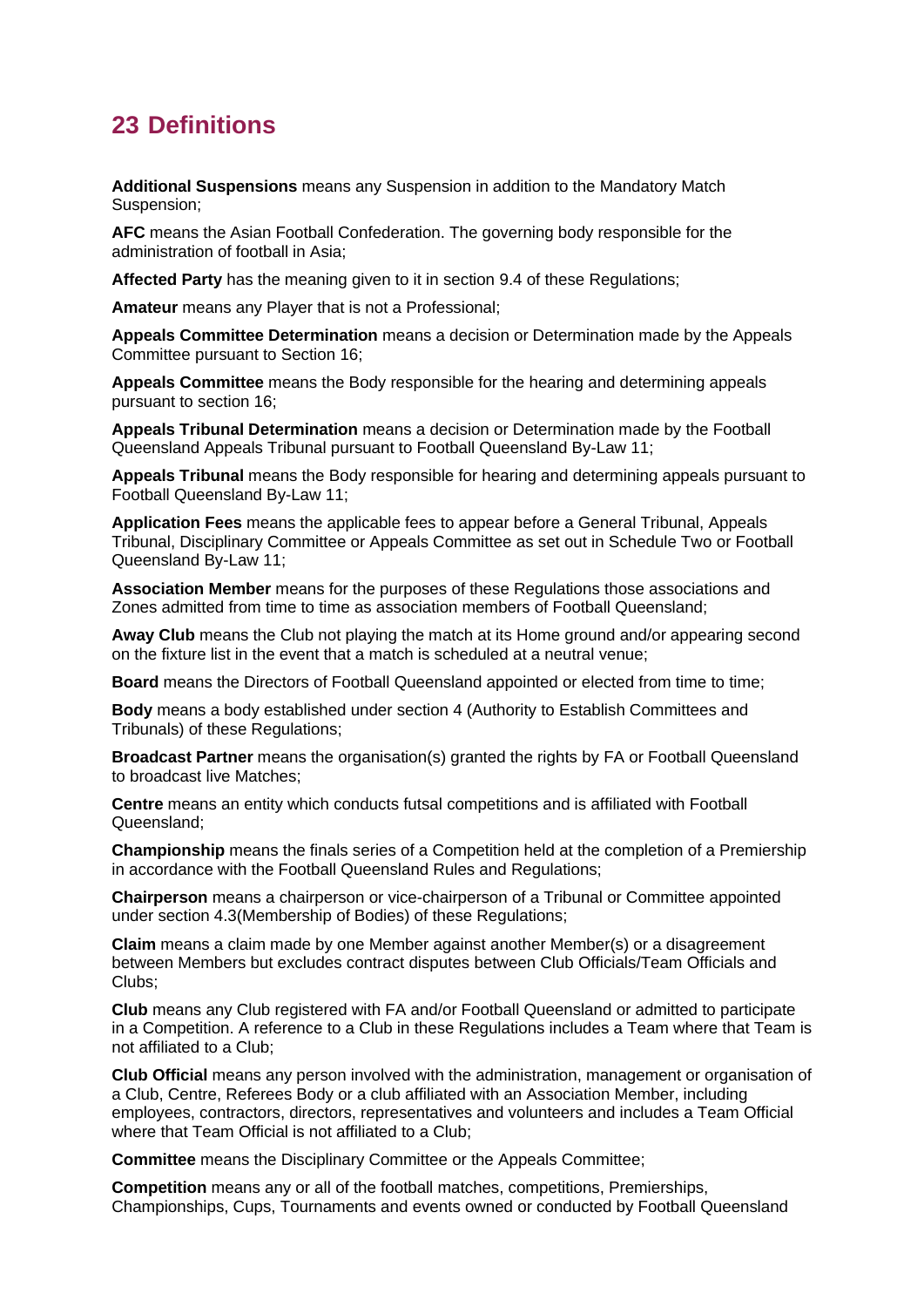# 23 Definitions

**Additional Suspensions** means any Suspension in addition to the Mandatory Match Suspension;

**AFC** means the Asian Football Confederation. The governing body responsible for the administration of football in Asia;

**Affected Party** has the meaning given to it in section 9.4 of these Regulations;

**Amateur** means any Player that is not a Professional;

**Appeals Committee Determination** means a decision or Determination made by the Appeals Committee pursuant to Section 16;

**Appeals Committee** means the Body responsible for the hearing and determining appeals pursuant to section 16;

**Appeals Tribunal Determination** means a decision or Determination made by the Football Queensland Appeals Tribunal pursuant to Football Queensland By-Law 11;

**Appeals Tribunal** means the Body responsible for hearing and determining appeals pursuant to Football Queensland By-Law 11;

**Application Fees** means the applicable fees to appear before a General Tribunal, Appeals Tribunal, Disciplinary Committee or Appeals Committee as set out in Schedule Two or Football Queensland By-Law 11;

**Association Member** means for the purposes of these Regulations those associations and Zones admitted from time to time as association members of Football Queensland;

**Away Club** means the Club not playing the match at its Home ground and/or appearing second on the fixture list in the event that a match is scheduled at a neutral venue;

**Board** means the Directors of Football Queensland appointed or elected from time to time;

**Body** means a body established under section 4 (Authority to Establish Committees and Tribunals) of these Regulations;

**Broadcast Partner** means the organisation(s) granted the rights by FA or Football Queensland to broadcast live Matches;

**Centre** means an entity which conducts futsal competitions and is affiliated with Football Queensland;

**Championship** means the finals series of a Competition held at the completion of a Premiership in accordance with the Football Queensland Rules and Regulations;

**Chairperson** means a chairperson or vice-chairperson of a Tribunal or Committee appointed under section 4.3(Membership of Bodies) of these Regulations;

**Claim** means a claim made by one Member against another Member(s) or a disagreement between Members but excludes contract disputes between Club Officials/Team Officials and Clubs;

**Club** means any Club registered with FA and/or Football Queensland or admitted to participate in a Competition. A reference to a Club in these Regulations includes a Team where that Team is not affiliated to a Club;

**Club Official** means any person involved with the administration, management or organisation of a Club, Centre, Referees Body or a club affiliated with an Association Member, including employees, contractors, directors, representatives and volunteers and includes a Team Official where that Team Official is not affiliated to a Club;

**Committee** means the Disciplinary Committee or the Appeals Committee;

**Competition** means any or all of the football matches, competitions, Premierships, Championships, Cups, Tournaments and events owned or conducted by Football Queensland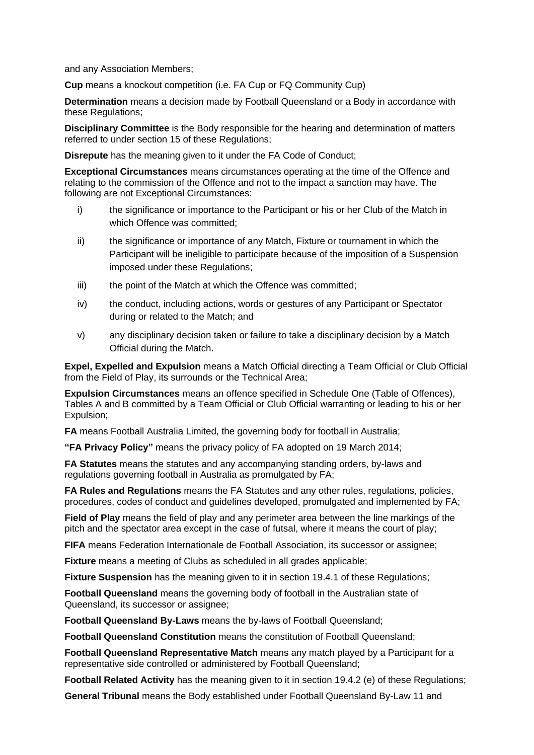and any Association Members;

**Cup** means a knockout competition (i.e. FA Cup or FQ Community Cup)

**Determination** means a decision made by Football Queensland or a Body in accordance with these Regulations;

**Disciplinary Committee** is the Body responsible for the hearing and determination of matters referred to under section 15 of these Regulations;

**Disrepute** has the meaning given to it under the FA Code of Conduct;

**Exceptional Circumstances** means circumstances operating at the time of the Offence and relating to the commission of the Offence and not to the impact a sanction may have. The following are not Exceptional Circumstances:

i) the significance or importance to the Participant or his or her Club of the Match in which Offence was committed;

ii) the significance or importance of any Match, Fixture or tournament in which the Participant will be ineligible to participate because of the imposition of a Suspension imposed under these Regulations;

iii) the point of the Match at which the Offence was committed;

iv) the conduct, including actions, words or gestures of any Participant or Spectator during or related to the Match; and

v) any disciplinary decision taken or failure to take a disciplinary decision by a Match Official during the Match.

**Expel, Expelled and Expulsion** means a Match Official directing a Team Official or Club Official from the Field of Play, its surrounds or the Technical Area;

**Expulsion Circumstances** means an offence specified in Schedule One (Table of Offences), Tables A and B committed by a Team Official or Club Official warranting or leading to his or her Expulsion;

**FA** means Football Australia Limited, the governing body for football in Australia;

**"FA Privacy Policy"** means the privacy policy of FA adopted on 19 March 2014;

**FA Statutes** means the statutes and any accompanying standing orders, by-laws and regulations governing football in Australia as promulgated by FA;

**FA Rules and Regulations** means the FA Statutes and any other rules, regulations, policies, procedures, codes of conduct and guidelines developed, promulgated and implemented by FA;

**Field of Play** means the field of play and any perimeter area between the line markings of the pitch and the spectator area except in the case of futsal, where it means the court of play;

**FIFA** means Federation Internationale de Football Association, its successor or assignee;

**Fixture** means a meeting of Clubs as scheduled in all grades applicable;

**Fixture Suspension** has the meaning given to it in section 19.4.1 of these Regulations;

**Football Queensland** means the governing body of football in the Australian state of Queensland, its successor or assignee;

**Football Queensland By-Laws** means the by-laws of Football Queensland;

**Football Queensland Constitution** means the constitution of Football Queensland;

**Football Queensland Representative Match** means any match played by a Participant for a representative side controlled or administered by Football Queensland;

**Football Related Activity** has the meaning given to it in section 19.4.2 (e) of these Regulations;

**General Tribunal** means the Body established under Football Queensland By-Law 11 and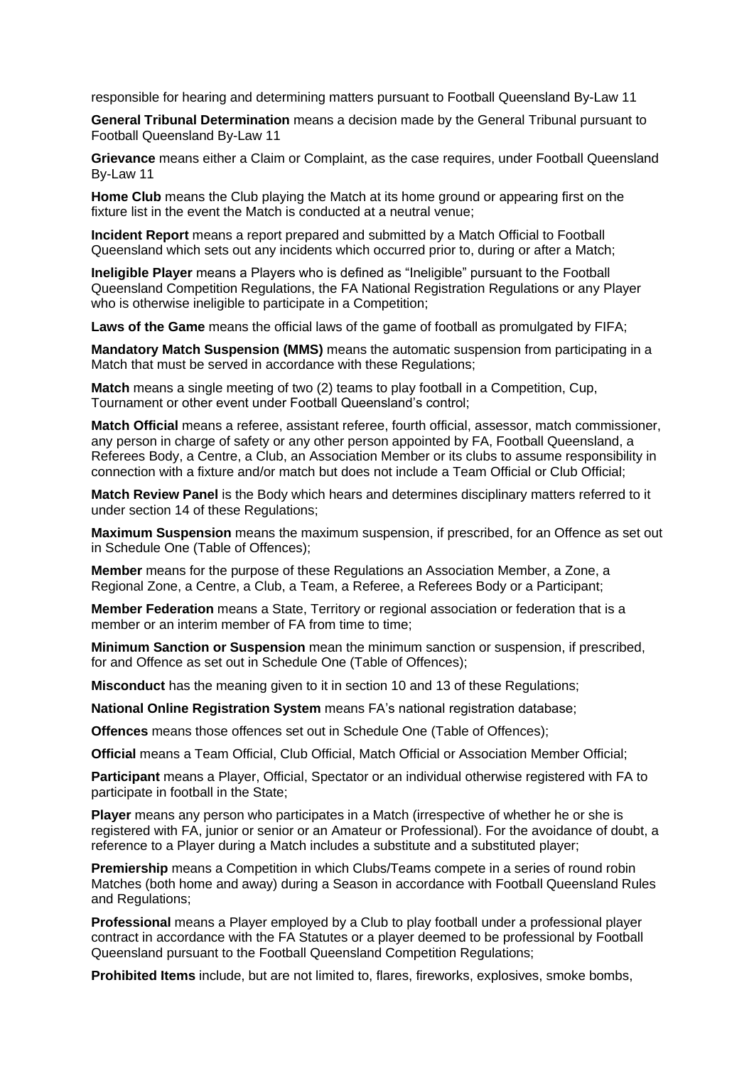responsible for hearing and determining matters pursuant to Football Queensland By-Law 11

**General Tribunal Determination** means a decision made by the General Tribunal pursuant to Football Queensland By-Law 11

**Grievance** means either a Claim or Complaint, as the case requires, under Football Queensland By-Law 11

**Home Club** means the Club playing the Match at its home ground or appearing first on the fixture list in the event the Match is conducted at a neutral venue;

**Incident Report** means a report prepared and submitted by a Match Official to Football Queensland which sets out any incidents which occurred prior to, during or after a Match;

**Ineligible Player** means a Players who is defined as "Ineligible" pursuant to the Football Queensland Competition Regulations, the FA National Registration Regulations or any Player who is otherwise ineligible to participate in a Competition;

**Laws of the Game** means the official laws of the game of football as promulgated by FIFA;

**Mandatory Match Suspension (MMS)** means the automatic suspension from participating in a Match that must be served in accordance with these Regulations;

**Match** means a single meeting of two (2) teams to play football in a Competition, Cup, Tournament or other event under Football Queensland's control;

**Match Official** means a referee, assistant referee, fourth official, assessor, match commissioner, any person in charge of safety or any other person appointed by FA, Football Queensland, a Referees Body, a Centre, a Club, an Association Member or its clubs to assume responsibility in connection with a fixture and/or match but does not include a Team Official or Club Official;

**Match Review Panel** is the Body which hears and determines disciplinary matters referred to it under section 14 of these Regulations;

**Maximum Suspension** means the maximum suspension, if prescribed, for an Offence as set out in Schedule One (Table of Offences);

**Member** means for the purpose of these Regulations an Association Member, a Zone, a Regional Zone, a Centre, a Club, a Team, a Referee, a Referees Body or a Participant;

**Member Federation** means a State, Territory or regional association or federation that is a member or an interim member of FA from time to time;

**Minimum Sanction or Suspension** mean the minimum sanction or suspension, if prescribed, for and Offence as set out in Schedule One (Table of Offences);

**Misconduct** has the meaning given to it in section 10 and 13 of these Regulations;

**National Online Registration System** means FA's national registration database;

**Offences** means those offences set out in Schedule One (Table of Offences);

**Official** means a Team Official, Club Official, Match Official or Association Member Official;

**Participant** means a Player, Official, Spectator or an individual otherwise registered with FA to participate in football in the State;

**Player** means any person who participates in a Match (irrespective of whether he or she is registered with FA, junior or senior or an Amateur or Professional). For the avoidance of doubt, a reference to a Player during a Match includes a substitute and a substituted player;

**Premiership** means a Competition in which Clubs/Teams compete in a series of round robin Matches (both home and away) during a Season in accordance with Football Queensland Rules and Regulations;

**Professional** means a Player employed by a Club to play football under a professional player contract in accordance with the FA Statutes or a player deemed to be professional by Football Queensland pursuant to the Football Queensland Competition Regulations;

**Prohibited Items** include, but are not limited to, flares, fireworks, explosives, smoke bombs,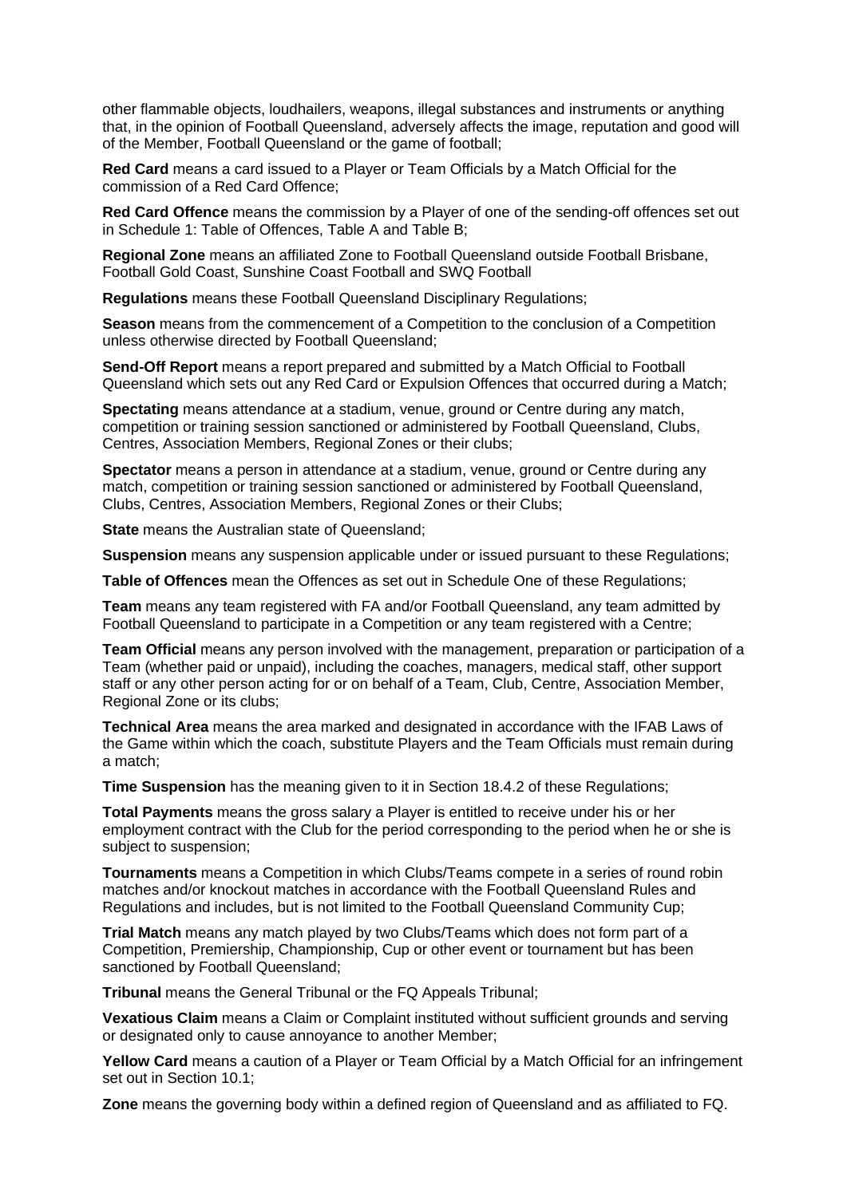other flammable objects, loudhailers, weapons, illegal substances and instruments or anything that, in the opinion of Football Queensland, adversely affects the image, reputation and good will of the Member, Football Queensland or the game of football;

**Red Card** means a card issued to a Player or Team Officials by a Match Official for the commission of a Red Card Offence;

**Red Card Offence** means the commission by a Player of one of the sending-off offences set out in Schedule 1: Table of Offences, Table A and Table B;

**Regional Zone** means an affiliated Zone to Football Queensland outside Football Brisbane, Football Gold Coast, Sunshine Coast Football and SWQ Football

**Regulations** means these Football Queensland Disciplinary Regulations;

**Season** means from the commencement of a Competition to the conclusion of a Competition unless otherwise directed by Football Queensland;

**Send-Off Report** means a report prepared and submitted by a Match Official to Football Queensland which sets out any Red Card or Expulsion Offences that occurred during a Match;

**Spectating** means attendance at a stadium, venue, ground or Centre during any match, competition or training session sanctioned or administered by Football Queensland, Clubs, Centres, Association Members, Regional Zones or their clubs;

**Spectator** means a person in attendance at a stadium, venue, ground or Centre during any match, competition or training session sanctioned or administered by Football Queensland, Clubs, Centres, Association Members, Regional Zones or their Clubs;

**State** means the Australian state of Queensland;

**Suspension** means any suspension applicable under or issued pursuant to these Regulations;

**Table of Offences** mean the Offences as set out in Schedule One of these Regulations;

**Team** means any team registered with FA and/or Football Queensland, any team admitted by Football Queensland to participate in a Competition or any team registered with a Centre;

**Team Official** means any person involved with the management, preparation or participation of a Team (whether paid or unpaid), including the coaches, managers, medical staff, other support staff or any other person acting for or on behalf of a Team, Club, Centre, Association Member, Regional Zone or its clubs;

**Technical Area** means the area marked and designated in accordance with the IFAB Laws of the Game within which the coach, substitute Players and the Team Officials must remain during a match;

**Time Suspension** has the meaning given to it in Section 18.4.2 of these Regulations;

**Total Payments** means the gross salary a Player is entitled to receive under his or her employment contract with the Club for the period corresponding to the period when he or she is subject to suspension;

**Tournaments** means a Competition in which Clubs/Teams compete in a series of round robin matches and/or knockout matches in accordance with the Football Queensland Rules and Regulations and includes, but is not limited to the Football Queensland Community Cup;

**Trial Match** means any match played by two Clubs/Teams which does not form part of a Competition, Premiership, Championship, Cup or other event or tournament but has been sanctioned by Football Queensland;

**Tribunal** means the General Tribunal or the FQ Appeals Tribunal;

**Vexatious Claim** means a Claim or Complaint instituted without sufficient grounds and serving or designated only to cause annoyance to another Member;

**Yellow Card** means a caution of a Player or Team Official by a Match Official for an infringement set out in Section 10.1;

**Zone** means the governing body within a defined region of Queensland and as affiliated to FQ.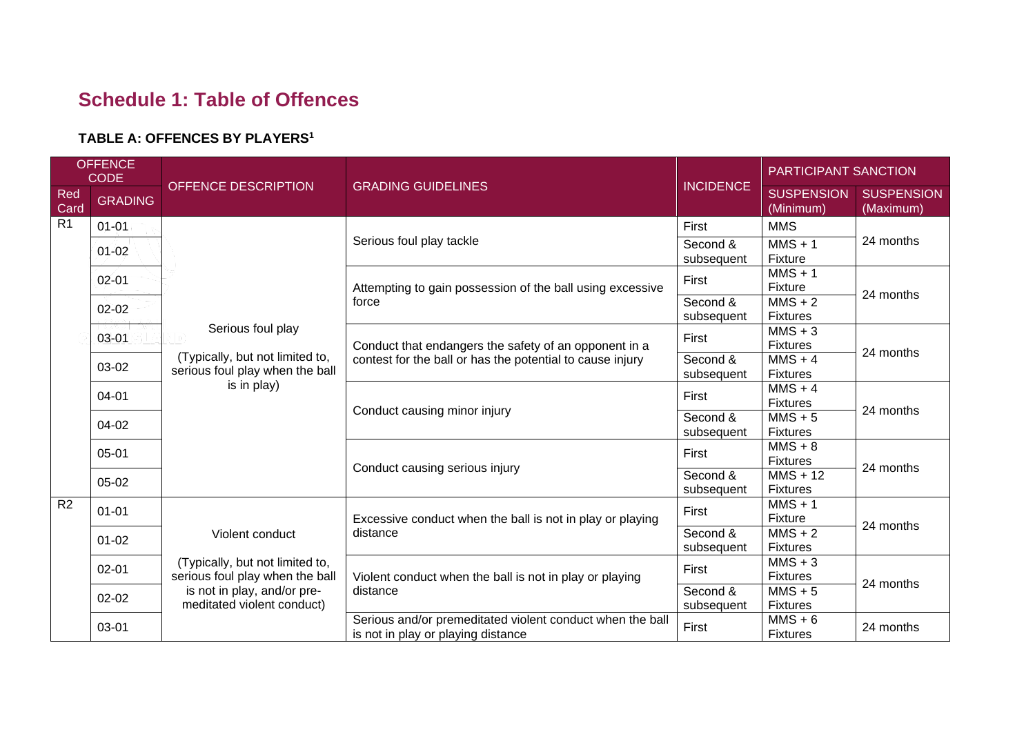## Schedule 1: Table of Offences

### TABLE A: OFFENCES BY PLAYERS[1]

| OFFENCE CODE | | OFFENCE DESCRIPTION | GRADING GUIDELINES | INCIDENCE | PARTICIPANT SANCTION | |
|---|---|---|---|---|---|---|
| Red Card | GRADING | | | | SUSPENSION (Minimum) | SUSPENSION (Maximum) |
| R1 | 01-01 | Serious foul play (Typically, but not limited to, serious foul play when the ball is in play) | Serious foul play tackle | First | MMS | 24 months |
| | 01-02 | | | Second & subsequent | MMS + 1 Fixture | |
| | 02-01 | | Attempting to gain possession of the ball using excessive force | First | MMS + 1 Fixture | 24 months |
| | 02-02 | | | Second & subsequent | MMS + 2 Fixtures | |
| | 03-01 | | Conduct that endangers the safety of an opponent in a contest for the ball or has the potential to cause injury | First | MMS + 3 Fixtures | 24 months |
| | 03-02 | | | Second & subsequent | MMS + 4 Fixtures | |
| | 04-01 | | Conduct causing minor injury | First | MMS + 4 Fixtures | 24 months |
| | 04-02 | | | Second & subsequent | MMS + 5 Fixtures | |
| | 05-01 | | Conduct causing serious injury | First | MMS + 8 Fixtures | 24 months |
| | 05-02 | | | Second & subsequent | MMS + 12 Fixtures | |
| R2 | 01-01 | Violent conduct (Typically, but not limited to, serious foul play when the ball is not in play, and/or pre-meditated violent conduct) | Excessive conduct when the ball is not in play or playing distance | First | MMS + 1 Fixture | 24 months |
| | 01-02 | | | Second & subsequent | MMS + 2 Fixtures | |
| | 02-01 | | Violent conduct when the ball is not in play or playing distance | First | MMS + 3 Fixtures | 24 months |
| | 02-02 | | | Second & subsequent | MMS + 5 Fixtures | |
| | 03-01 | | Serious and/or premeditated violent conduct when the ball is not in play or playing distance | First | MMS + 6 Fixtures | 24 months |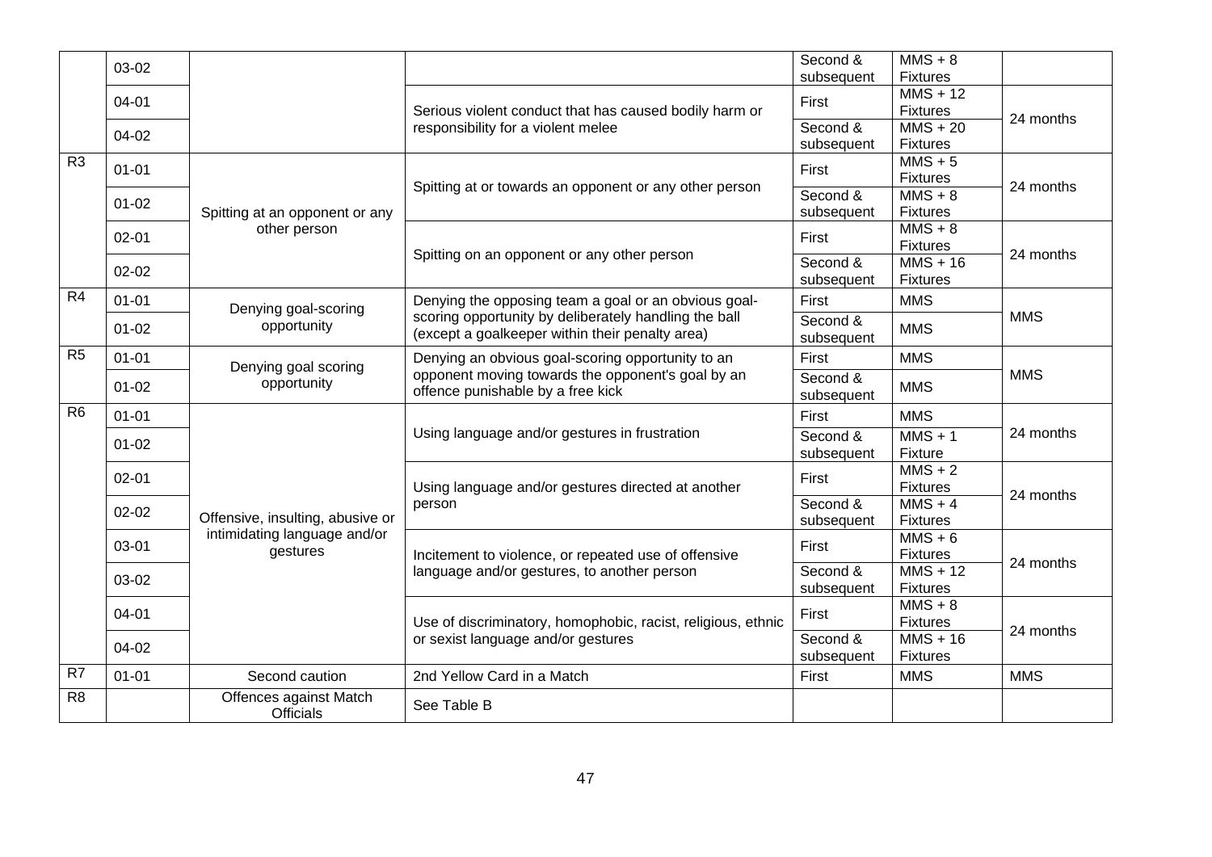| | | | | | | |
|---|---|---|---|---|---|---|
| | 03-02 | | | Second & subsequent | MMS + 8 Fixtures | |
| | 04-01 | | Serious violent conduct that has caused bodily harm or responsibility for a violent melee | First | MMS + 12 Fixtures | 24 months |
| | 04-02 | | | Second & subsequent | MMS + 20 Fixtures | |
| R3 | 01-01 | Spitting at an opponent or any other person | Spitting at or towards an opponent or any other person | First | MMS + 5 Fixtures | 24 months |
| | 01-02 | | | Second & subsequent | MMS + 8 Fixtures | |
| | 02-01 | | Spitting on an opponent or any other person | First | MMS + 8 Fixtures | 24 months |
| | 02-02 | | | Second & subsequent | MMS + 16 Fixtures | |
| R4 | 01-01 | Denying goal-scoring opportunity | Denying the opposing team a goal or an obvious goal-scoring opportunity by deliberately handling the ball (except a goalkeeper within their penalty area) | First | MMS | MMS |
| | 01-02 | | | Second & subsequent | MMS | |
| R5 | 01-01 | Denying goal scoring opportunity | Denying an obvious goal-scoring opportunity to an opponent moving towards the opponent's goal by an offence punishable by a free kick | First | MMS | MMS |
| | 01-02 | | | Second & subsequent | MMS | |
| R6 | 01-01 | Offensive, insulting, abusive or intimidating language and/or gestures | Using language and/or gestures in frustration | First | MMS | 24 months |
| | 01-02 | | | Second & subsequent | MMS + 1 Fixture | |
| | 02-01 | | Using language and/or gestures directed at another person | First | MMS + 2 Fixtures | 24 months |
| | 02-02 | | | Second & subsequent | MMS + 4 Fixtures | |
| | 03-01 | | Incitement to violence, or repeated use of offensive language and/or gestures, to another person | First | MMS + 6 Fixtures | 24 months |
| | 03-02 | | | Second & subsequent | MMS + 12 Fixtures | |
| | 04-01 | | Use of discriminatory, homophobic, racist, religious, ethnic or sexist language and/or gestures | First | MMS + 8 Fixtures | 24 months |
| | 04-02 | | | Second & subsequent | MMS + 16 Fixtures | |
| R7 | 01-01 | Second caution | 2nd Yellow Card in a Match | First | MMS | MMS |
| R8 | | Offences against Match Officials | See Table B | | | |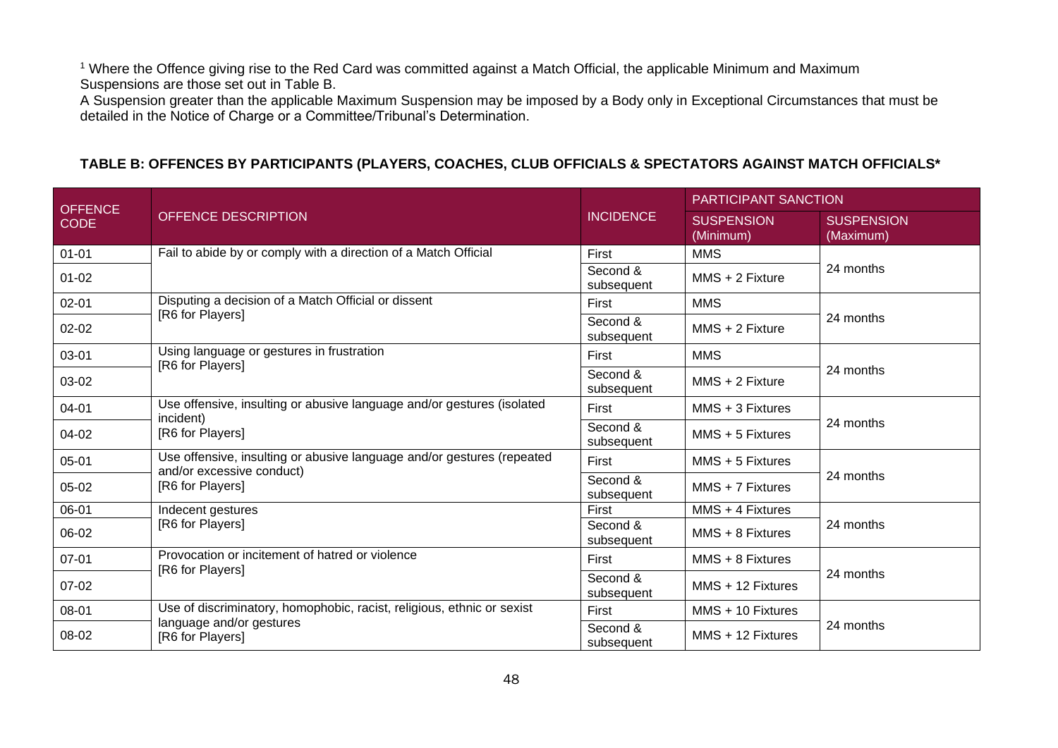[1] Where the Offence giving rise to the Red Card was committed against a Match Official, the applicable Minimum and Maximum Suspensions are those set out in Table B.
A Suspension greater than the applicable Maximum Suspension may be imposed by a Body only in Exceptional Circumstances that must be detailed in the Notice of Charge or a Committee/Tribunal's Determination.

**TABLE B: OFFENCES BY PARTICIPANTS (PLAYERS, COACHES, CLUB OFFICIALS & SPECTATORS AGAINST MATCH OFFICIALS***

| OFFENCE CODE | OFFENCE DESCRIPTION | INCIDENCE | PARTICIPANT SANCTION | |
|---|---|---|---|---|
| | | | SUSPENSION (Minimum) | SUSPENSION (Maximum) |
| 01-01 | Fail to abide by or comply with a direction of a Match Official | First | MMS | 24 months |
| 01-02 | | Second & subsequent | MMS + 2 Fixture | |
| 02-01 | Disputing a decision of a Match Official or dissent [R6 for Players] | First | MMS | 24 months |
| 02-02 | | Second & subsequent | MMS + 2 Fixture | |
| 03-01 | Using language or gestures in frustration [R6 for Players] | First | MMS | 24 months |
| 03-02 | | Second & subsequent | MMS + 2 Fixture | |
| 04-01 | Use offensive, insulting or abusive language and/or gestures (isolated incident) [R6 for Players] | First | MMS + 3 Fixtures | 24 months |
| 04-02 | | Second & subsequent | MMS + 5 Fixtures | |
| 05-01 | Use offensive, insulting or abusive language and/or gestures (repeated and/or excessive conduct) [R6 for Players] | First | MMS + 5 Fixtures | 24 months |
| 05-02 | | Second & subsequent | MMS + 7 Fixtures | |
| 06-01 | Indecent gestures [R6 for Players] | First | MMS + 4 Fixtures | 24 months |
| 06-02 | | Second & subsequent | MMS + 8 Fixtures | |
| 07-01 | Provocation or incitement of hatred or violence [R6 for Players] | First | MMS + 8 Fixtures | 24 months |
| 07-02 | | Second & subsequent | MMS + 12 Fixtures | |
| 08-01 | Use of discriminatory, homophobic, racist, religious, ethnic or sexist language and/or gestures [R6 for Players] | First | MMS + 10 Fixtures | 24 months |
| 08-02 | | Second & subsequent | MMS + 12 Fixtures | |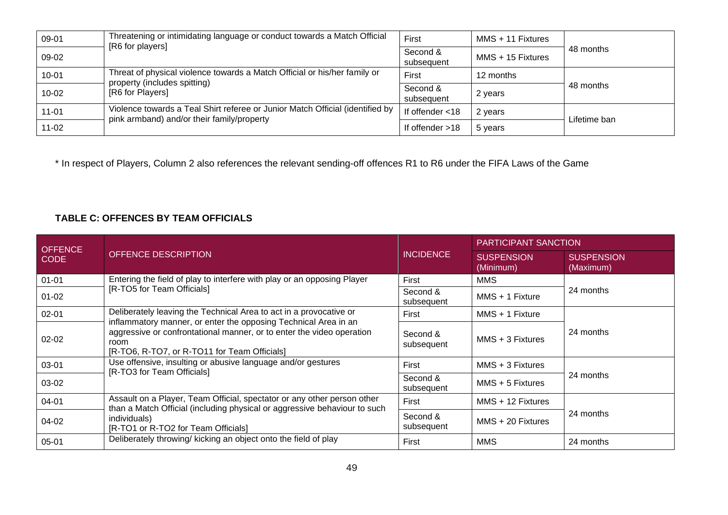| | | | | |
|---|---|---|---|---|
| 09-01 | Threatening or intimidating language or conduct towards a Match Official [R6 for players] | First | MMS + 11 Fixtures | 48 months |
| 09-02 | | Second & subsequent | MMS + 15 Fixtures | |
| 10-01 | Threat of physical violence towards a Match Official or his/her family or property (includes spitting) [R6 for Players] | First | 12 months | 48 months |
| 10-02 | | Second & subsequent | 2 years | |
| 11-01 | Violence towards a Teal Shirt referee or Junior Match Official (identified by pink armband) and/or their family/property | If offender <18 | 2 years | Lifetime ban |
| 11-02 | | If offender >18 | 5 years | |

* In respect of Players, Column 2 also references the relevant sending-off offences R1 to R6 under the FIFA Laws of the Game

**TABLE C: OFFENCES BY TEAM OFFICIALS**

| OFFENCE CODE | OFFENCE DESCRIPTION | INCIDENCE | PARTICIPANT SANCTION | |
|---|---|---|---|---|
| | | | SUSPENSION (Minimum) | SUSPENSION (Maximum) |
| 01-01 | Entering the field of play to interfere with play or an opposing Player [R-TO5 for Team Officials] | First | MMS | 24 months |
| 01-02 | | Second & subsequent | MMS + 1 Fixture | |
| 02-01 | Deliberately leaving the Technical Area to act in a provocative or inflammatory manner, or enter the opposing Technical Area in an aggressive or confrontational manner, or to enter the video operation room [R-TO6, R-TO7, or R-TO11 for Team Officials] | First | MMS + 1 Fixture | 24 months |
| 02-02 | | Second & subsequent | MMS + 3 Fixtures | |
| 03-01 | Use offensive, insulting or abusive language and/or gestures [R-TO3 for Team Officials] | First | MMS + 3 Fixtures | 24 months |
| 03-02 | | Second & subsequent | MMS + 5 Fixtures | |
| 04-01 | Assault on a Player, Team Official, spectator or any other person other than a Match Official (including physical or aggressive behaviour to such individuals) [R-TO1 or R-TO2 for Team Officials] | First | MMS + 12 Fixtures | 24 months |
| 04-02 | | Second & subsequent | MMS + 20 Fixtures | |
| 05-01 | Deliberately throwing/ kicking an object onto the field of play | First | MMS | 24 months |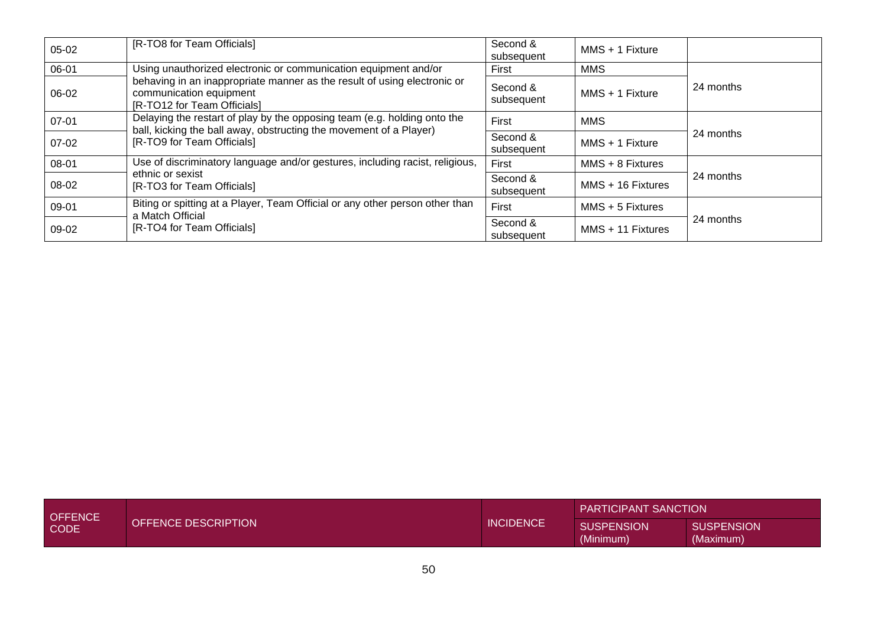| OFFENCE CODE | OFFENCE DESCRIPTION | INCIDENCE | PARTICIPANT SANCTION | |
|---|---|---|---|---|
| | | | SUSPENSION (Minimum) | SUSPENSION (Maximum) |
| 05-02 | [R-TO8 for Team Officials] | Second & subsequent | MMS + 1 Fixture | |
| 06-01 | Using unauthorized electronic or communication equipment and/or behaving in an inappropriate manner as the result of using electronic or communication equipment [R-TO12 for Team Officials] | First | MMS | 24 months |
| 06-02 | | Second & subsequent | MMS + 1 Fixture | |
| 07-01 | Delaying the restart of play by the opposing team (e.g. holding onto the ball, kicking the ball away, obstructing the movement of a Player) [R-TO9 for Team Officials] | First | MMS | 24 months |
| 07-02 | | Second & subsequent | MMS + 1 Fixture | |
| 08-01 | Use of discriminatory language and/or gestures, including racist, religious, ethnic or sexist [R-TO3 for Team Officials] | First | MMS + 8 Fixtures | 24 months |
| 08-02 | | Second & subsequent | MMS + 16 Fixtures | |
| 09-01 | Biting or spitting at a Player, Team Official or any other person other than a Match Official [R-TO4 for Team Officials] | First | MMS + 5 Fixtures | 24 months |
| 09-02 | | Second & subsequent | MMS + 11 Fixtures | |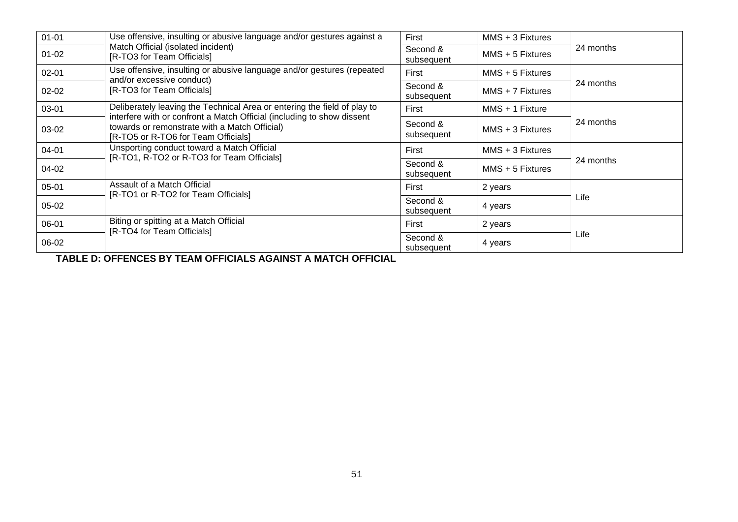| | | | | |
|---|---|---|---|---|
| 01-01 | Use offensive, insulting or abusive language and/or gestures against a Match Official (isolated incident) [R-TO3 for Team Officials] | First | MMS + 3 Fixtures | 24 months |
| 01-02 | | Second & subsequent | MMS + 5 Fixtures | |
| 02-01 | Use offensive, insulting or abusive language and/or gestures (repeated and/or excessive conduct) [R-TO3 for Team Officials] | First | MMS + 5 Fixtures | 24 months |
| 02-02 | | Second & subsequent | MMS + 7 Fixtures | |
| 03-01 | Deliberately leaving the Technical Area or entering the field of play to interfere with or confront a Match Official (including to show dissent towards or remonstrate with a Match Official) [R-TO5 or R-TO6 for Team Officials] | First | MMS + 1 Fixture | 24 months |
| 03-02 | | Second & subsequent | MMS + 3 Fixtures | |
| 04-01 | Unsporting conduct toward a Match Official [R-TO1, R-TO2 or R-TO3 for Team Officials] | First | MMS + 3 Fixtures | 24 months |
| 04-02 | | Second & subsequent | MMS + 5 Fixtures | |
| 05-01 | Assault of a Match Official [R-TO1 or R-TO2 for Team Officials] | First | 2 years | Life |
| 05-02 | | Second & subsequent | 4 years | |
| 06-01 | Biting or spitting at a Match Official [R-TO4 for Team Officials] | First | 2 years | Life |
| 06-02 | | Second & subsequent | 4 years | |

**TABLE D: OFFENCES BY TEAM OFFICIALS AGAINST A MATCH OFFICIAL**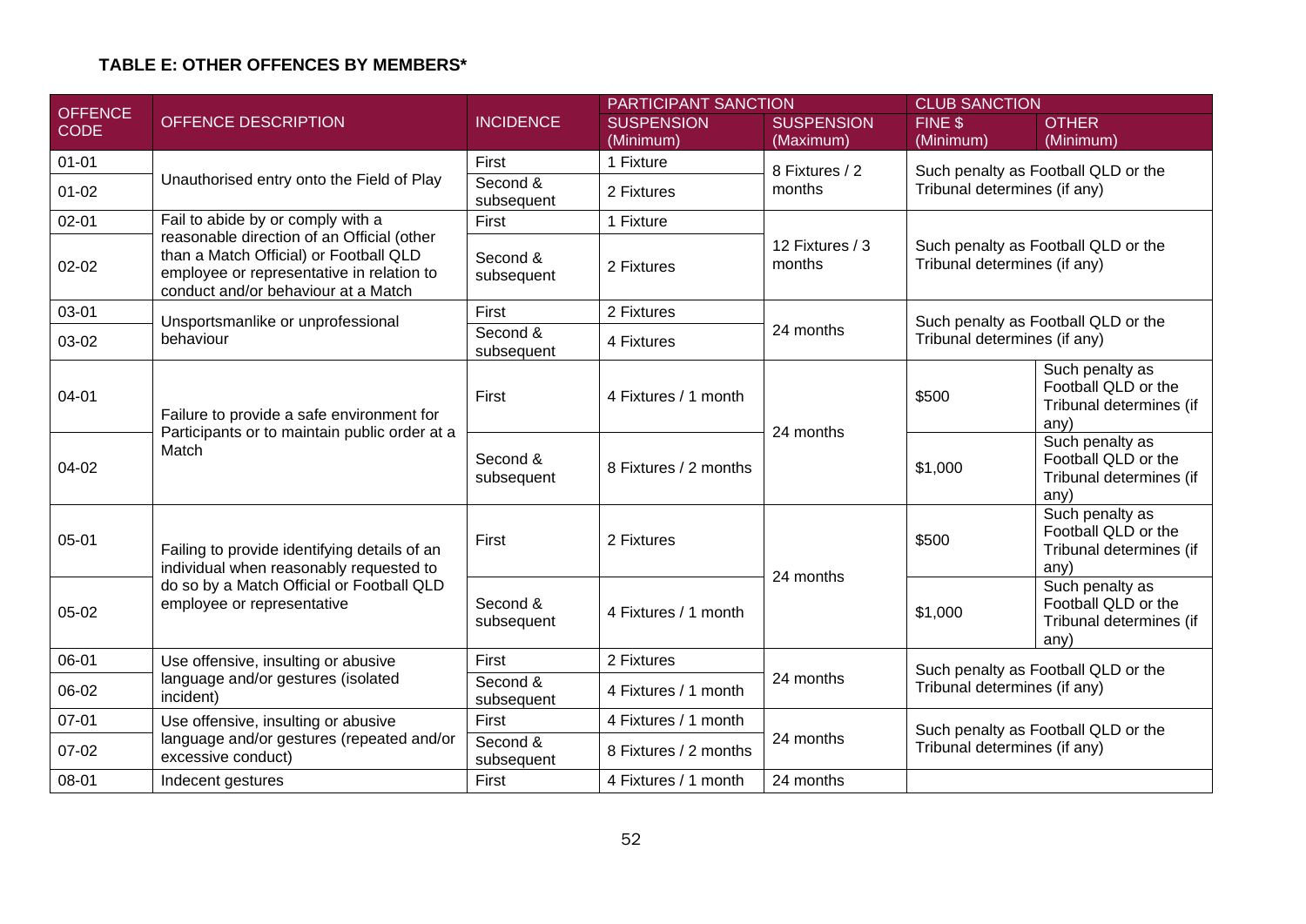**TABLE E: OTHER OFFENCES BY MEMBERS***

| OFFENCE CODE | OFFENCE DESCRIPTION | INCIDENCE | PARTICIPANT SANCTION | | CLUB SANCTION | |
|---|---|---|---|---|---|---|
| | | | SUSPENSION (Minimum) | SUSPENSION (Maximum) | FINE $ (Minimum) | OTHER (Minimum) |
| 01-01 | Unauthorised entry onto the Field of Play | First | 1 Fixture | 8 Fixtures / 2 months | Such penalty as Football QLD or the Tribunal determines (if any) | |
| 01-02 | | Second & subsequent | 2 Fixtures | | | |
| 02-01 | Fail to abide by or comply with a reasonable direction of an Official (other than a Match Official) or Football QLD employee or representative in relation to conduct and/or behaviour at a Match | First | 1 Fixture | 12 Fixtures / 3 months | Such penalty as Football QLD or the Tribunal determines (if any) | |
| 02-02 | | Second & subsequent | 2 Fixtures | | | |
| 03-01 | Unsportsmanlike or unprofessional behaviour | First | 2 Fixtures | 24 months | Such penalty as Football QLD or the Tribunal determines (if any) | |
| 03-02 | | Second & subsequent | 4 Fixtures | | | |
| 04-01 | Failure to provide a safe environment for Participants or to maintain public order at a Match | First | 4 Fixtures / 1 month | 24 months | $500 | Such penalty as Football QLD or the Tribunal determines (if any) |
| 04-02 | | Second & subsequent | 8 Fixtures / 2 months | | $1,000 | Such penalty as Football QLD or the Tribunal determines (if any) |
| 05-01 | Failing to provide identifying details of an individual when reasonably requested to do so by a Match Official or Football QLD employee or representative | First | 2 Fixtures | 24 months | $500 | Such penalty as Football QLD or the Tribunal determines (if any) |
| 05-02 | | Second & subsequent | 4 Fixtures / 1 month | | $1,000 | Such penalty as Football QLD or the Tribunal determines (if any) |
| 06-01 | Use offensive, insulting or abusive language and/or gestures (isolated incident) | First | 2 Fixtures | 24 months | Such penalty as Football QLD or the Tribunal determines (if any) | |
| 06-02 | | Second & subsequent | 4 Fixtures / 1 month | | | |
| 07-01 | Use offensive, insulting or abusive language and/or gestures (repeated and/or excessive conduct) | First | 4 Fixtures / 1 month | 24 months | Such penalty as Football QLD or the Tribunal determines (if any) | |
| 07-02 | | Second & subsequent | 8 Fixtures / 2 months | | | |
| 08-01 | Indecent gestures | First | 4 Fixtures / 1 month | 24 months | | |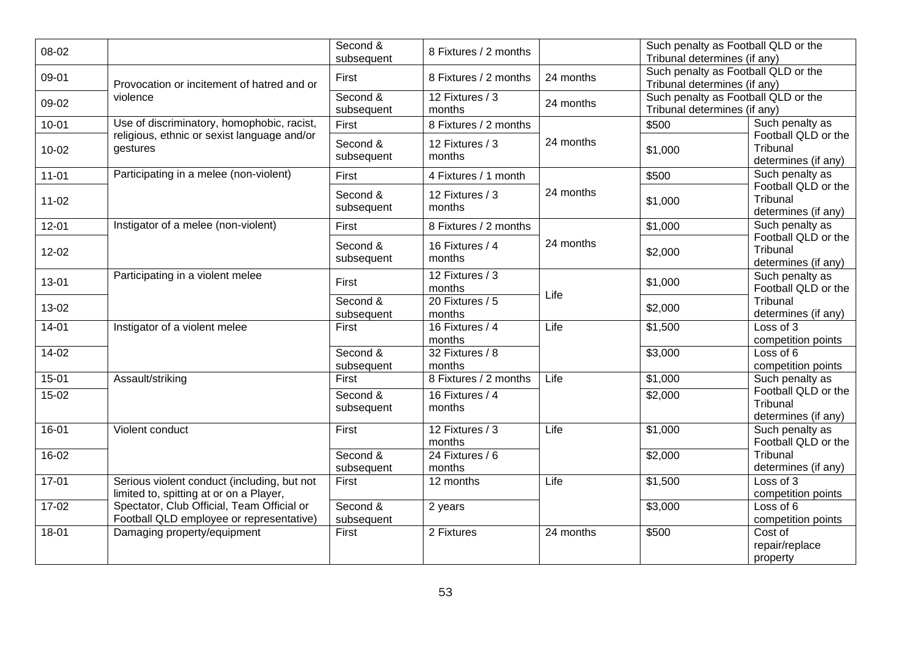| 08-02 | | Second & subsequent | 8 Fixtures / 2 months | | Such penalty as Football QLD or the Tribunal determines (if any) | |
|---|---|---|---|---|---|---|
| 09-01 | Provocation or incitement of hatred and or violence | First | 8 Fixtures / 2 months | 24 months | Such penalty as Football QLD or the Tribunal determines (if any) | |
| 09-02 | | Second & subsequent | 12 Fixtures / 3 months | 24 months | Such penalty as Football QLD or the Tribunal determines (if any) | |
| 10-01 | Use of discriminatory, homophobic, racist, religious, ethnic or sexist language and/or gestures | First | 8 Fixtures / 2 months | 24 months | $500 | Such penalty as Football QLD or the Tribunal determines (if any) |
| 10-02 | | Second & subsequent | 12 Fixtures / 3 months | | $1,000 | |
| 11-01 | Participating in a melee (non-violent) | First | 4 Fixtures / 1 month | 24 months | $500 | Such penalty as Football QLD or the Tribunal determines (if any) |
| 11-02 | | Second & subsequent | 12 Fixtures / 3 months | | $1,000 | |
| 12-01 | Instigator of a melee (non-violent) | First | 8 Fixtures / 2 months | 24 months | $1,000 | Such penalty as Football QLD or the Tribunal determines (if any) |
| 12-02 | | Second & subsequent | 16 Fixtures / 4 months | | $2,000 | |
| 13-01 | Participating in a violent melee | First | 12 Fixtures / 3 months | Life | $1,000 | Such penalty as Football QLD or the Tribunal determines (if any) |
| 13-02 | | Second & subsequent | 20 Fixtures / 5 months | | $2,000 | |
| 14-01 | Instigator of a violent melee | First | 16 Fixtures / 4 months | Life | $1,500 | Loss of 3 competition points |
| 14-02 | | Second & subsequent | 32 Fixtures / 8 months | | $3,000 | Loss of 6 competition points |
| 15-01 | Assault/striking | First | 8 Fixtures / 2 months | Life | $1,000 | Such penalty as Football QLD or the Tribunal determines (if any) |
| 15-02 | | Second & subsequent | 16 Fixtures / 4 months | | $2,000 | |
| 16-01 | Violent conduct | First | 12 Fixtures / 3 months | Life | $1,000 | Such penalty as Football QLD or the Tribunal determines (if any) |
| 16-02 | | Second & subsequent | 24 Fixtures / 6 months | | $2,000 | |
| 17-01 | Serious violent conduct (including, but not limited to, spitting at or on a Player, Spectator, Club Official, Team Official or Football QLD employee or representative) | First | 12 months | Life | $1,500 | Loss of 3 competition points |
| 17-02 | | Second & subsequent | 2 years | | $3,000 | Loss of 6 competition points |
| 18-01 | Damaging property/equipment | First | 2 Fixtures | 24 months | $500 | Cost of repair/replace property |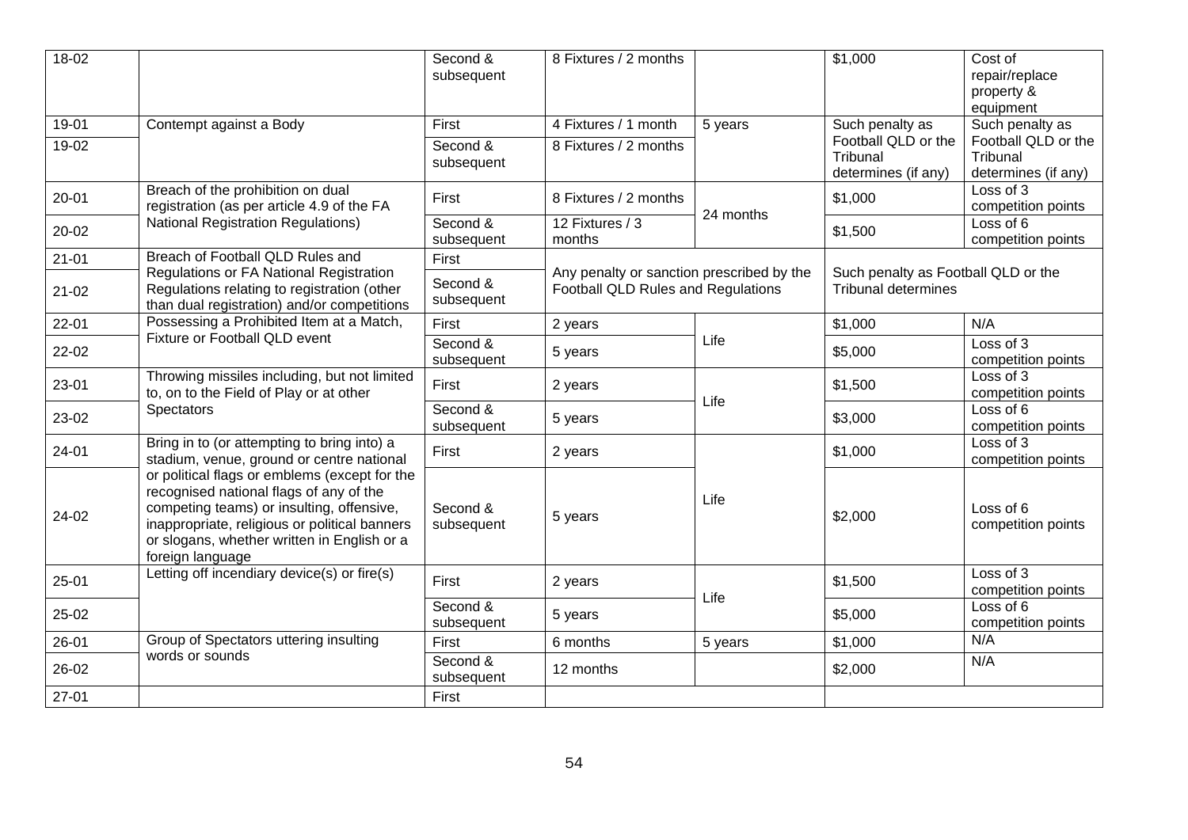| 18-02 | | Second & subsequent | 8 Fixtures / 2 months | | $1,000 | Cost of repair/replace property & equipment |
|---|---|---|---|---|---|---|
| 19-01 | Contempt against a Body | First | 4 Fixtures / 1 month | 5 years | Such penalty as Football QLD or the Tribunal determines (if any) | Such penalty as Football QLD or the Tribunal determines (if any) |
| 19-02 | | Second & subsequent | 8 Fixtures / 2 months | | | |
| 20-01 | Breach of the prohibition on dual registration (as per article 4.9 of the FA National Registration Regulations) | First | 8 Fixtures / 2 months | 24 months | $1,000 | Loss of 3 competition points |
| 20-02 | | Second & subsequent | 12 Fixtures / 3 months | | $1,500 | Loss of 6 competition points |
| 21-01 | Breach of Football QLD Rules and Regulations or FA National Registration Regulations relating to registration (other than dual registration) and/or competitions | First | Any penalty or sanction prescribed by the Football QLD Rules and Regulations | | Such penalty as Football QLD or the Tribunal determines | |
| 21-02 | | Second & subsequent | | | | |
| 22-01 | Possessing a Prohibited Item at a Match, Fixture or Football QLD event | First | 2 years | Life | $1,000 | N/A |
| 22-02 | | Second & subsequent | 5 years | | $5,000 | Loss of 3 competition points |
| 23-01 | Throwing missiles including, but not limited to, on to the Field of Play or at other Spectators | First | 2 years | Life | $1,500 | Loss of 3 competition points |
| 23-02 | | Second & subsequent | 5 years | | $3,000 | Loss of 6 competition points |
| 24-01 | Bring in to (or attempting to bring into) a stadium, venue, ground or centre national or political flags or emblems (except for the recognised national flags of any of the competing teams) or insulting, offensive, inappropriate, religious or political banners or slogans, whether written in English or a foreign language | First | 2 years | Life | $1,000 | Loss of 3 competition points |
| 24-02 | | Second & subsequent | 5 years | | $2,000 | Loss of 6 competition points |
| 25-01 | Letting off incendiary device(s) or fire(s) | First | 2 years | Life | $1,500 | Loss of 3 competition points |
| 25-02 | | Second & subsequent | 5 years | | $5,000 | Loss of 6 competition points |
| 26-01 | Group of Spectators uttering insulting words or sounds | First | 6 months | 5 years | $1,000 | N/A |
| 26-02 | | Second & subsequent | 12 months | | $2,000 | N/A |
| 27-01 | | First | | | | |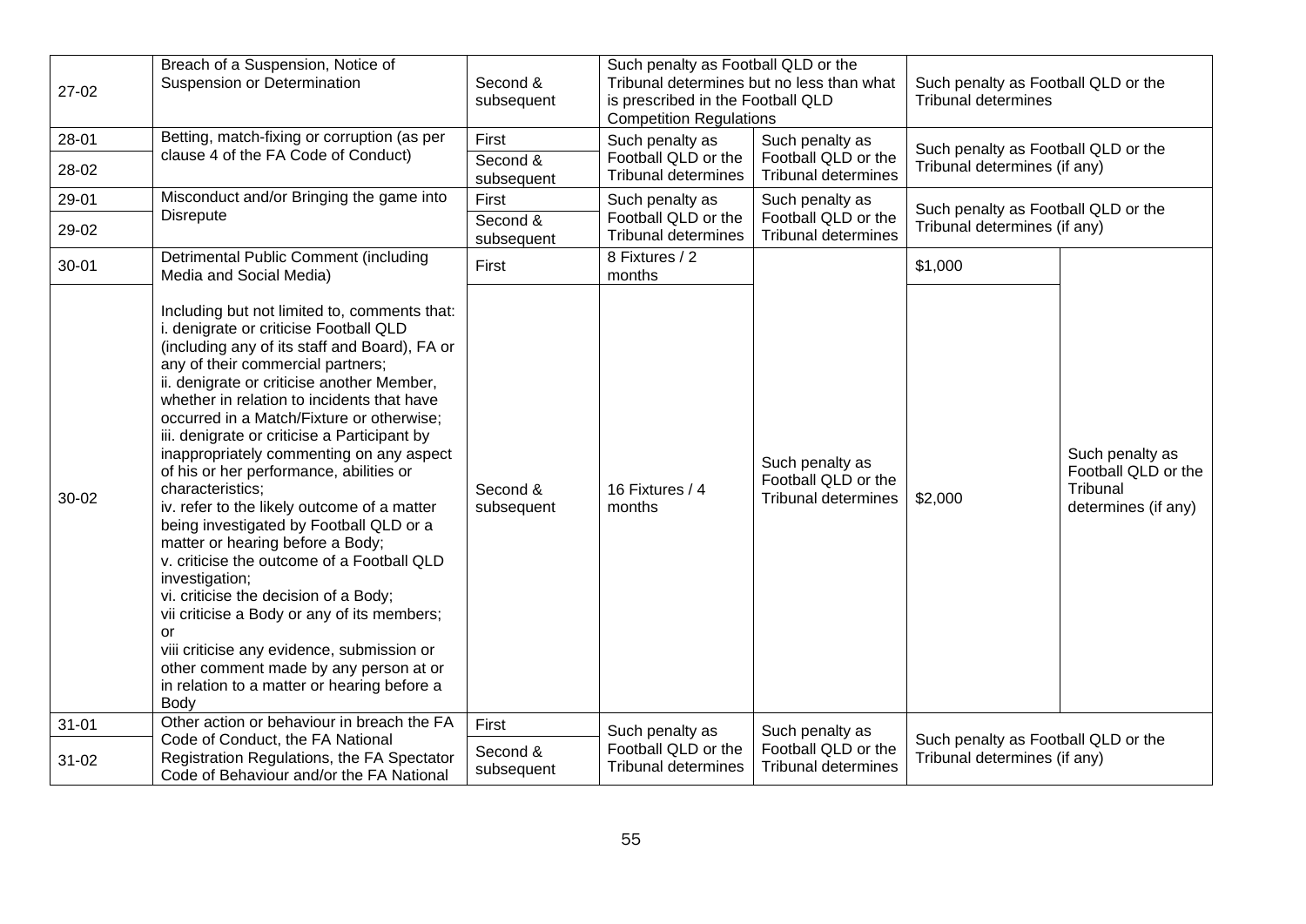| 27-02 | Breach of a Suspension, Notice of Suspension or Determination | Second & subsequent | Such penalty as Football QLD or the Tribunal determines but no less than what is prescribed in the Football QLD Competition Regulations | | Such penalty as Football QLD or the Tribunal determines | |
|---|---|---|---|---|---|---|
| 28-01 | Betting, match-fixing or corruption (as per clause 4 of the FA Code of Conduct) | First | Such penalty as Football QLD or the Tribunal determines | Such penalty as Football QLD or the Tribunal determines | Such penalty as Football QLD or the Tribunal determines (if any) | |
| 28-02 | | Second & subsequent | | | | |
| 29-01 | Misconduct and/or Bringing the game into Disrepute | First | Such penalty as Football QLD or the Tribunal determines | Such penalty as Football QLD or the Tribunal determines | Such penalty as Football QLD or the Tribunal determines (if any) | |
| 29-02 | | Second & subsequent | | | | |
| 30-01 | Detrimental Public Comment (including Media and Social Media) | First | 8 Fixtures / 2 months | Such penalty as Football QLD or the Tribunal determines | $1,000 | Such penalty as Football QLD or the Tribunal determines (if any) |
| 30-02 | Including but not limited to, comments that:<br>i. denigrate or criticise Football QLD (including any of its staff and Board), FA or any of their commercial partners;<br>ii. denigrate or criticise another Member, whether in relation to incidents that have occurred in a Match/Fixture or otherwise;<br>iii. denigrate or criticise a Participant by inappropriately commenting on any aspect of his or her performance, abilities or characteristics;<br>iv. refer to the likely outcome of a matter being investigated by Football QLD or a matter or hearing before a Body;<br>v. criticise the outcome of a Football QLD investigation;<br>vi. criticise the decision of a Body;<br>vii criticise a Body or any of its members; or<br>viii criticise any evidence, submission or other comment made by any person at or in relation to a matter or hearing before a Body | Second & subsequent | 16 Fixtures / 4 months | | $2,000 | |
| 31-01 | Other action or behaviour in breach the FA Code of Conduct, the FA National Registration Regulations, the FA Spectator Code of Behaviour and/or the FA National | First | Such penalty as Football QLD or the Tribunal determines | Such penalty as Football QLD or the Tribunal determines | Such penalty as Football QLD or the Tribunal determines (if any) | |
| 31-02 | | Second & subsequent | | | | |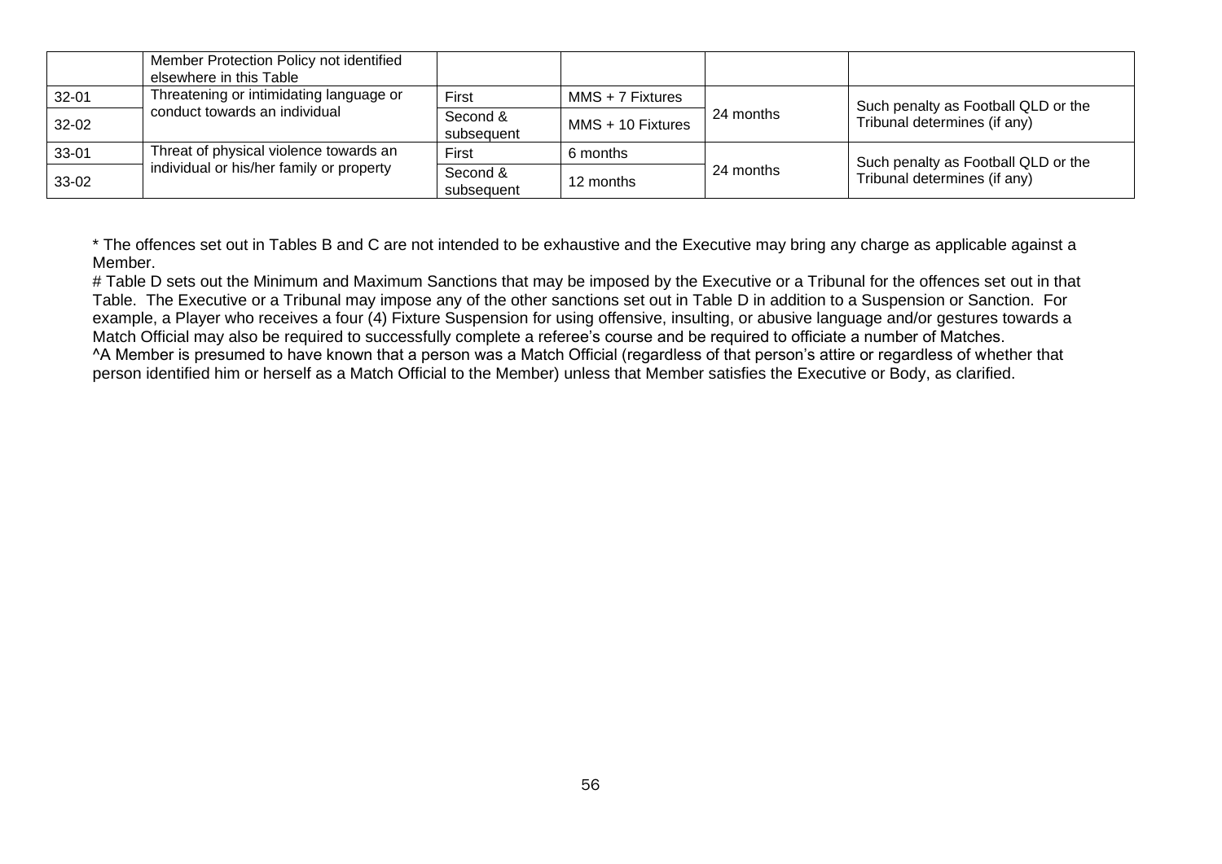| | | | | | |
|---|---|---|---|---|---|
| | Member Protection Policy not identified elsewhere in this Table | | | | |
| 32-01 | Threatening or intimidating language or conduct towards an individual | First | MMS + 7 Fixtures | 24 months | Such penalty as Football QLD or the Tribunal determines (if any) |
| 32-02 | | Second & subsequent | MMS + 10 Fixtures | | |
| 33-01 | Threat of physical violence towards an individual or his/her family or property | First | 6 months | 24 months | Such penalty as Football QLD or the Tribunal determines (if any) |
| 33-02 | | Second & subsequent | 12 months | | |

* The offences set out in Tables B and C are not intended to be exhaustive and the Executive may bring any charge as applicable against a Member.

# Table D sets out the Minimum and Maximum Sanctions that may be imposed by the Executive or a Tribunal for the offences set out in that Table. The Executive or a Tribunal may impose any of the other sanctions set out in Table D in addition to a Suspension or Sanction. For example, a Player who receives a four (4) Fixture Suspension for using offensive, insulting, or abusive language and/or gestures towards a Match Official may also be required to successfully complete a referee's course and be required to officiate a number of Matches.

^A Member is presumed to have known that a person was a Match Official (regardless of that person's attire or regardless of whether that person identified him or herself as a Match Official to the Member) unless that Member satisfies the Executive or Body, as clarified.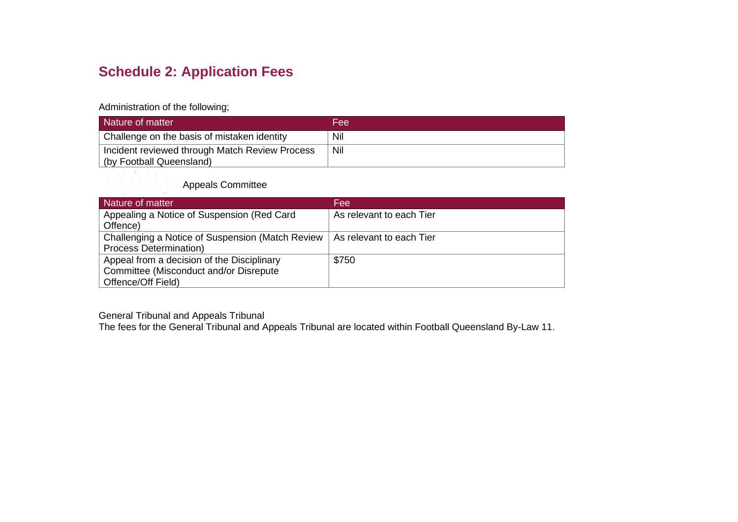## Schedule 2: Application Fees

Administration of the following;

| Nature of matter | Fee |
| --- | --- |
| Challenge on the basis of mistaken identity | Nil |
| Incident reviewed through Match Review Process (by Football Queensland) | Nil |

Appeals Committee

| Nature of matter | Fee |
| --- | --- |
| Appealing a Notice of Suspension (Red Card Offence) | As relevant to each Tier |
| Challenging a Notice of Suspension (Match Review Process Determination) | As relevant to each Tier |
| Appeal from a decision of the Disciplinary Committee (Misconduct and/or Disrepute Offence/Off Field) | $750 |

General Tribunal and Appeals Tribunal

The fees for the General Tribunal and Appeals Tribunal are located within Football Queensland By-Law 11.